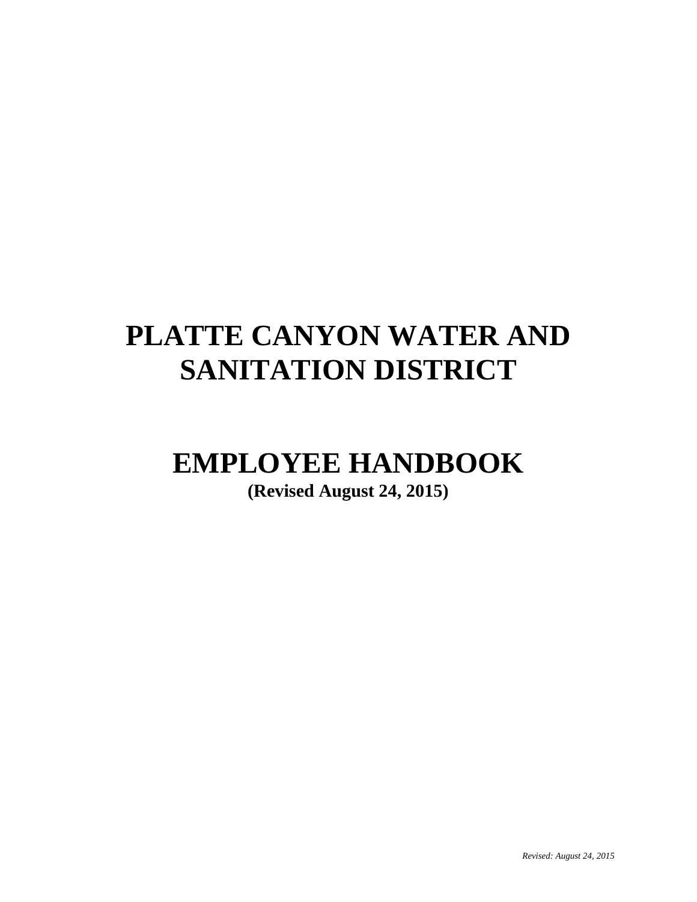# PLATTE CANYON WATER AND SANITATION DISTRICT

# EMPLOYEE HANDBOOK

**(Revised August 24, 2015)**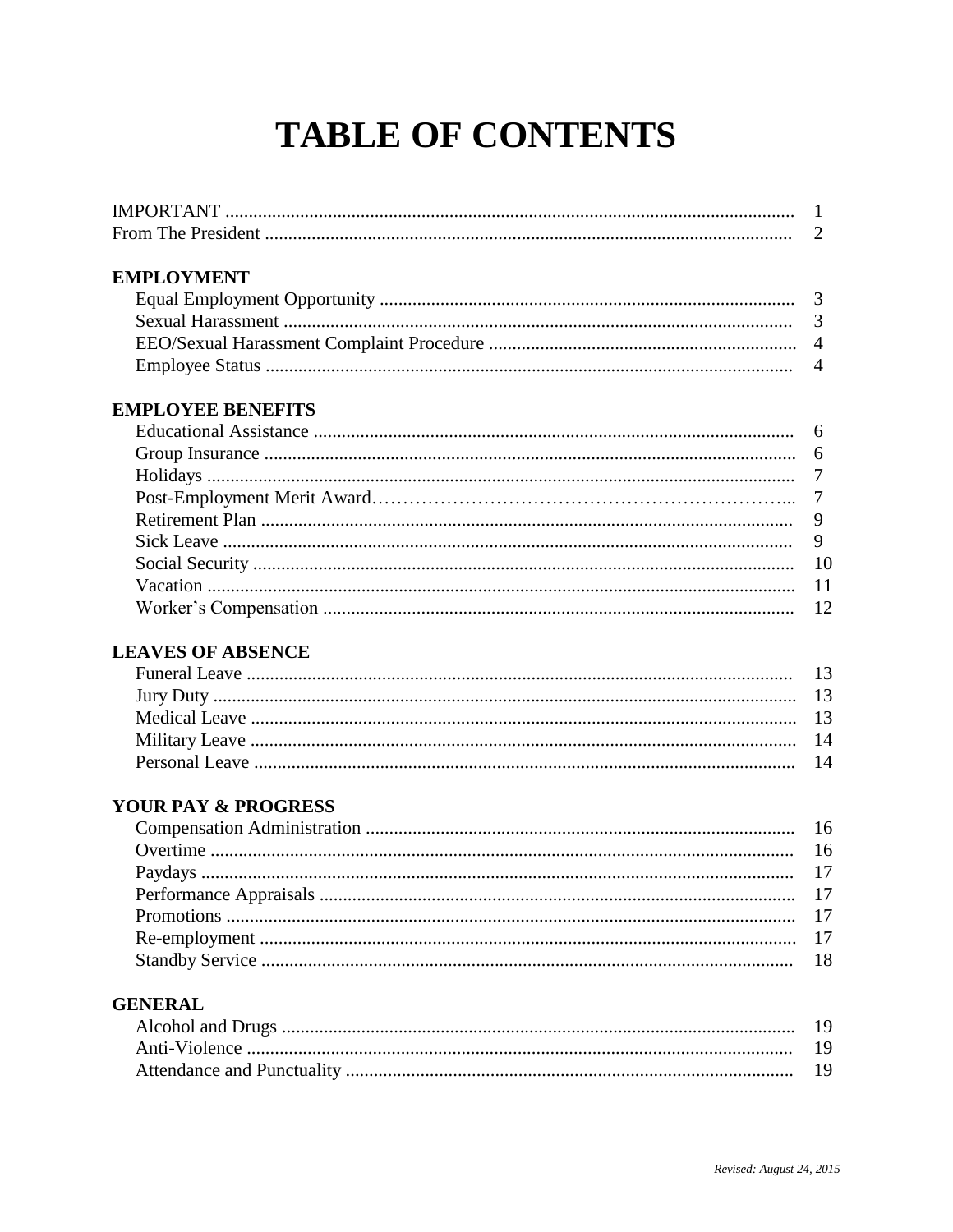# TABLE OF CONTENTS

| | |
|---|---|
| IMPORTANT | 1 |
| From The President | 2 |
| **EMPLOYMENT** | |
| Equal Employment Opportunity | 3 |
| Sexual Harassment | 3 |
| EEO/Sexual Harassment Complaint Procedure | 4 |
| Employee Status | 4 |
| **EMPLOYEE BENEFITS** | |
| Educational Assistance | 6 |
| Group Insurance | 6 |
| Holidays | 7 |
| Post-Employment Merit Award | 7 |
| Retirement Plan | 9 |
| Sick Leave | 9 |
| Social Security | 10 |
| Vacation | 11 |
| Worker's Compensation | 12 |
| **LEAVES OF ABSENCE** | |
| Funeral Leave | 13 |
| Jury Duty | 13 |
| Medical Leave | 13 |
| Military Leave | 14 |
| Personal Leave | 14 |
| **YOUR PAY & PROGRESS** | |
| Compensation Administration | 16 |
| Overtime | 16 |
| Paydays | 17 |
| Performance Appraisals | 17 |
| Promotions | 17 |
| Re-employment | 17 |
| Standby Service | 18 |
| **GENERAL** | |
| Alcohol and Drugs | 19 |
| Anti-Violence | 19 |
| Attendance and Punctuality | 19 |

*Revised: August 24, 2015*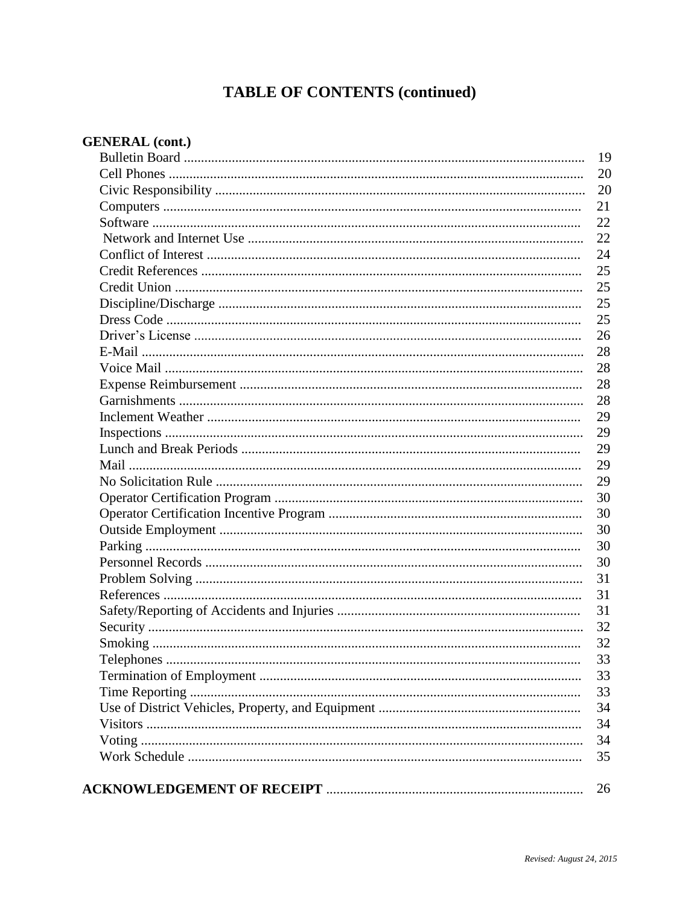# TABLE OF CONTENTS (continued)

**GENERAL (cont.)**

| | |
|---|---|
| Bulletin Board | 19 |
| Cell Phones | 20 |
| Civic Responsibility | 20 |
| Computers | 21 |
| Software | 22 |
| Network and Internet Use | 22 |
| Conflict of Interest | 24 |
| Credit References | 25 |
| Credit Union | 25 |
| Discipline/Discharge | 25 |
| Dress Code | 25 |
| Driver's License | 26 |
| E-Mail | 28 |
| Voice Mail | 28 |
| Expense Reimbursement | 28 |
| Garnishments | 28 |
| Inclement Weather | 29 |
| Inspections | 29 |
| Lunch and Break Periods | 29 |
| Mail | 29 |
| No Solicitation Rule | 29 |
| Operator Certification Program | 30 |
| Operator Certification Incentive Program | 30 |
| Outside Employment | 30 |
| Parking | 30 |
| Personnel Records | 30 |
| Problem Solving | 31 |
| References | 31 |
| Safety/Reporting of Accidents and Injuries | 31 |
| Security | 32 |
| Smoking | 32 |
| Telephones | 33 |
| Termination of Employment | 33 |
| Time Reporting | 33 |
| Use of District Vehicles, Property, and Equipment | 34 |
| Visitors | 34 |
| Voting | 34 |
| Work Schedule | 35 |

**ACKNOWLEDGEMENT OF RECEIPT** .......... 26

*Revised: August 24, 2015*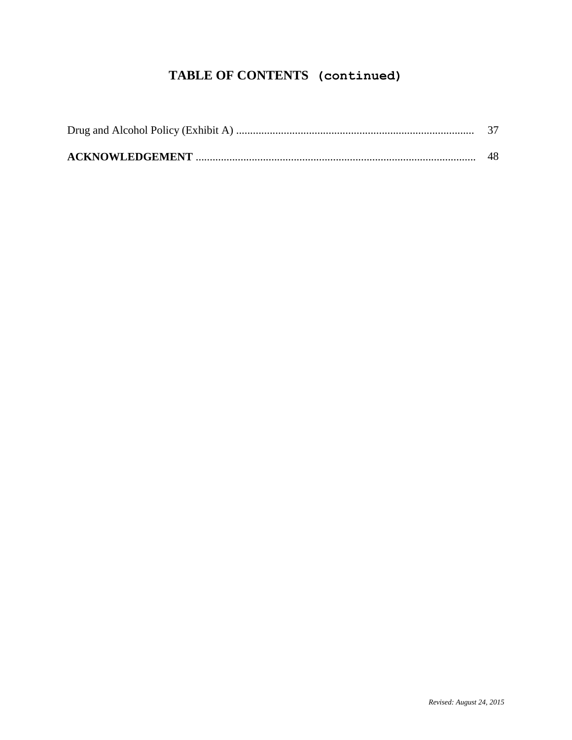# TABLE OF CONTENTS (continued)

| | |
|---|---|
| Drug and Alcohol Policy (Exhibit A) | 37 |
| **ACKNOWLEDGEMENT** | 48 |

*Revised: August 24, 2015*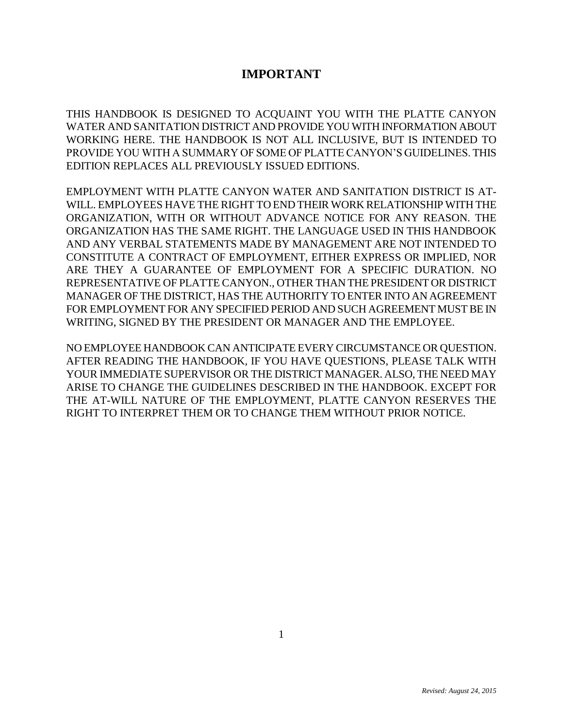# IMPORTANT

THIS HANDBOOK IS DESIGNED TO ACQUAINT YOU WITH THE PLATTE CANYON WATER AND SANITATION DISTRICT AND PROVIDE YOU WITH INFORMATION ABOUT WORKING HERE. THE HANDBOOK IS NOT ALL INCLUSIVE, BUT IS INTENDED TO PROVIDE YOU WITH A SUMMARY OF SOME OF PLATTE CANYON'S GUIDELINES. THIS EDITION REPLACES ALL PREVIOUSLY ISSUED EDITIONS.

EMPLOYMENT WITH PLATTE CANYON WATER AND SANITATION DISTRICT IS AT-WILL. EMPLOYEES HAVE THE RIGHT TO END THEIR WORK RELATIONSHIP WITH THE ORGANIZATION, WITH OR WITHOUT ADVANCE NOTICE FOR ANY REASON. THE ORGANIZATION HAS THE SAME RIGHT. THE LANGUAGE USED IN THIS HANDBOOK AND ANY VERBAL STATEMENTS MADE BY MANAGEMENT ARE NOT INTENDED TO CONSTITUTE A CONTRACT OF EMPLOYMENT, EITHER EXPRESS OR IMPLIED, NOR ARE THEY A GUARANTEE OF EMPLOYMENT FOR A SPECIFIC DURATION. NO REPRESENTATIVE OF PLATTE CANYON., OTHER THAN THE PRESIDENT OR DISTRICT MANAGER OF THE DISTRICT, HAS THE AUTHORITY TO ENTER INTO AN AGREEMENT FOR EMPLOYMENT FOR ANY SPECIFIED PERIOD AND SUCH AGREEMENT MUST BE IN WRITING, SIGNED BY THE PRESIDENT OR MANAGER AND THE EMPLOYEE.

NO EMPLOYEE HANDBOOK CAN ANTICIPATE EVERY CIRCUMSTANCE OR QUESTION. AFTER READING THE HANDBOOK, IF YOU HAVE QUESTIONS, PLEASE TALK WITH YOUR IMMEDIATE SUPERVISOR OR THE DISTRICT MANAGER. ALSO, THE NEED MAY ARISE TO CHANGE THE GUIDELINES DESCRIBED IN THE HANDBOOK. EXCEPT FOR THE AT-WILL NATURE OF THE EMPLOYMENT, PLATTE CANYON RESERVES THE RIGHT TO INTERPRET THEM OR TO CHANGE THEM WITHOUT PRIOR NOTICE.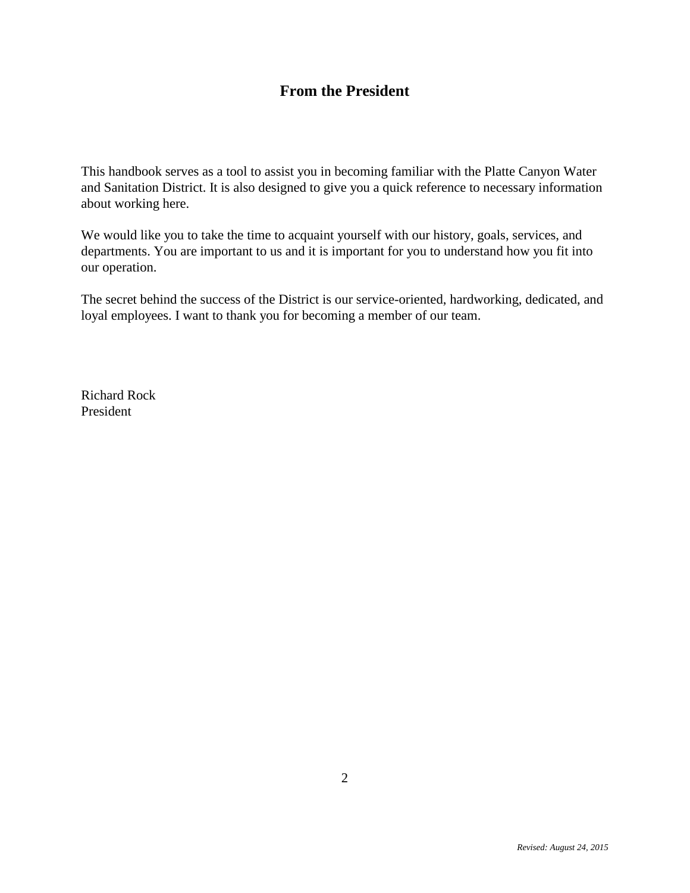# From the President

This handbook serves as a tool to assist you in becoming familiar with the Platte Canyon Water and Sanitation District. It is also designed to give you a quick reference to necessary information about working here.

We would like you to take the time to acquaint yourself with our history, goals, services, and departments. You are important to us and it is important for you to understand how you fit into our operation.

The secret behind the success of the District is our service-oriented, hardworking, dedicated, and loyal employees. I want to thank you for becoming a member of our team.

Richard Rock
President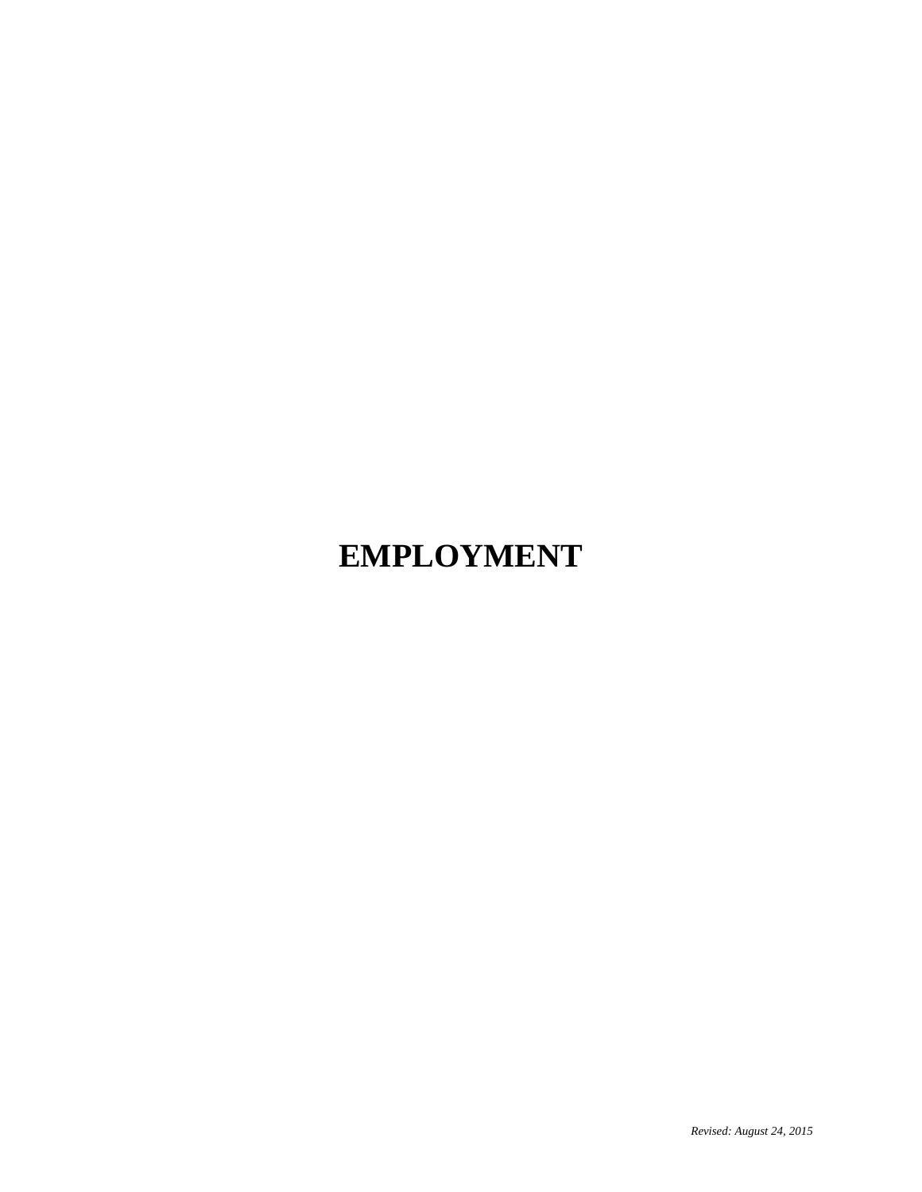# EMPLOYMENT

*Revised: August 24, 2015*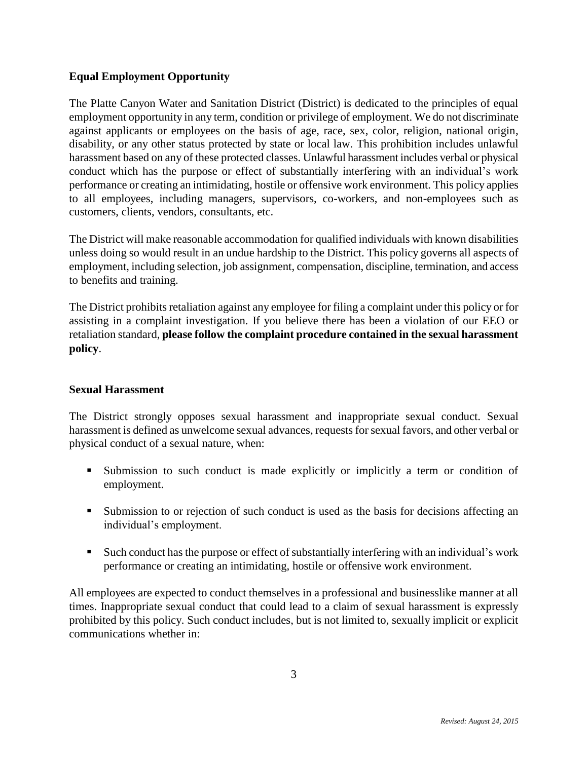## Equal Employment Opportunity

The Platte Canyon Water and Sanitation District (District) is dedicated to the principles of equal employment opportunity in any term, condition or privilege of employment. We do not discriminate against applicants or employees on the basis of age, race, sex, color, religion, national origin, disability, or any other status protected by state or local law. This prohibition includes unlawful harassment based on any of these protected classes. Unlawful harassment includes verbal or physical conduct which has the purpose or effect of substantially interfering with an individual's work performance or creating an intimidating, hostile or offensive work environment. This policy applies to all employees, including managers, supervisors, co-workers, and non-employees such as customers, clients, vendors, consultants, etc.

The District will make reasonable accommodation for qualified individuals with known disabilities unless doing so would result in an undue hardship to the District. This policy governs all aspects of employment, including selection, job assignment, compensation, discipline, termination, and access to benefits and training.

The District prohibits retaliation against any employee for filing a complaint under this policy or for assisting in a complaint investigation. If you believe there has been a violation of our EEO or retaliation standard, **please follow the complaint procedure contained in the sexual harassment policy**.

## Sexual Harassment

The District strongly opposes sexual harassment and inappropriate sexual conduct. Sexual harassment is defined as unwelcome sexual advances, requests for sexual favors, and other verbal or physical conduct of a sexual nature, when:

- Submission to such conduct is made explicitly or implicitly a term or condition of employment.
- Submission to or rejection of such conduct is used as the basis for decisions affecting an individual's employment.
- Such conduct has the purpose or effect of substantially interfering with an individual's work performance or creating an intimidating, hostile or offensive work environment.

All employees are expected to conduct themselves in a professional and businesslike manner at all times. Inappropriate sexual conduct that could lead to a claim of sexual harassment is expressly prohibited by this policy. Such conduct includes, but is not limited to, sexually implicit or explicit communications whether in: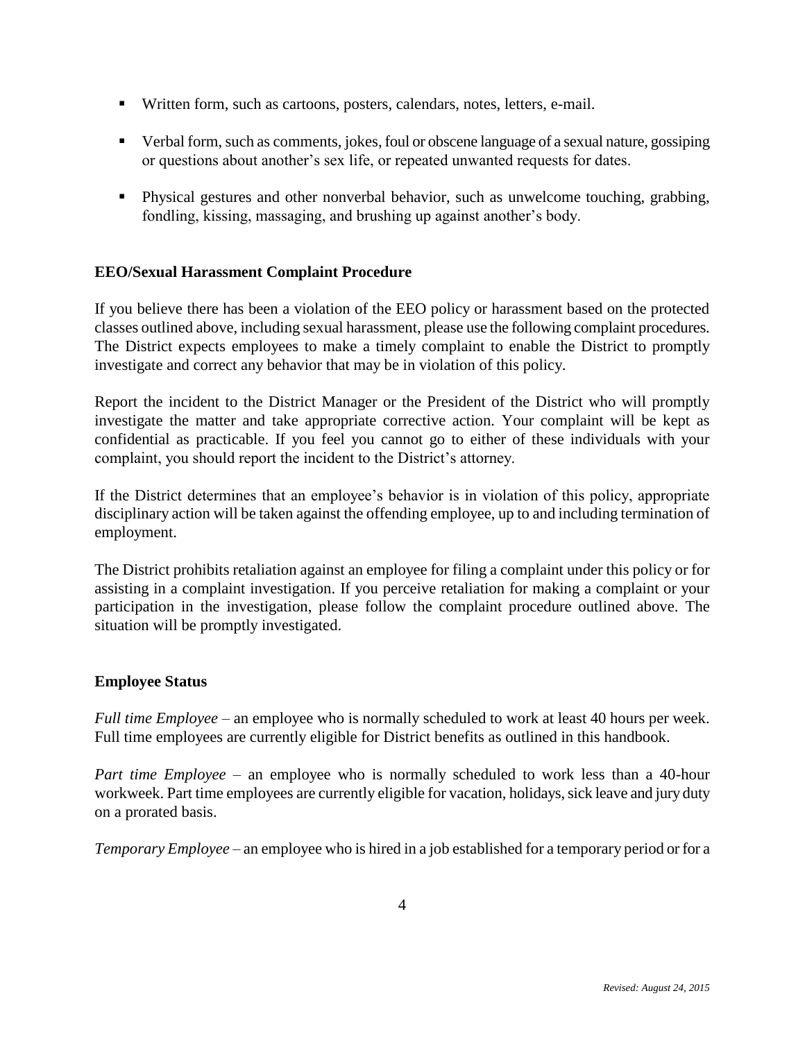- Written form, such as cartoons, posters, calendars, notes, letters, e-mail.
- Verbal form, such as comments, jokes, foul or obscene language of a sexual nature, gossiping or questions about another's sex life, or repeated unwanted requests for dates.
- Physical gestures and other nonverbal behavior, such as unwelcome touching, grabbing, fondling, kissing, massaging, and brushing up against another's body.

**EEO/Sexual Harassment Complaint Procedure**

If you believe there has been a violation of the EEO policy or harassment based on the protected classes outlined above, including sexual harassment, please use the following complaint procedures. The District expects employees to make a timely complaint to enable the District to promptly investigate and correct any behavior that may be in violation of this policy.

Report the incident to the District Manager or the President of the District who will promptly investigate the matter and take appropriate corrective action. Your complaint will be kept as confidential as practicable. If you feel you cannot go to either of these individuals with your complaint, you should report the incident to the District's attorney.

If the District determines that an employee's behavior is in violation of this policy, appropriate disciplinary action will be taken against the offending employee, up to and including termination of employment.

The District prohibits retaliation against an employee for filing a complaint under this policy or for assisting in a complaint investigation. If you perceive retaliation for making a complaint or your participation in the investigation, please follow the complaint procedure outlined above. The situation will be promptly investigated.

**Employee Status**

*Full time Employee* – an employee who is normally scheduled to work at least 40 hours per week. Full time employees are currently eligible for District benefits as outlined in this handbook.

*Part time Employee* – an employee who is normally scheduled to work less than a 40-hour workweek. Part time employees are currently eligible for vacation, holidays, sick leave and jury duty on a prorated basis.

*Temporary Employee* – an employee who is hired in a job established for a temporary period or for a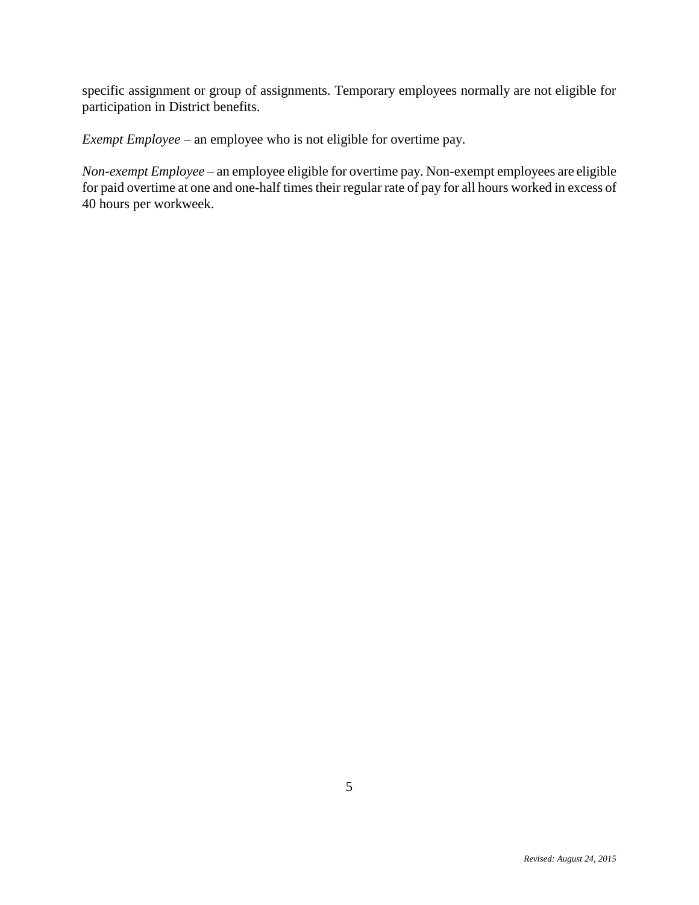specific assignment or group of assignments. Temporary employees normally are not eligible for participation in District benefits.

*Exempt Employee* – an employee who is not eligible for overtime pay.

*Non-exempt Employee* – an employee eligible for overtime pay. Non-exempt employees are eligible for paid overtime at one and one-half times their regular rate of pay for all hours worked in excess of 40 hours per workweek.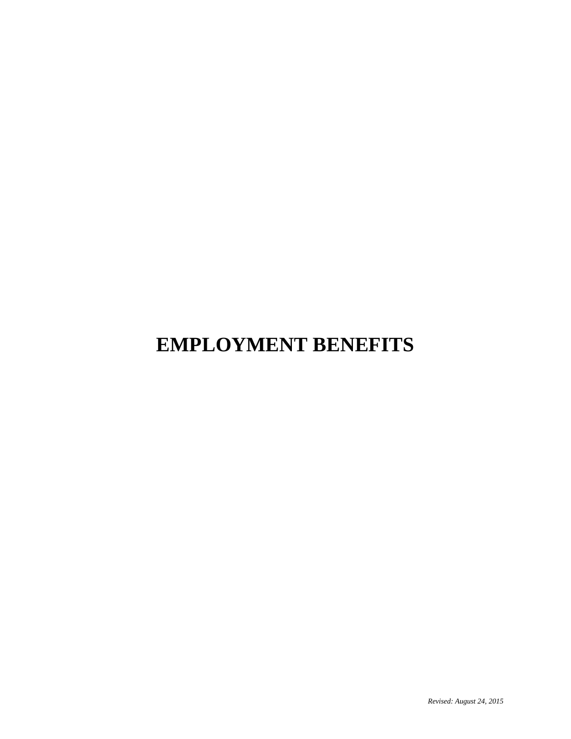# EMPLOYMENT BENEFITS

*Revised: August 24, 2015*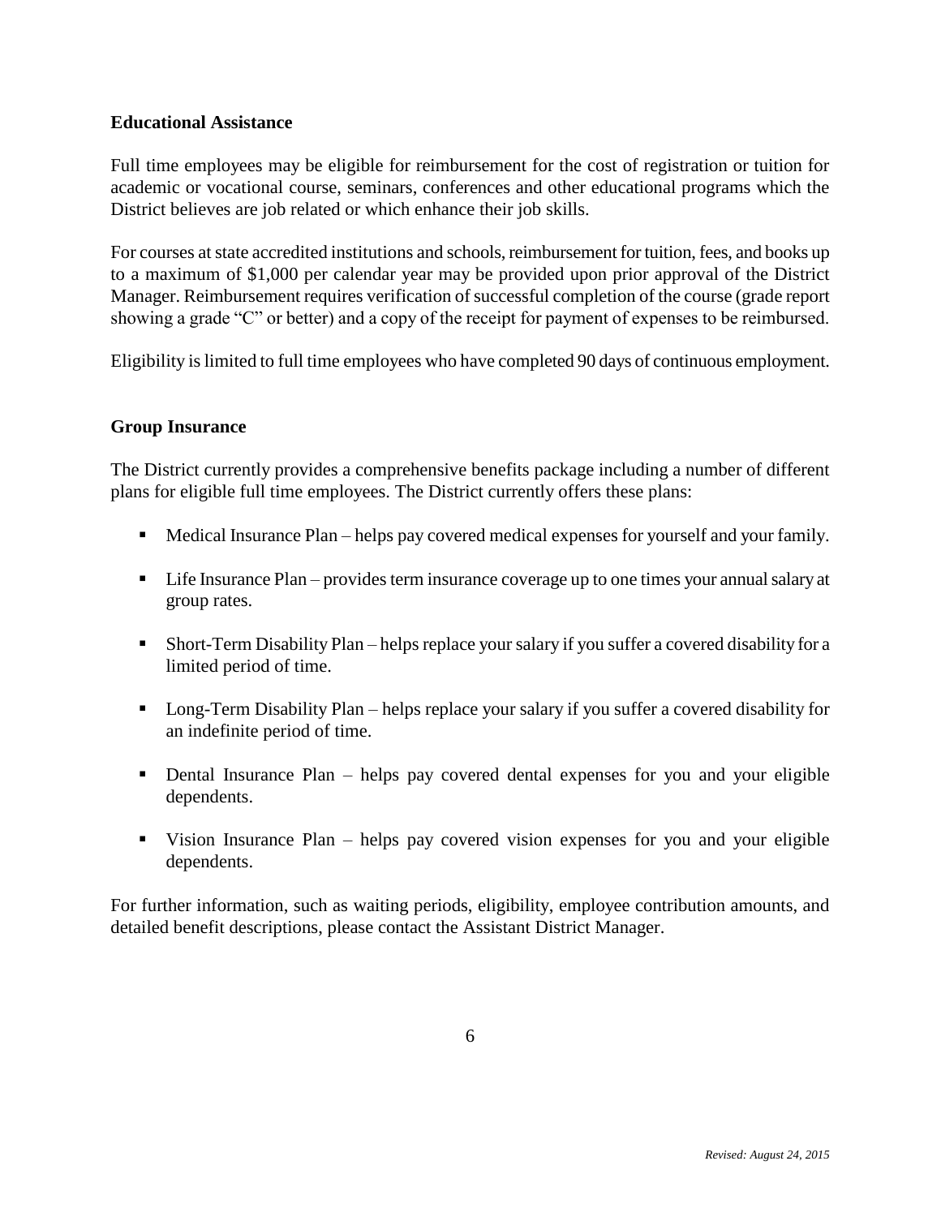**Educational Assistance**

Full time employees may be eligible for reimbursement for the cost of registration or tuition for academic or vocational course, seminars, conferences and other educational programs which the District believes are job related or which enhance their job skills.

For courses at state accredited institutions and schools, reimbursement for tuition, fees, and books up to a maximum of $1,000 per calendar year may be provided upon prior approval of the District Manager. Reimbursement requires verification of successful completion of the course (grade report showing a grade "C" or better) and a copy of the receipt for payment of expenses to be reimbursed.

Eligibility is limited to full time employees who have completed 90 days of continuous employment.

**Group Insurance**

The District currently provides a comprehensive benefits package including a number of different plans for eligible full time employees. The District currently offers these plans:

- Medical Insurance Plan – helps pay covered medical expenses for yourself and your family.
- Life Insurance Plan – provides term insurance coverage up to one times your annual salary at group rates.
- Short-Term Disability Plan – helps replace your salary if you suffer a covered disability for a limited period of time.
- Long-Term Disability Plan – helps replace your salary if you suffer a covered disability for an indefinite period of time.
- Dental Insurance Plan – helps pay covered dental expenses for you and your eligible dependents.
- Vision Insurance Plan – helps pay covered vision expenses for you and your eligible dependents.

For further information, such as waiting periods, eligibility, employee contribution amounts, and detailed benefit descriptions, please contact the Assistant District Manager.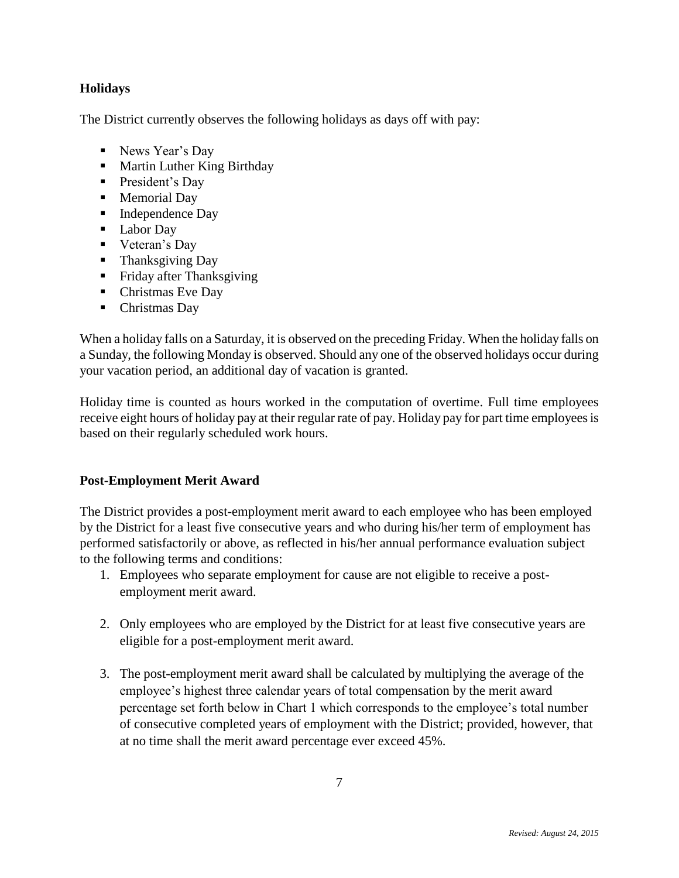## Holidays

The District currently observes the following holidays as days off with pay:

- News Year's Day
- Martin Luther King Birthday
- President's Day
- Memorial Day
- Independence Day
- Labor Day
- Veteran's Day
- Thanksgiving Day
- Friday after Thanksgiving
- Christmas Eve Day
- Christmas Day

When a holiday falls on a Saturday, it is observed on the preceding Friday. When the holiday falls on a Sunday, the following Monday is observed. Should any one of the observed holidays occur during your vacation period, an additional day of vacation is granted.

Holiday time is counted as hours worked in the computation of overtime. Full time employees receive eight hours of holiday pay at their regular rate of pay. Holiday pay for part time employees is based on their regularly scheduled work hours.

## Post-Employment Merit Award

The District provides a post-employment merit award to each employee who has been employed by the District for a least five consecutive years and who during his/her term of employment has performed satisfactorily or above, as reflected in his/her annual performance evaluation subject to the following terms and conditions:

1. Employees who separate employment for cause are not eligible to receive a post-employment merit award.
2. Only employees who are employed by the District for at least five consecutive years are eligible for a post-employment merit award.
3. The post-employment merit award shall be calculated by multiplying the average of the employee's highest three calendar years of total compensation by the merit award percentage set forth below in Chart 1 which corresponds to the employee's total number of consecutive completed years of employment with the District; provided, however, that at no time shall the merit award percentage ever exceed 45%.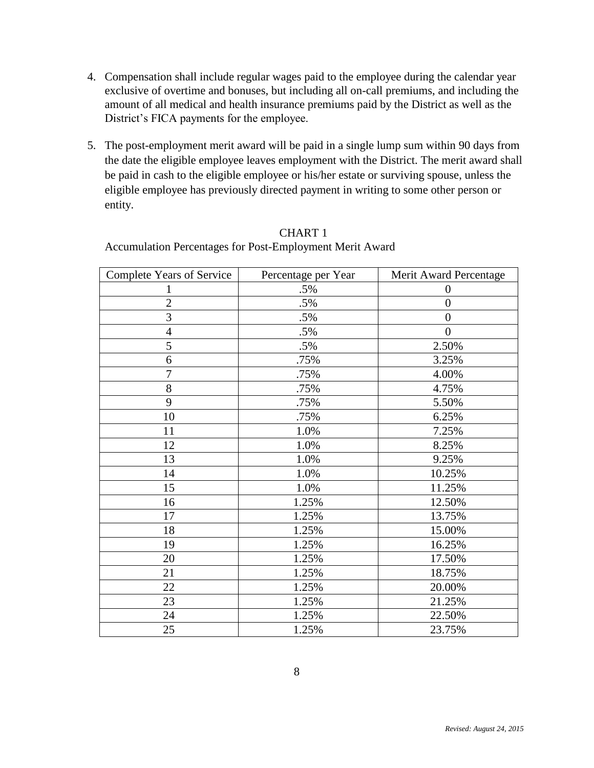4. Compensation shall include regular wages paid to the employee during the calendar year exclusive of overtime and bonuses, but including all on-call premiums, and including the amount of all medical and health insurance premiums paid by the District as well as the District's FICA payments for the employee.

5. The post-employment merit award will be paid in a single lump sum within 90 days from the date the eligible employee leaves employment with the District. The merit award shall be paid in cash to the eligible employee or his/her estate or surviving spouse, unless the eligible employee has previously directed payment in writing to some other person or entity.

CHART 1

Accumulation Percentages for Post-Employment Merit Award

| Complete Years of Service | Percentage per Year | Merit Award Percentage |
|---|---|---|
| 1 | .5% | 0 |
| 2 | .5% | 0 |
| 3 | .5% | 0 |
| 4 | .5% | 0 |
| 5 | .5% | 2.50% |
| 6 | .75% | 3.25% |
| 7 | .75% | 4.00% |
| 8 | .75% | 4.75% |
| 9 | .75% | 5.50% |
| 10 | .75% | 6.25% |
| 11 | 1.0% | 7.25% |
| 12 | 1.0% | 8.25% |
| 13 | 1.0% | 9.25% |
| 14 | 1.0% | 10.25% |
| 15 | 1.0% | 11.25% |
| 16 | 1.25% | 12.50% |
| 17 | 1.25% | 13.75% |
| 18 | 1.25% | 15.00% |
| 19 | 1.25% | 16.25% |
| 20 | 1.25% | 17.50% |
| 21 | 1.25% | 18.75% |
| 22 | 1.25% | 20.00% |
| 23 | 1.25% | 21.25% |
| 24 | 1.25% | 22.50% |
| 25 | 1.25% | 23.75% |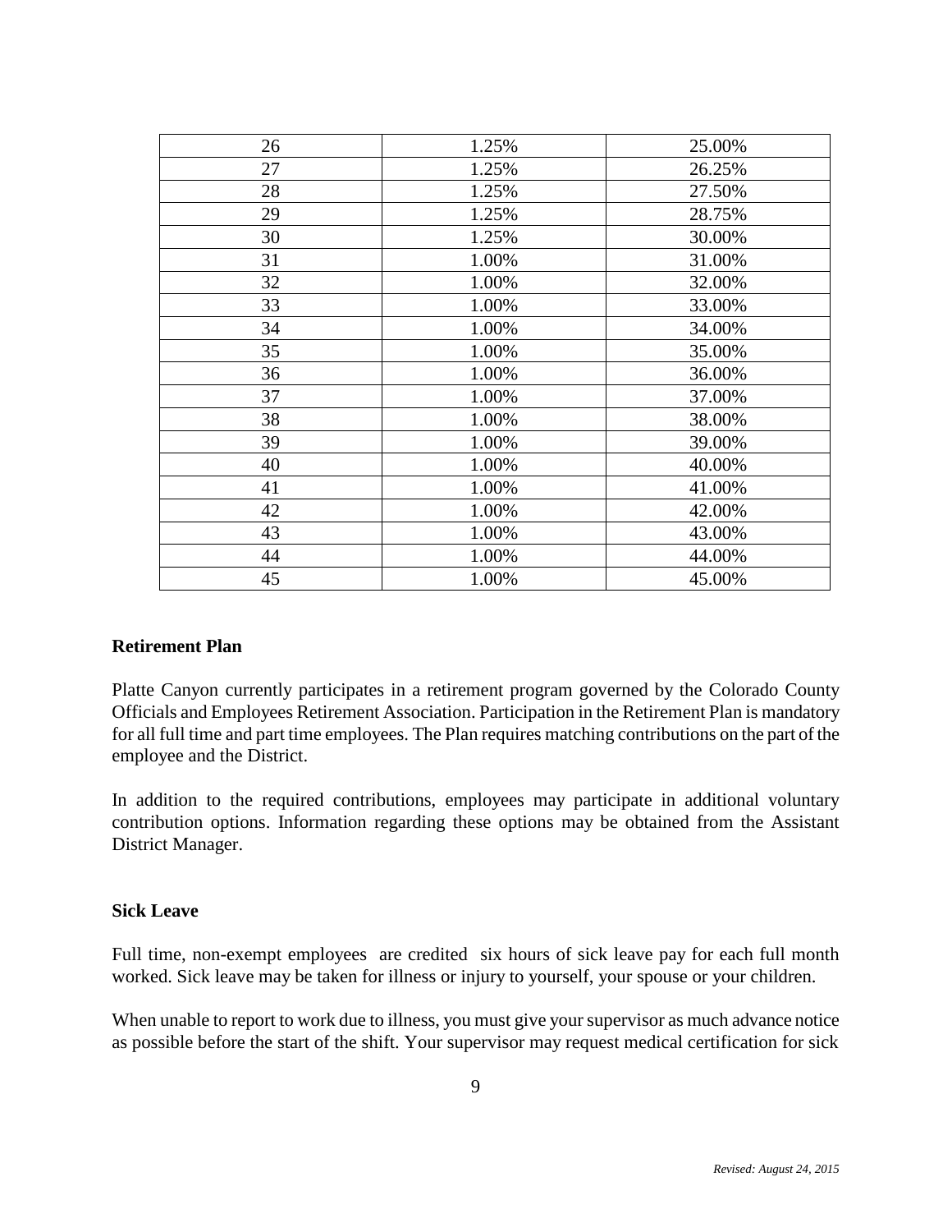| 26 | 1.25% | 25.00% |
|---|---|---|
| 27 | 1.25% | 26.25% |
| 28 | 1.25% | 27.50% |
| 29 | 1.25% | 28.75% |
| 30 | 1.25% | 30.00% |
| 31 | 1.00% | 31.00% |
| 32 | 1.00% | 32.00% |
| 33 | 1.00% | 33.00% |
| 34 | 1.00% | 34.00% |
| 35 | 1.00% | 35.00% |
| 36 | 1.00% | 36.00% |
| 37 | 1.00% | 37.00% |
| 38 | 1.00% | 38.00% |
| 39 | 1.00% | 39.00% |
| 40 | 1.00% | 40.00% |
| 41 | 1.00% | 41.00% |
| 42 | 1.00% | 42.00% |
| 43 | 1.00% | 43.00% |
| 44 | 1.00% | 44.00% |
| 45 | 1.00% | 45.00% |

**Retirement Plan**

Platte Canyon currently participates in a retirement program governed by the Colorado County Officials and Employees Retirement Association. Participation in the Retirement Plan is mandatory for all full time and part time employees. The Plan requires matching contributions on the part of the employee and the District.

In addition to the required contributions, employees may participate in additional voluntary contribution options. Information regarding these options may be obtained from the Assistant District Manager.

**Sick Leave**

Full time, non-exempt employees are credited six hours of sick leave pay for each full month worked. Sick leave may be taken for illness or injury to yourself, your spouse or your children.

When unable to report to work due to illness, you must give your supervisor as much advance notice as possible before the start of the shift. Your supervisor may request medical certification for sick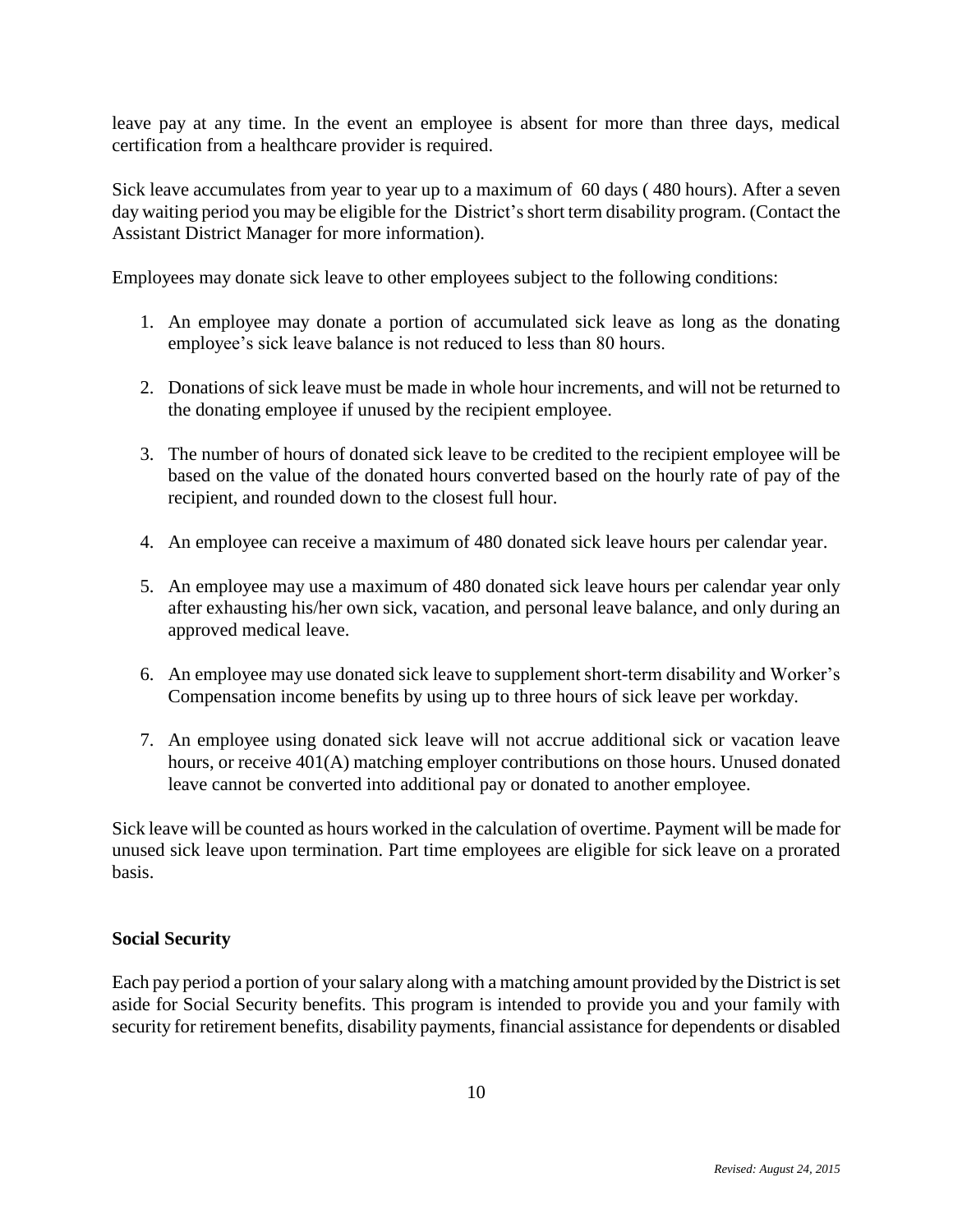leave pay at any time. In the event an employee is absent for more than three days, medical certification from a healthcare provider is required.

Sick leave accumulates from year to year up to a maximum of 60 days ( 480 hours). After a seven day waiting period you may be eligible for the District's short term disability program. (Contact the Assistant District Manager for more information).

Employees may donate sick leave to other employees subject to the following conditions:

1. An employee may donate a portion of accumulated sick leave as long as the donating employee's sick leave balance is not reduced to less than 80 hours.

2. Donations of sick leave must be made in whole hour increments, and will not be returned to the donating employee if unused by the recipient employee.

3. The number of hours of donated sick leave to be credited to the recipient employee will be based on the value of the donated hours converted based on the hourly rate of pay of the recipient, and rounded down to the closest full hour.

4. An employee can receive a maximum of 480 donated sick leave hours per calendar year.

5. An employee may use a maximum of 480 donated sick leave hours per calendar year only after exhausting his/her own sick, vacation, and personal leave balance, and only during an approved medical leave.

6. An employee may use donated sick leave to supplement short-term disability and Worker's Compensation income benefits by using up to three hours of sick leave per workday.

7. An employee using donated sick leave will not accrue additional sick or vacation leave hours, or receive 401(A) matching employer contributions on those hours. Unused donated leave cannot be converted into additional pay or donated to another employee.

Sick leave will be counted as hours worked in the calculation of overtime. Payment will be made for unused sick leave upon termination. Part time employees are eligible for sick leave on a prorated basis.

**Social Security**

Each pay period a portion of your salary along with a matching amount provided by the District is set aside for Social Security benefits. This program is intended to provide you and your family with security for retirement benefits, disability payments, financial assistance for dependents or disabled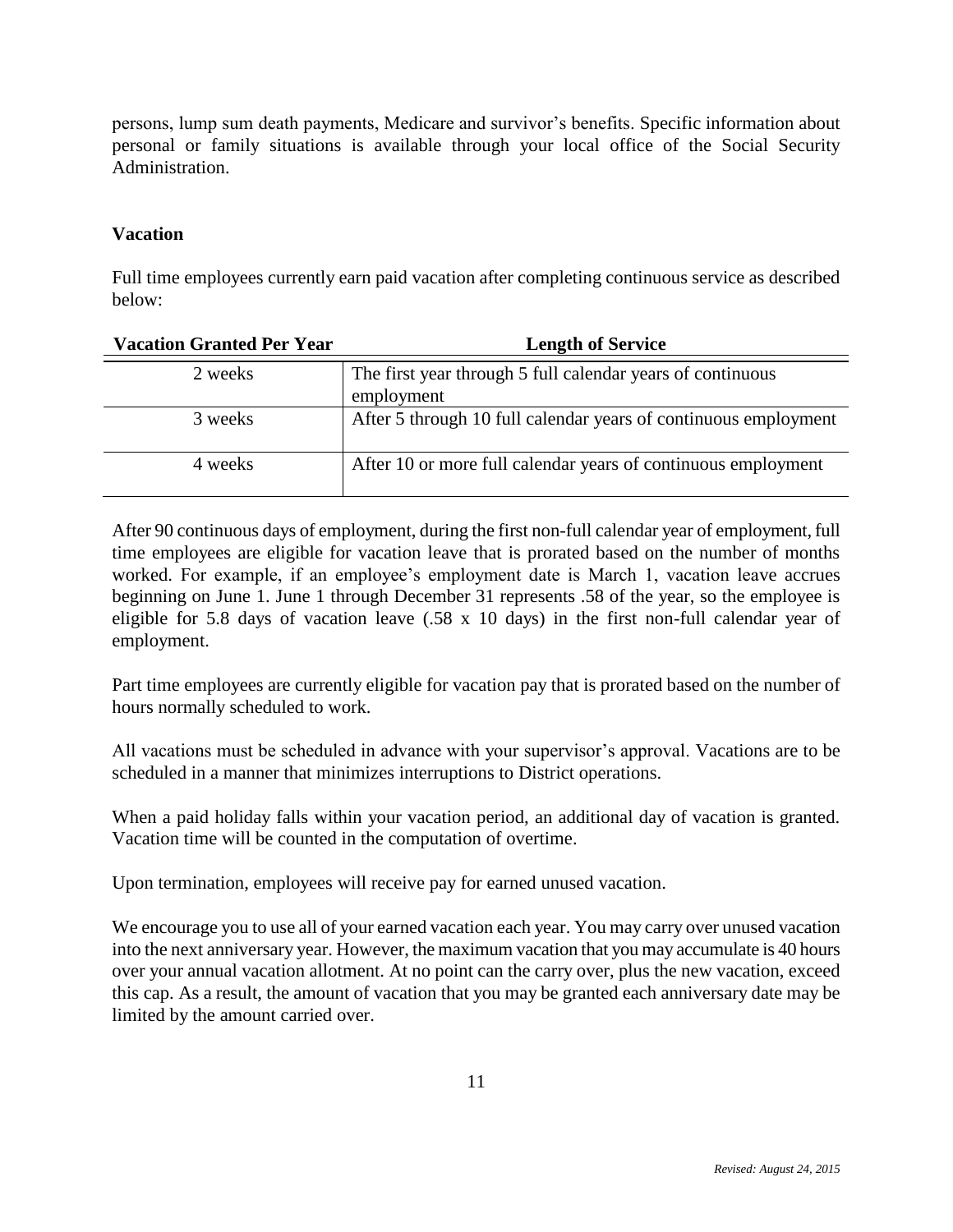persons, lump sum death payments, Medicare and survivor's benefits. Specific information about personal or family situations is available through your local office of the Social Security Administration.

### Vacation

Full time employees currently earn paid vacation after completing continuous service as described below:

| Vacation Granted Per Year | Length of Service |
|---|---|
| 2 weeks | The first year through 5 full calendar years of continuous employment |
| 3 weeks | After 5 through 10 full calendar years of continuous employment |
| 4 weeks | After 10 or more full calendar years of continuous employment |

After 90 continuous days of employment, during the first non-full calendar year of employment, full time employees are eligible for vacation leave that is prorated based on the number of months worked. For example, if an employee's employment date is March 1, vacation leave accrues beginning on June 1. June 1 through December 31 represents .58 of the year, so the employee is eligible for 5.8 days of vacation leave (.58 x 10 days) in the first non-full calendar year of employment.

Part time employees are currently eligible for vacation pay that is prorated based on the number of hours normally scheduled to work.

All vacations must be scheduled in advance with your supervisor's approval. Vacations are to be scheduled in a manner that minimizes interruptions to District operations.

When a paid holiday falls within your vacation period, an additional day of vacation is granted. Vacation time will be counted in the computation of overtime.

Upon termination, employees will receive pay for earned unused vacation.

We encourage you to use all of your earned vacation each year. You may carry over unused vacation into the next anniversary year. However, the maximum vacation that you may accumulate is 40 hours over your annual vacation allotment. At no point can the carry over, plus the new vacation, exceed this cap. As a result, the amount of vacation that you may be granted each anniversary date may be limited by the amount carried over.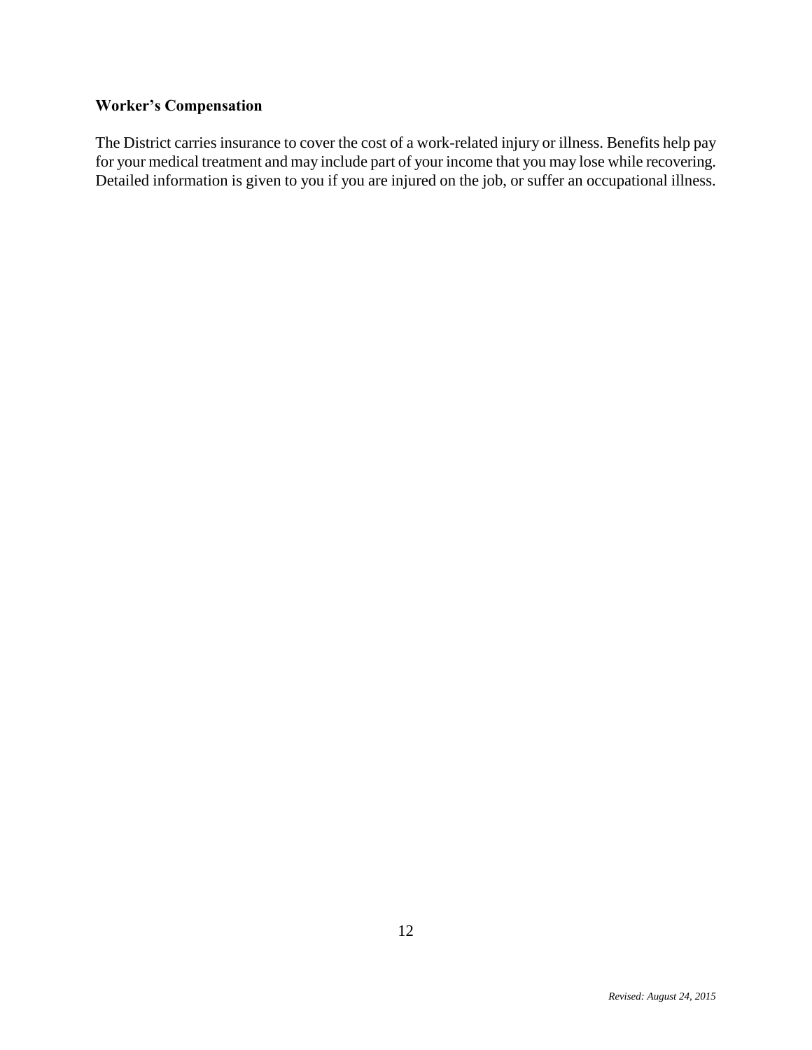### Worker's Compensation

The District carries insurance to cover the cost of a work-related injury or illness. Benefits help pay for your medical treatment and may include part of your income that you may lose while recovering. Detailed information is given to you if you are injured on the job, or suffer an occupational illness.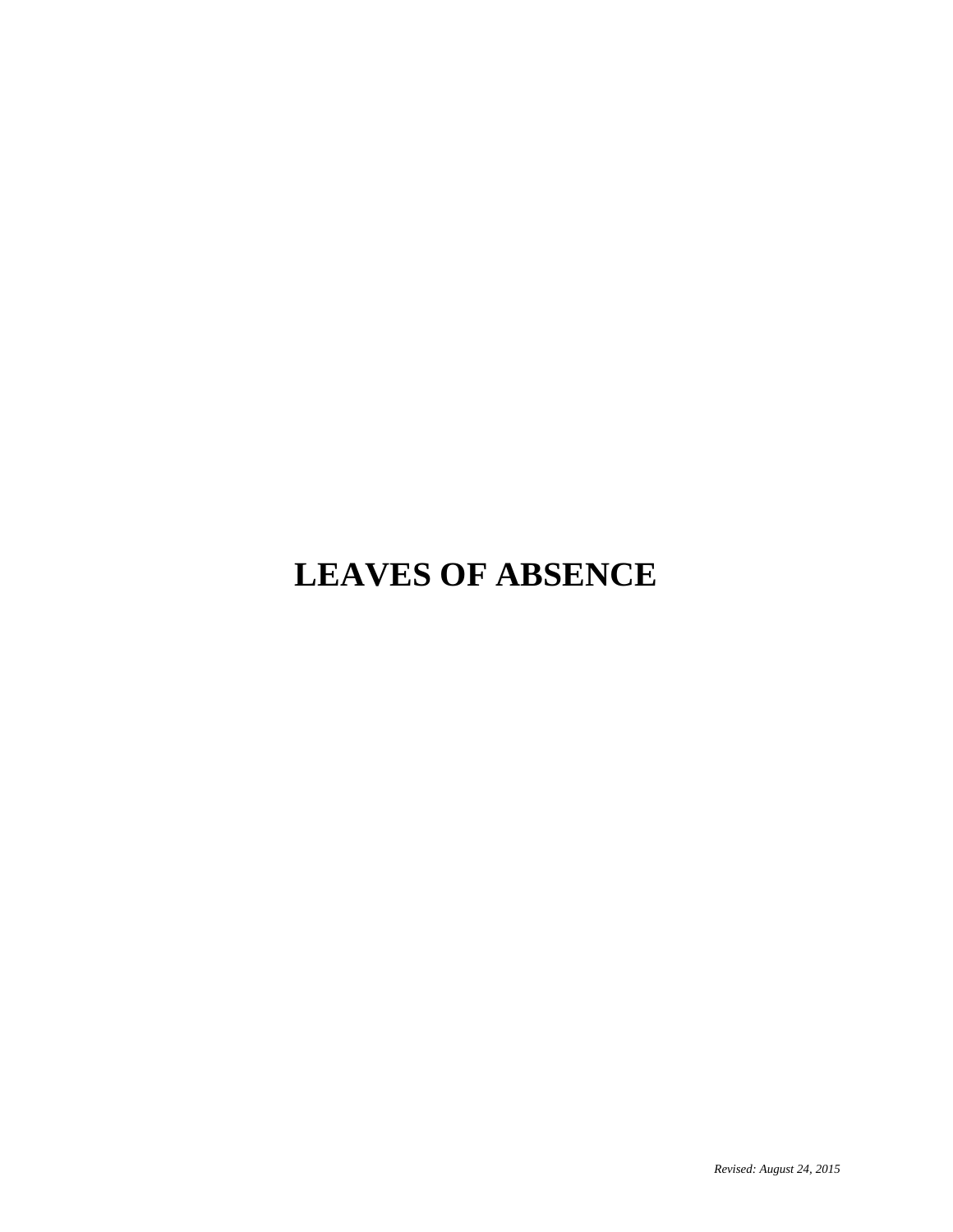# LEAVES OF ABSENCE

*Revised: August 24, 2015*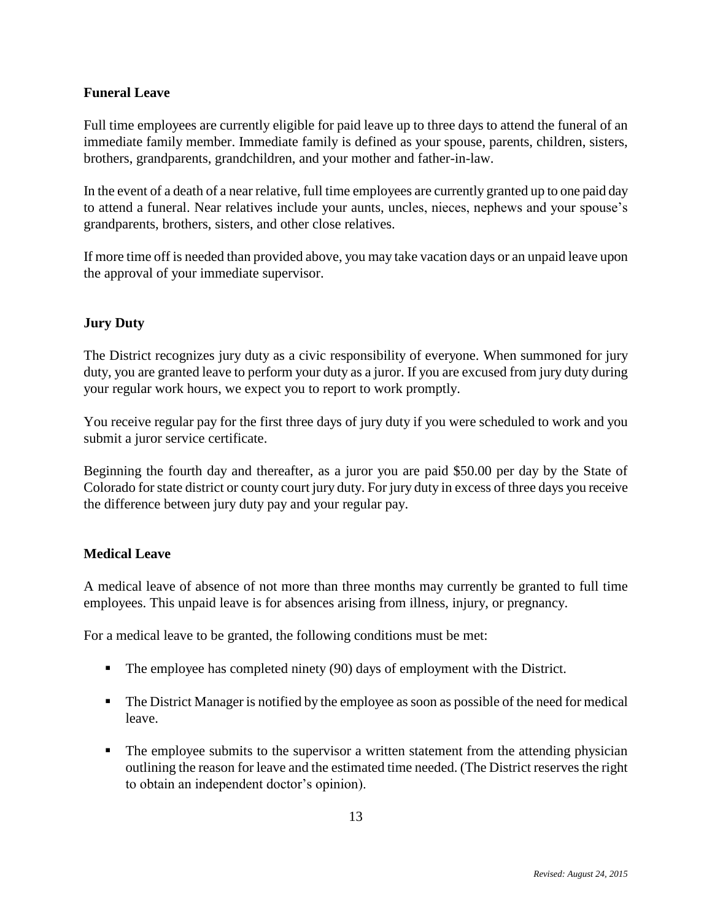**Funeral Leave**

Full time employees are currently eligible for paid leave up to three days to attend the funeral of an immediate family member. Immediate family is defined as your spouse, parents, children, sisters, brothers, grandparents, grandchildren, and your mother and father-in-law.

In the event of a death of a near relative, full time employees are currently granted up to one paid day to attend a funeral. Near relatives include your aunts, uncles, nieces, nephews and your spouse's grandparents, brothers, sisters, and other close relatives.

If more time off is needed than provided above, you may take vacation days or an unpaid leave upon the approval of your immediate supervisor.

**Jury Duty**

The District recognizes jury duty as a civic responsibility of everyone. When summoned for jury duty, you are granted leave to perform your duty as a juror. If you are excused from jury duty during your regular work hours, we expect you to report to work promptly.

You receive regular pay for the first three days of jury duty if you were scheduled to work and you submit a juror service certificate.

Beginning the fourth day and thereafter, as a juror you are paid $50.00 per day by the State of Colorado for state district or county court jury duty. For jury duty in excess of three days you receive the difference between jury duty pay and your regular pay.

**Medical Leave**

A medical leave of absence of not more than three months may currently be granted to full time employees. This unpaid leave is for absences arising from illness, injury, or pregnancy.

For a medical leave to be granted, the following conditions must be met:

- The employee has completed ninety (90) days of employment with the District.
- The District Manager is notified by the employee as soon as possible of the need for medical leave.
- The employee submits to the supervisor a written statement from the attending physician outlining the reason for leave and the estimated time needed. (The District reserves the right to obtain an independent doctor's opinion).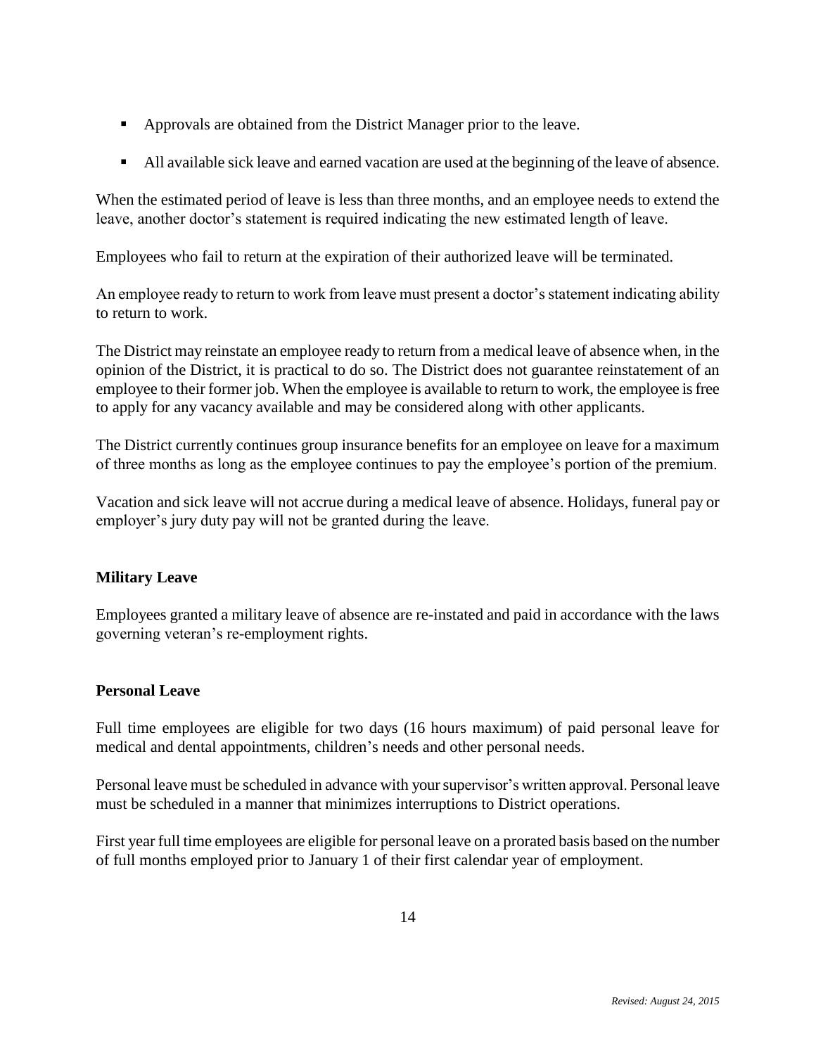- Approvals are obtained from the District Manager prior to the leave.
- All available sick leave and earned vacation are used at the beginning of the leave of absence.

When the estimated period of leave is less than three months, and an employee needs to extend the leave, another doctor's statement is required indicating the new estimated length of leave.

Employees who fail to return at the expiration of their authorized leave will be terminated.

An employee ready to return to work from leave must present a doctor's statement indicating ability to return to work.

The District may reinstate an employee ready to return from a medical leave of absence when, in the opinion of the District, it is practical to do so. The District does not guarantee reinstatement of an employee to their former job. When the employee is available to return to work, the employee is free to apply for any vacancy available and may be considered along with other applicants.

The District currently continues group insurance benefits for an employee on leave for a maximum of three months as long as the employee continues to pay the employee's portion of the premium.

Vacation and sick leave will not accrue during a medical leave of absence. Holidays, funeral pay or employer's jury duty pay will not be granted during the leave.

**Military Leave**

Employees granted a military leave of absence are re-instated and paid in accordance with the laws governing veteran's re-employment rights.

**Personal Leave**

Full time employees are eligible for two days (16 hours maximum) of paid personal leave for medical and dental appointments, children's needs and other personal needs.

Personal leave must be scheduled in advance with your supervisor's written approval. Personal leave must be scheduled in a manner that minimizes interruptions to District operations.

First year full time employees are eligible for personal leave on a prorated basis based on the number of full months employed prior to January 1 of their first calendar year of employment.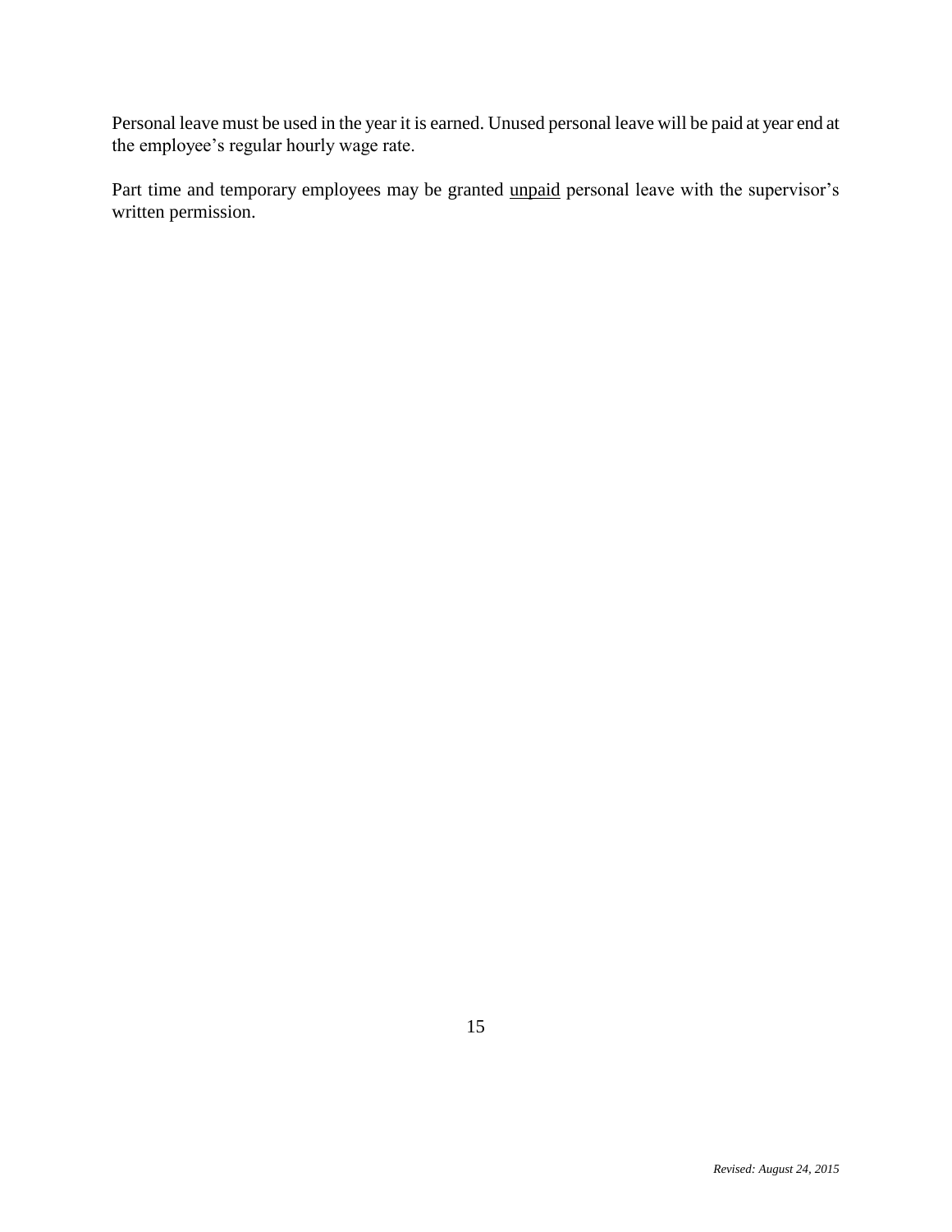Personal leave must be used in the year it is earned. Unused personal leave will be paid at year end at the employee's regular hourly wage rate.

Part time and temporary employees may be granted <u>unpaid</u> personal leave with the supervisor's written permission.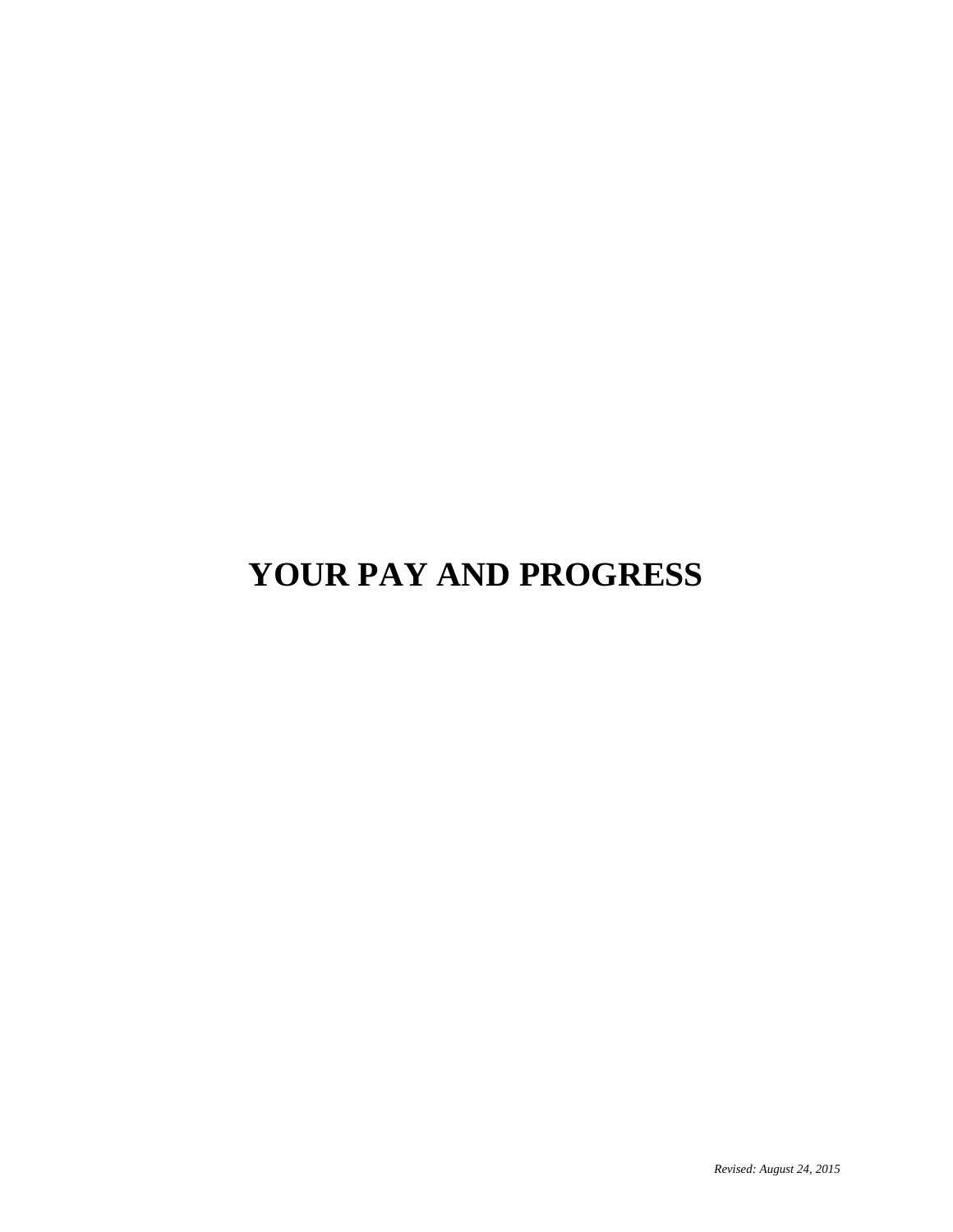# YOUR PAY AND PROGRESS

*Revised: August 24, 2015*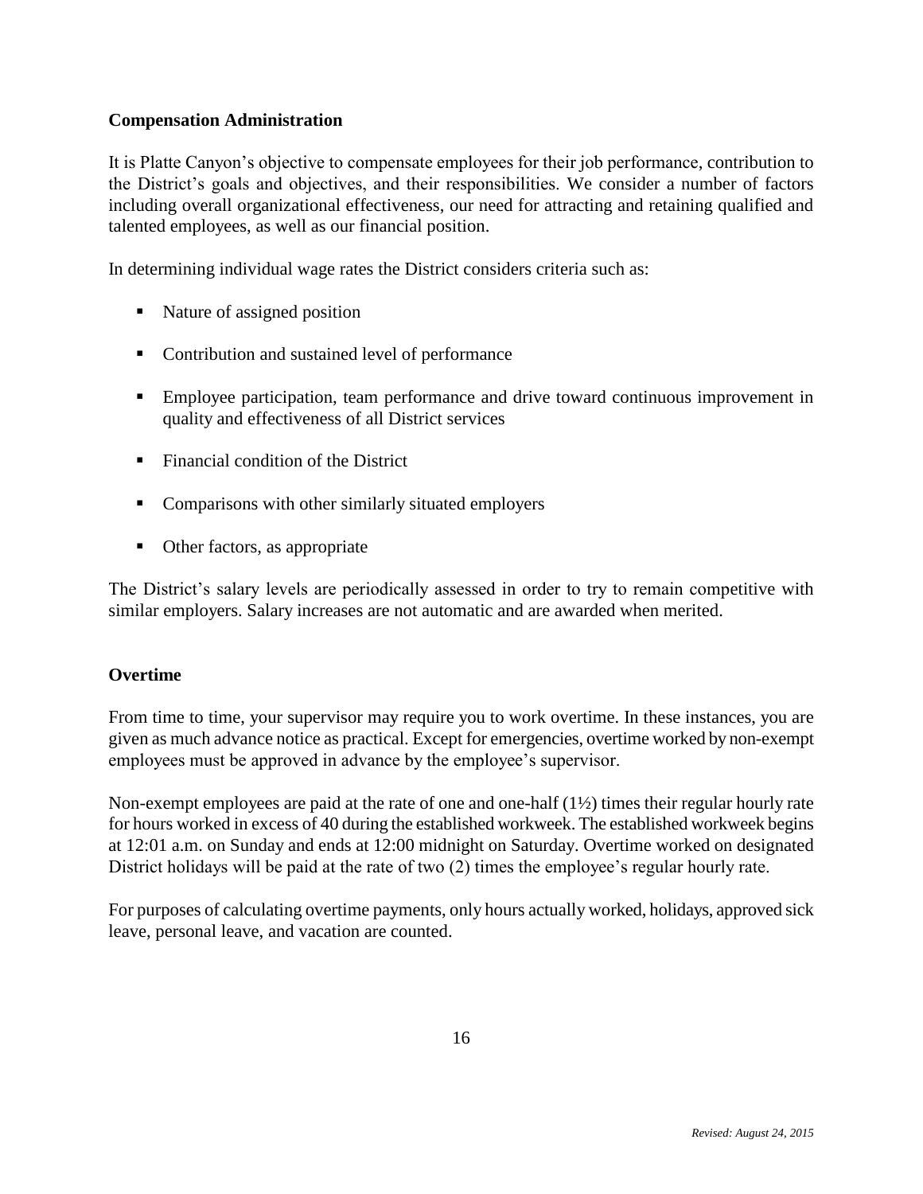**Compensation Administration**

It is Platte Canyon's objective to compensate employees for their job performance, contribution to the District's goals and objectives, and their responsibilities. We consider a number of factors including overall organizational effectiveness, our need for attracting and retaining qualified and talented employees, as well as our financial position.

In determining individual wage rates the District considers criteria such as:

- Nature of assigned position
- Contribution and sustained level of performance
- Employee participation, team performance and drive toward continuous improvement in quality and effectiveness of all District services
- Financial condition of the District
- Comparisons with other similarly situated employers
- Other factors, as appropriate

The District's salary levels are periodically assessed in order to try to remain competitive with similar employers. Salary increases are not automatic and are awarded when merited.

**Overtime**

From time to time, your supervisor may require you to work overtime. In these instances, you are given as much advance notice as practical. Except for emergencies, overtime worked by non-exempt employees must be approved in advance by the employee's supervisor.

Non-exempt employees are paid at the rate of one and one-half (1½) times their regular hourly rate for hours worked in excess of 40 during the established workweek. The established workweek begins at 12:01 a.m. on Sunday and ends at 12:00 midnight on Saturday. Overtime worked on designated District holidays will be paid at the rate of two (2) times the employee's regular hourly rate.

For purposes of calculating overtime payments, only hours actually worked, holidays, approved sick leave, personal leave, and vacation are counted.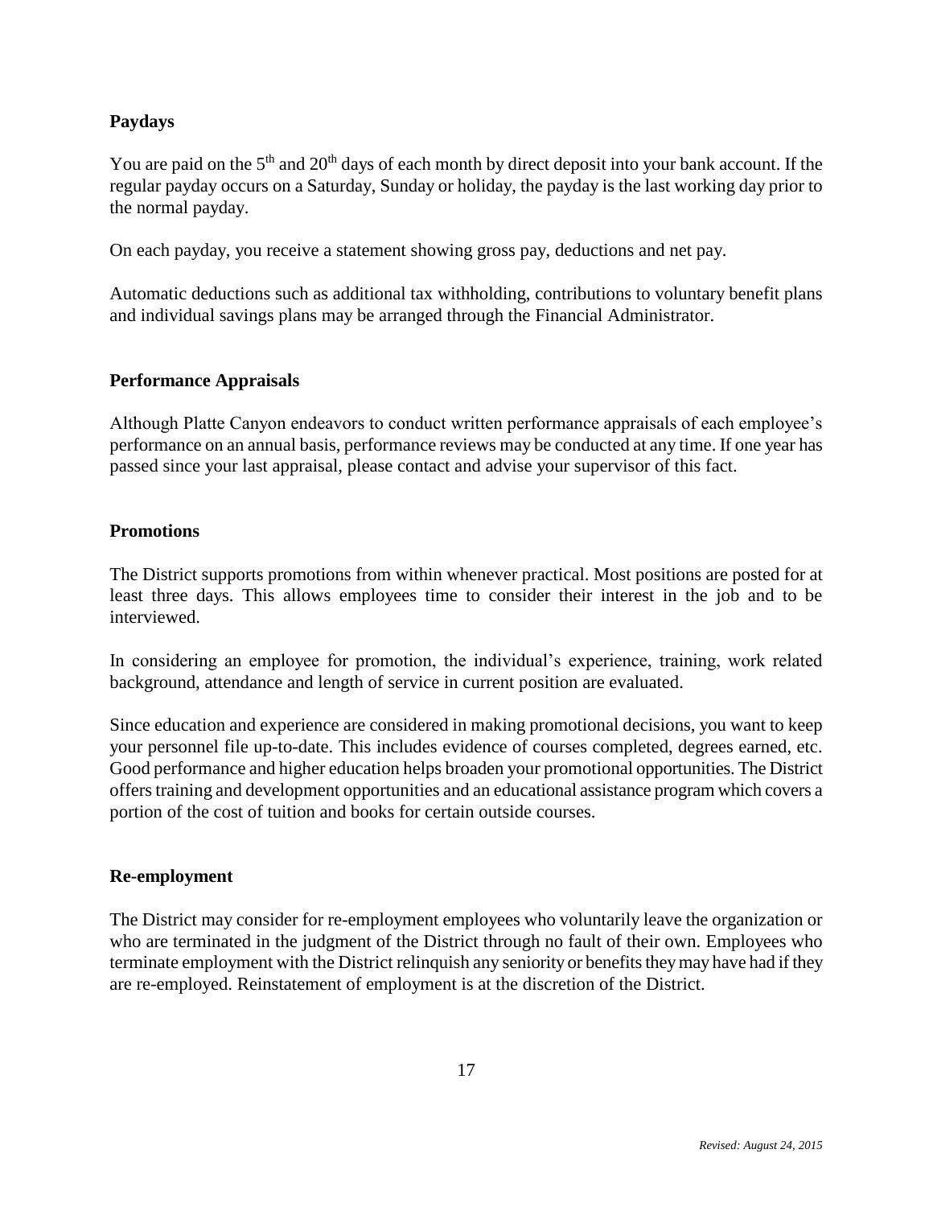## Paydays

You are paid on the 5th and 20th days of each month by direct deposit into your bank account. If the regular payday occurs on a Saturday, Sunday or holiday, the payday is the last working day prior to the normal payday.

On each payday, you receive a statement showing gross pay, deductions and net pay.

Automatic deductions such as additional tax withholding, contributions to voluntary benefit plans and individual savings plans may be arranged through the Financial Administrator.

## Performance Appraisals

Although Platte Canyon endeavors to conduct written performance appraisals of each employee's performance on an annual basis, performance reviews may be conducted at any time. If one year has passed since your last appraisal, please contact and advise your supervisor of this fact.

## Promotions

The District supports promotions from within whenever practical. Most positions are posted for at least three days. This allows employees time to consider their interest in the job and to be interviewed.

In considering an employee for promotion, the individual's experience, training, work related background, attendance and length of service in current position are evaluated.

Since education and experience are considered in making promotional decisions, you want to keep your personnel file up-to-date. This includes evidence of courses completed, degrees earned, etc. Good performance and higher education helps broaden your promotional opportunities. The District offers training and development opportunities and an educational assistance program which covers a portion of the cost of tuition and books for certain outside courses.

## Re-employment

The District may consider for re-employment employees who voluntarily leave the organization or who are terminated in the judgment of the District through no fault of their own. Employees who terminate employment with the District relinquish any seniority or benefits they may have had if they are re-employed. Reinstatement of employment is at the discretion of the District.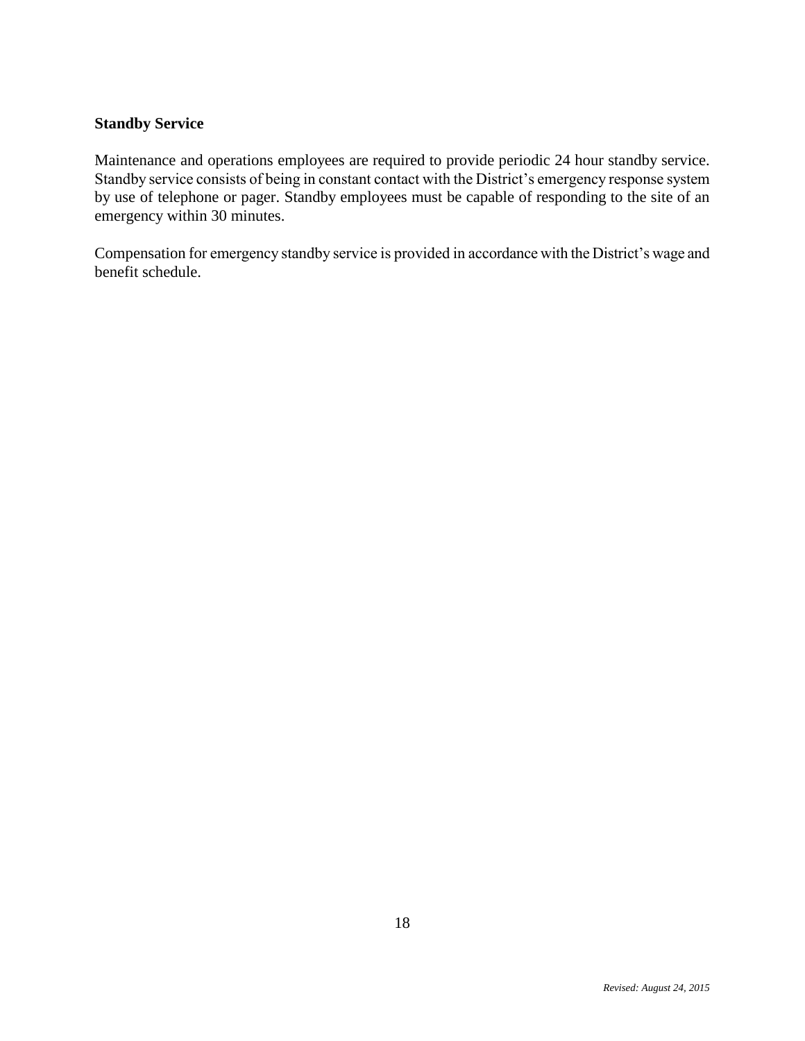**Standby Service**

Maintenance and operations employees are required to provide periodic 24 hour standby service. Standby service consists of being in constant contact with the District's emergency response system by use of telephone or pager. Standby employees must be capable of responding to the site of an emergency within 30 minutes.

Compensation for emergency standby service is provided in accordance with the District's wage and benefit schedule.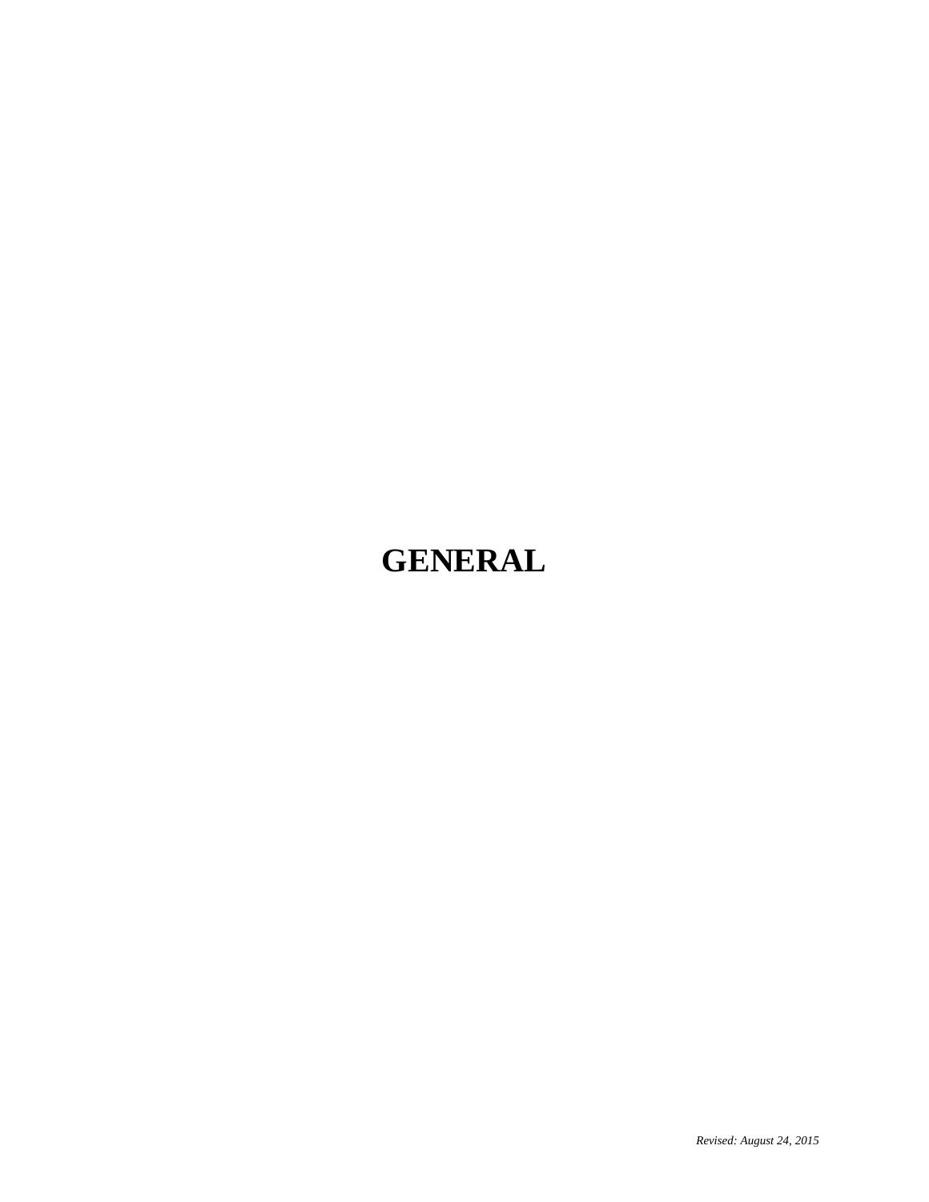# GENERAL

*Revised: August 24, 2015*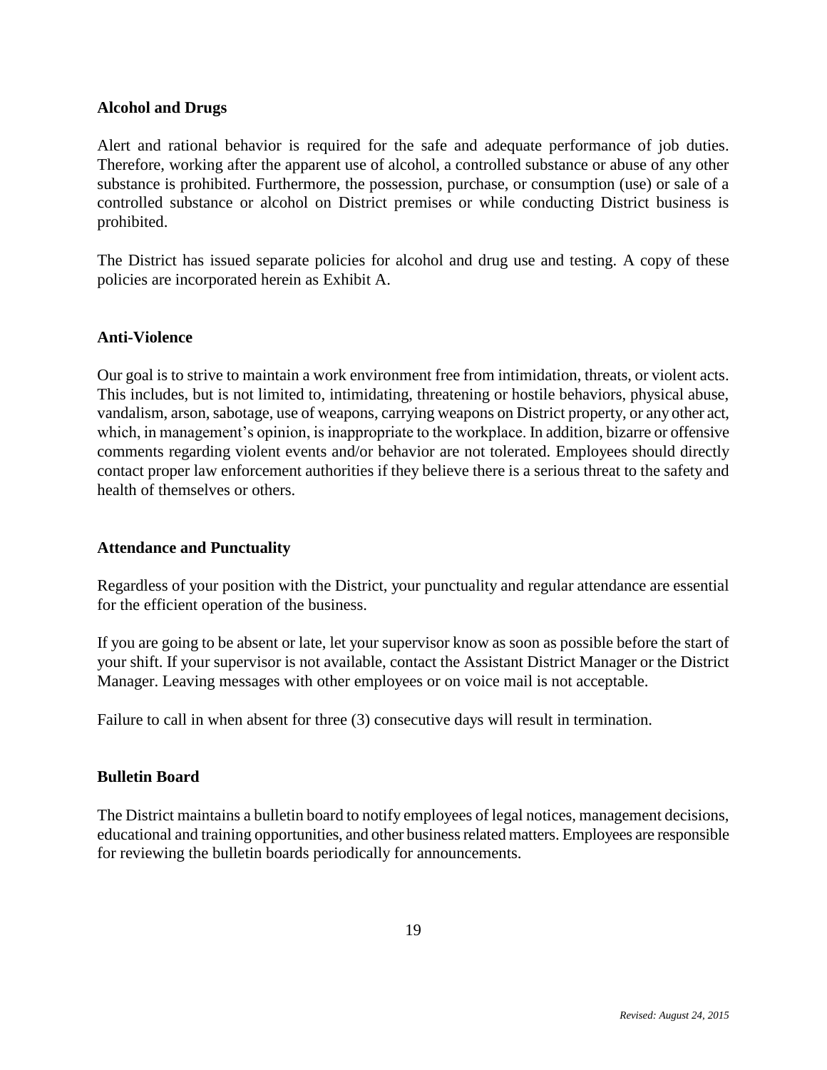**Alcohol and Drugs**

Alert and rational behavior is required for the safe and adequate performance of job duties. Therefore, working after the apparent use of alcohol, a controlled substance or abuse of any other substance is prohibited. Furthermore, the possession, purchase, or consumption (use) or sale of a controlled substance or alcohol on District premises or while conducting District business is prohibited.

The District has issued separate policies for alcohol and drug use and testing. A copy of these policies are incorporated herein as Exhibit A.

**Anti-Violence**

Our goal is to strive to maintain a work environment free from intimidation, threats, or violent acts. This includes, but is not limited to, intimidating, threatening or hostile behaviors, physical abuse, vandalism, arson, sabotage, use of weapons, carrying weapons on District property, or any other act, which, in management's opinion, is inappropriate to the workplace. In addition, bizarre or offensive comments regarding violent events and/or behavior are not tolerated. Employees should directly contact proper law enforcement authorities if they believe there is a serious threat to the safety and health of themselves or others.

**Attendance and Punctuality**

Regardless of your position with the District, your punctuality and regular attendance are essential for the efficient operation of the business.

If you are going to be absent or late, let your supervisor know as soon as possible before the start of your shift. If your supervisor is not available, contact the Assistant District Manager or the District Manager. Leaving messages with other employees or on voice mail is not acceptable.

Failure to call in when absent for three (3) consecutive days will result in termination.

**Bulletin Board**

The District maintains a bulletin board to notify employees of legal notices, management decisions, educational and training opportunities, and other business related matters. Employees are responsible for reviewing the bulletin boards periodically for announcements.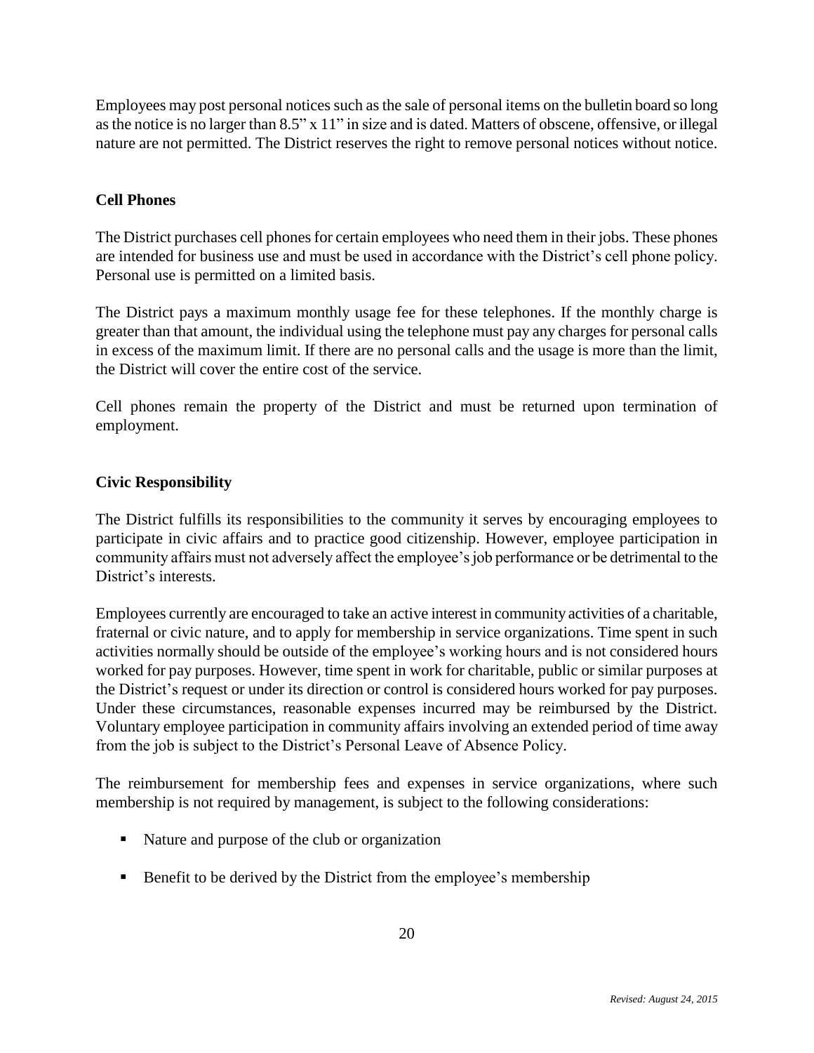Employees may post personal notices such as the sale of personal items on the bulletin board so long as the notice is no larger than 8.5" x 11" in size and is dated. Matters of obscene, offensive, or illegal nature are not permitted. The District reserves the right to remove personal notices without notice.

## Cell Phones

The District purchases cell phones for certain employees who need them in their jobs. These phones are intended for business use and must be used in accordance with the District's cell phone policy. Personal use is permitted on a limited basis.

The District pays a maximum monthly usage fee for these telephones. If the monthly charge is greater than that amount, the individual using the telephone must pay any charges for personal calls in excess of the maximum limit. If there are no personal calls and the usage is more than the limit, the District will cover the entire cost of the service.

Cell phones remain the property of the District and must be returned upon termination of employment.

## Civic Responsibility

The District fulfills its responsibilities to the community it serves by encouraging employees to participate in civic affairs and to practice good citizenship. However, employee participation in community affairs must not adversely affect the employee's job performance or be detrimental to the District's interests.

Employees currently are encouraged to take an active interest in community activities of a charitable, fraternal or civic nature, and to apply for membership in service organizations. Time spent in such activities normally should be outside of the employee's working hours and is not considered hours worked for pay purposes. However, time spent in work for charitable, public or similar purposes at the District's request or under its direction or control is considered hours worked for pay purposes. Under these circumstances, reasonable expenses incurred may be reimbursed by the District. Voluntary employee participation in community affairs involving an extended period of time away from the job is subject to the District's Personal Leave of Absence Policy.

The reimbursement for membership fees and expenses in service organizations, where such membership is not required by management, is subject to the following considerations:

- Nature and purpose of the club or organization
- Benefit to be derived by the District from the employee's membership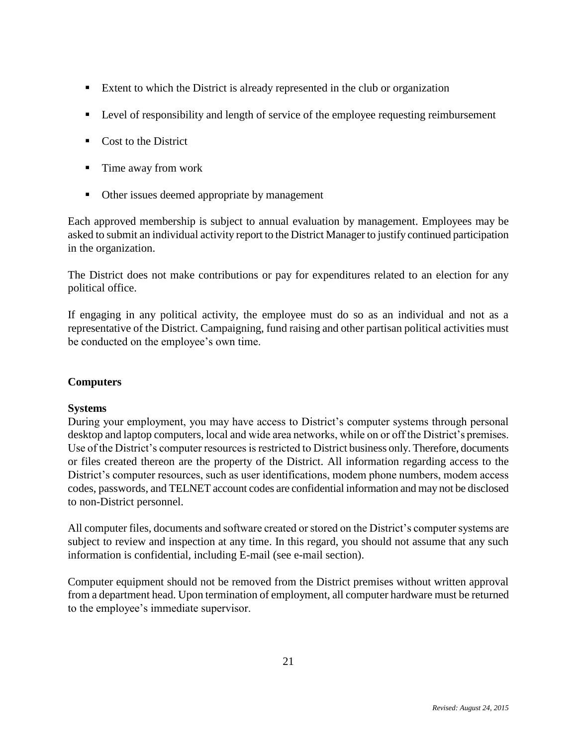- Extent to which the District is already represented in the club or organization
- Level of responsibility and length of service of the employee requesting reimbursement
- Cost to the District
- Time away from work
- Other issues deemed appropriate by management

Each approved membership is subject to annual evaluation by management. Employees may be asked to submit an individual activity report to the District Manager to justify continued participation in the organization.

The District does not make contributions or pay for expenditures related to an election for any political office.

If engaging in any political activity, the employee must do so as an individual and not as a representative of the District. Campaigning, fund raising and other partisan political activities must be conducted on the employee's own time.

## Computers

### Systems

During your employment, you may have access to District's computer systems through personal desktop and laptop computers, local and wide area networks, while on or off the District's premises. Use of the District's computer resources is restricted to District business only. Therefore, documents or files created thereon are the property of the District. All information regarding access to the District's computer resources, such as user identifications, modem phone numbers, modem access codes, passwords, and TELNET account codes are confidential information and may not be disclosed to non-District personnel.

All computer files, documents and software created or stored on the District's computer systems are subject to review and inspection at any time. In this regard, you should not assume that any such information is confidential, including E-mail (see e-mail section).

Computer equipment should not be removed from the District premises without written approval from a department head. Upon termination of employment, all computer hardware must be returned to the employee's immediate supervisor.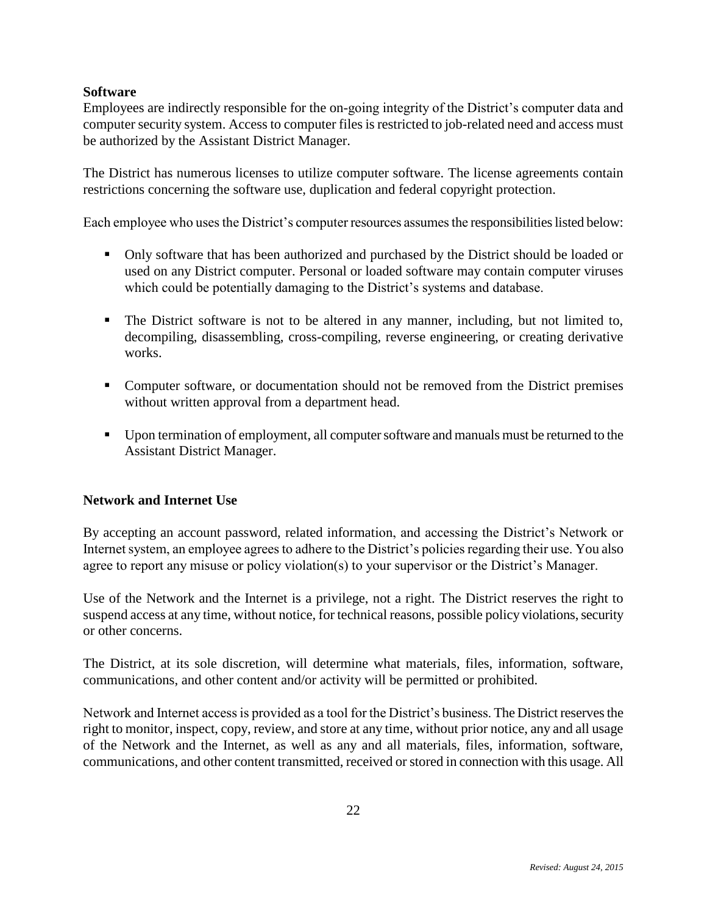**Software**

Employees are indirectly responsible for the on-going integrity of the District's computer data and computer security system. Access to computer files is restricted to job-related need and access must be authorized by the Assistant District Manager.

The District has numerous licenses to utilize computer software. The license agreements contain restrictions concerning the software use, duplication and federal copyright protection.

Each employee who uses the District's computer resources assumes the responsibilities listed below:

- Only software that has been authorized and purchased by the District should be loaded or used on any District computer. Personal or loaded software may contain computer viruses which could be potentially damaging to the District's systems and database.
- The District software is not to be altered in any manner, including, but not limited to, decompiling, disassembling, cross-compiling, reverse engineering, or creating derivative works.
- Computer software, or documentation should not be removed from the District premises without written approval from a department head.
- Upon termination of employment, all computer software and manuals must be returned to the Assistant District Manager.

**Network and Internet Use**

By accepting an account password, related information, and accessing the District's Network or Internet system, an employee agrees to adhere to the District's policies regarding their use. You also agree to report any misuse or policy violation(s) to your supervisor or the District's Manager.

Use of the Network and the Internet is a privilege, not a right. The District reserves the right to suspend access at any time, without notice, for technical reasons, possible policy violations, security or other concerns.

The District, at its sole discretion, will determine what materials, files, information, software, communications, and other content and/or activity will be permitted or prohibited.

Network and Internet access is provided as a tool for the District's business. The District reserves the right to monitor, inspect, copy, review, and store at any time, without prior notice, any and all usage of the Network and the Internet, as well as any and all materials, files, information, software, communications, and other content transmitted, received or stored in connection with this usage. All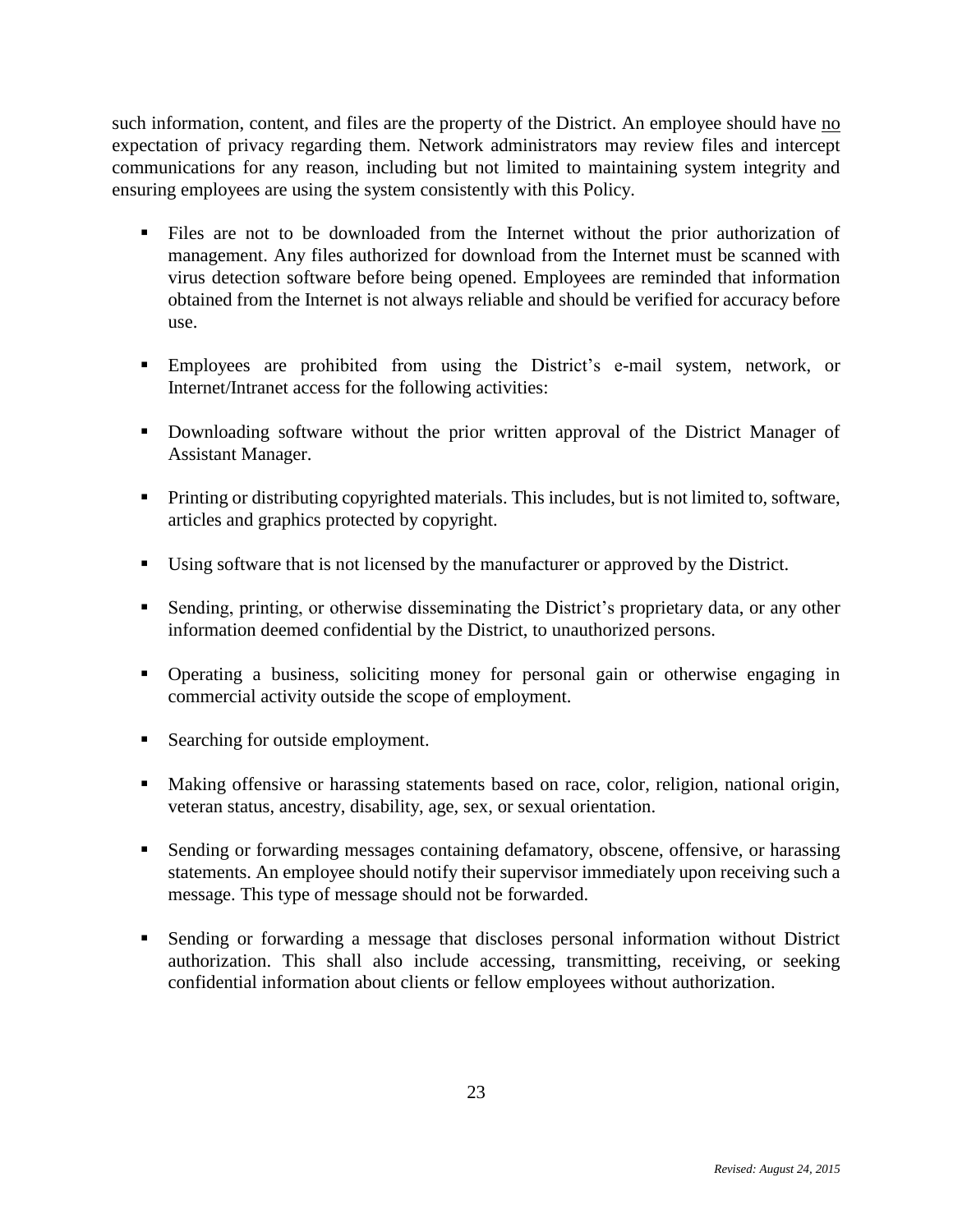such information, content, and files are the property of the District. An employee should have <u>no</u> expectation of privacy regarding them. Network administrators may review files and intercept communications for any reason, including but not limited to maintaining system integrity and ensuring employees are using the system consistently with this Policy.

- Files are not to be downloaded from the Internet without the prior authorization of management. Any files authorized for download from the Internet must be scanned with virus detection software before being opened. Employees are reminded that information obtained from the Internet is not always reliable and should be verified for accuracy before use.

- Employees are prohibited from using the District's e-mail system, network, or Internet/Intranet access for the following activities:

- Downloading software without the prior written approval of the District Manager of Assistant Manager.

- Printing or distributing copyrighted materials. This includes, but is not limited to, software, articles and graphics protected by copyright.

- Using software that is not licensed by the manufacturer or approved by the District.

- Sending, printing, or otherwise disseminating the District's proprietary data, or any other information deemed confidential by the District, to unauthorized persons.

- Operating a business, soliciting money for personal gain or otherwise engaging in commercial activity outside the scope of employment.

- Searching for outside employment.

- Making offensive or harassing statements based on race, color, religion, national origin, veteran status, ancestry, disability, age, sex, or sexual orientation.

- Sending or forwarding messages containing defamatory, obscene, offensive, or harassing statements. An employee should notify their supervisor immediately upon receiving such a message. This type of message should not be forwarded.

- Sending or forwarding a message that discloses personal information without District authorization. This shall also include accessing, transmitting, receiving, or seeking confidential information about clients or fellow employees without authorization.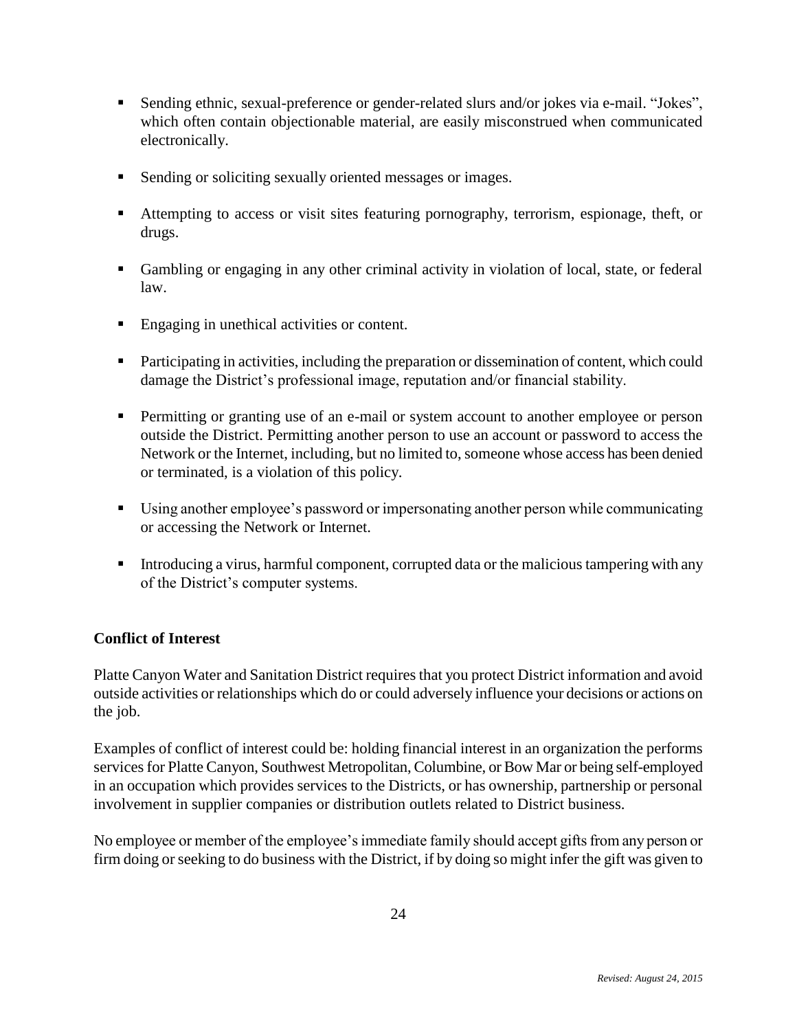- Sending ethnic, sexual-preference or gender-related slurs and/or jokes via e-mail. "Jokes", which often contain objectionable material, are easily misconstrued when communicated electronically.

- Sending or soliciting sexually oriented messages or images.

- Attempting to access or visit sites featuring pornography, terrorism, espionage, theft, or drugs.

- Gambling or engaging in any other criminal activity in violation of local, state, or federal law.

- Engaging in unethical activities or content.

- Participating in activities, including the preparation or dissemination of content, which could damage the District's professional image, reputation and/or financial stability.

- Permitting or granting use of an e-mail or system account to another employee or person outside the District. Permitting another person to use an account or password to access the Network or the Internet, including, but no limited to, someone whose access has been denied or terminated, is a violation of this policy.

- Using another employee's password or impersonating another person while communicating or accessing the Network or Internet.

- Introducing a virus, harmful component, corrupted data or the malicious tampering with any of the District's computer systems.

**Conflict of Interest**

Platte Canyon Water and Sanitation District requires that you protect District information and avoid outside activities or relationships which do or could adversely influence your decisions or actions on the job.

Examples of conflict of interest could be: holding financial interest in an organization the performs services for Platte Canyon, Southwest Metropolitan, Columbine, or Bow Mar or being self-employed in an occupation which provides services to the Districts, or has ownership, partnership or personal involvement in supplier companies or distribution outlets related to District business.

No employee or member of the employee's immediate family should accept gifts from any person or firm doing or seeking to do business with the District, if by doing so might infer the gift was given to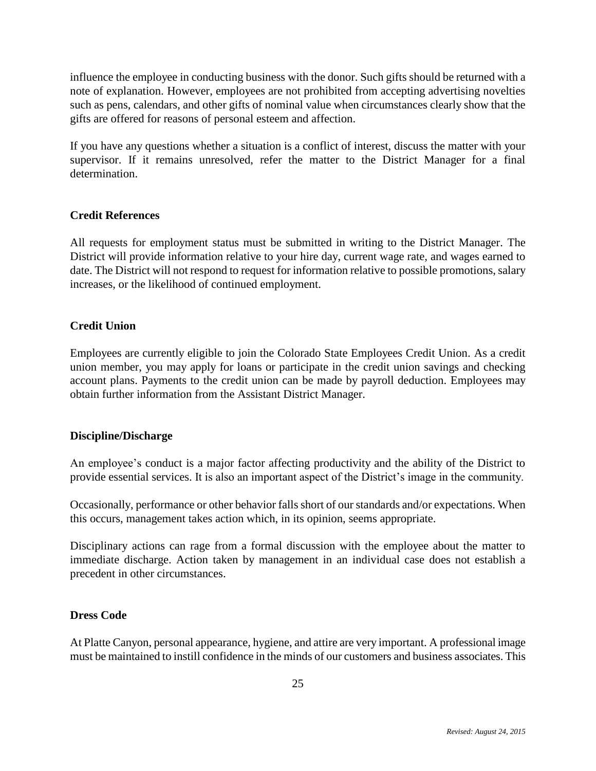influence the employee in conducting business with the donor. Such gifts should be returned with a note of explanation. However, employees are not prohibited from accepting advertising novelties such as pens, calendars, and other gifts of nominal value when circumstances clearly show that the gifts are offered for reasons of personal esteem and affection.

If you have any questions whether a situation is a conflict of interest, discuss the matter with your supervisor. If it remains unresolved, refer the matter to the District Manager for a final determination.

**Credit References**

All requests for employment status must be submitted in writing to the District Manager. The District will provide information relative to your hire day, current wage rate, and wages earned to date. The District will not respond to request for information relative to possible promotions, salary increases, or the likelihood of continued employment.

**Credit Union**

Employees are currently eligible to join the Colorado State Employees Credit Union. As a credit union member, you may apply for loans or participate in the credit union savings and checking account plans. Payments to the credit union can be made by payroll deduction. Employees may obtain further information from the Assistant District Manager.

**Discipline/Discharge**

An employee's conduct is a major factor affecting productivity and the ability of the District to provide essential services. It is also an important aspect of the District's image in the community.

Occasionally, performance or other behavior falls short of our standards and/or expectations. When this occurs, management takes action which, in its opinion, seems appropriate.

Disciplinary actions can rage from a formal discussion with the employee about the matter to immediate discharge. Action taken by management in an individual case does not establish a precedent in other circumstances.

**Dress Code**

At Platte Canyon, personal appearance, hygiene, and attire are very important. A professional image must be maintained to instill confidence in the minds of our customers and business associates. This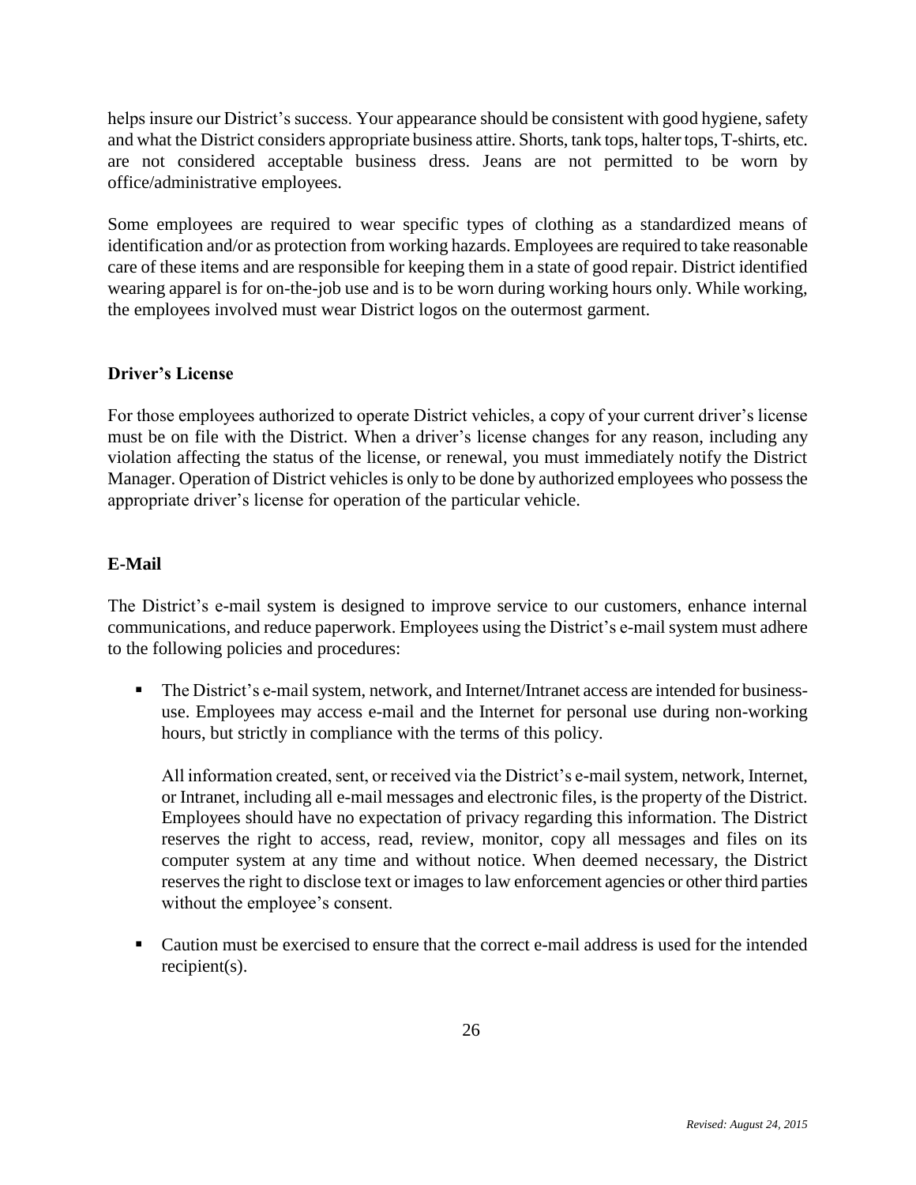helps insure our District's success. Your appearance should be consistent with good hygiene, safety and what the District considers appropriate business attire. Shorts, tank tops, halter tops, T-shirts, etc. are not considered acceptable business dress. Jeans are not permitted to be worn by office/administrative employees.

Some employees are required to wear specific types of clothing as a standardized means of identification and/or as protection from working hazards. Employees are required to take reasonable care of these items and are responsible for keeping them in a state of good repair. District identified wearing apparel is for on-the-job use and is to be worn during working hours only. While working, the employees involved must wear District logos on the outermost garment.

**Driver's License**

For those employees authorized to operate District vehicles, a copy of your current driver's license must be on file with the District. When a driver's license changes for any reason, including any violation affecting the status of the license, or renewal, you must immediately notify the District Manager. Operation of District vehicles is only to be done by authorized employees who possess the appropriate driver's license for operation of the particular vehicle.

**E-Mail**

The District's e-mail system is designed to improve service to our customers, enhance internal communications, and reduce paperwork. Employees using the District's e-mail system must adhere to the following policies and procedures:

- The District's e-mail system, network, and Internet/Intranet access are intended for business-use. Employees may access e-mail and the Internet for personal use during non-working hours, but strictly in compliance with the terms of this policy.

  All information created, sent, or received via the District's e-mail system, network, Internet, or Intranet, including all e-mail messages and electronic files, is the property of the District. Employees should have no expectation of privacy regarding this information. The District reserves the right to access, read, review, monitor, copy all messages and files on its computer system at any time and without notice. When deemed necessary, the District reserves the right to disclose text or images to law enforcement agencies or other third parties without the employee's consent.

- Caution must be exercised to ensure that the correct e-mail address is used for the intended recipient(s).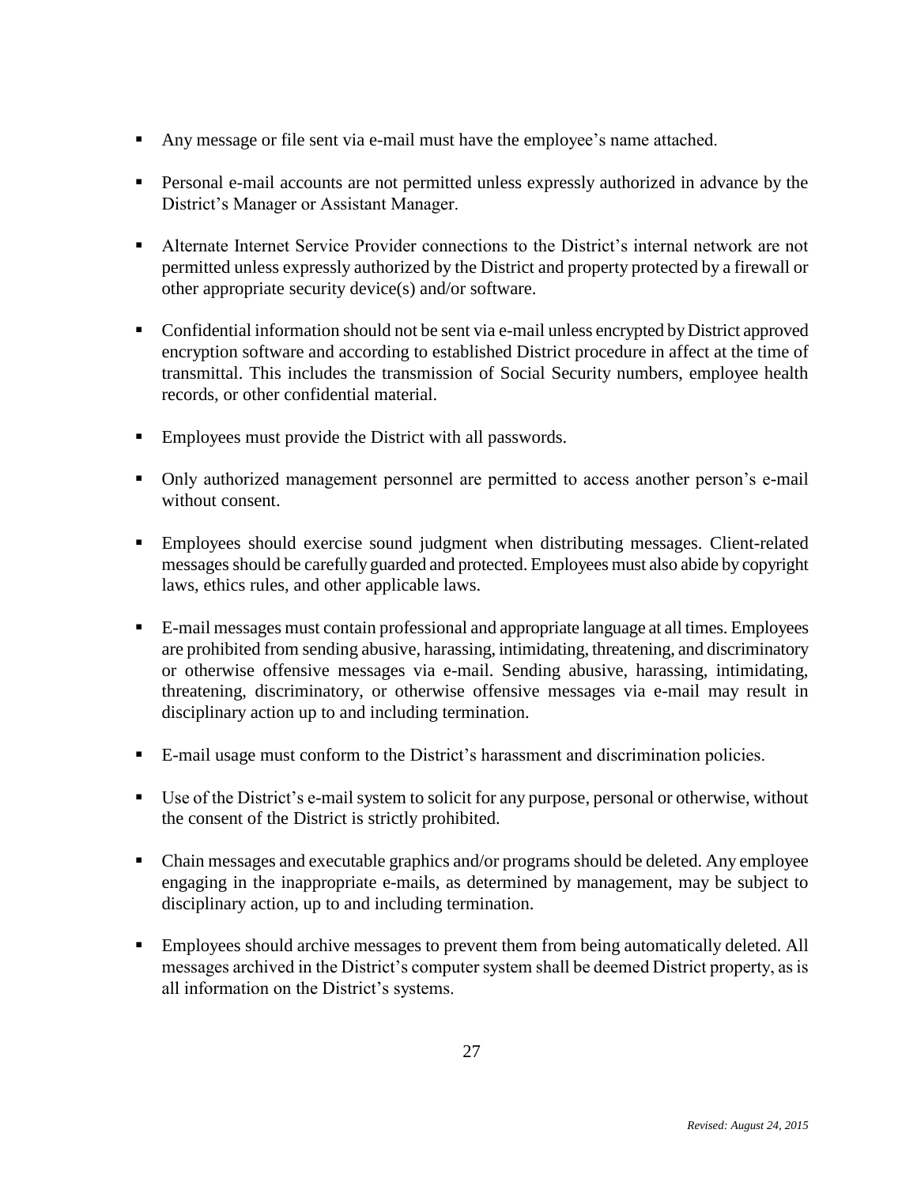- Any message or file sent via e-mail must have the employee's name attached.

- Personal e-mail accounts are not permitted unless expressly authorized in advance by the District's Manager or Assistant Manager.

- Alternate Internet Service Provider connections to the District's internal network are not permitted unless expressly authorized by the District and property protected by a firewall or other appropriate security device(s) and/or software.

- Confidential information should not be sent via e-mail unless encrypted by District approved encryption software and according to established District procedure in affect at the time of transmittal. This includes the transmission of Social Security numbers, employee health records, or other confidential material.

- Employees must provide the District with all passwords.

- Only authorized management personnel are permitted to access another person's e-mail without consent.

- Employees should exercise sound judgment when distributing messages. Client-related messages should be carefully guarded and protected. Employees must also abide by copyright laws, ethics rules, and other applicable laws.

- E-mail messages must contain professional and appropriate language at all times. Employees are prohibited from sending abusive, harassing, intimidating, threatening, and discriminatory or otherwise offensive messages via e-mail. Sending abusive, harassing, intimidating, threatening, discriminatory, or otherwise offensive messages via e-mail may result in disciplinary action up to and including termination.

- E-mail usage must conform to the District's harassment and discrimination policies.

- Use of the District's e-mail system to solicit for any purpose, personal or otherwise, without the consent of the District is strictly prohibited.

- Chain messages and executable graphics and/or programs should be deleted. Any employee engaging in the inappropriate e-mails, as determined by management, may be subject to disciplinary action, up to and including termination.

- Employees should archive messages to prevent them from being automatically deleted. All messages archived in the District's computer system shall be deemed District property, as is all information on the District's systems.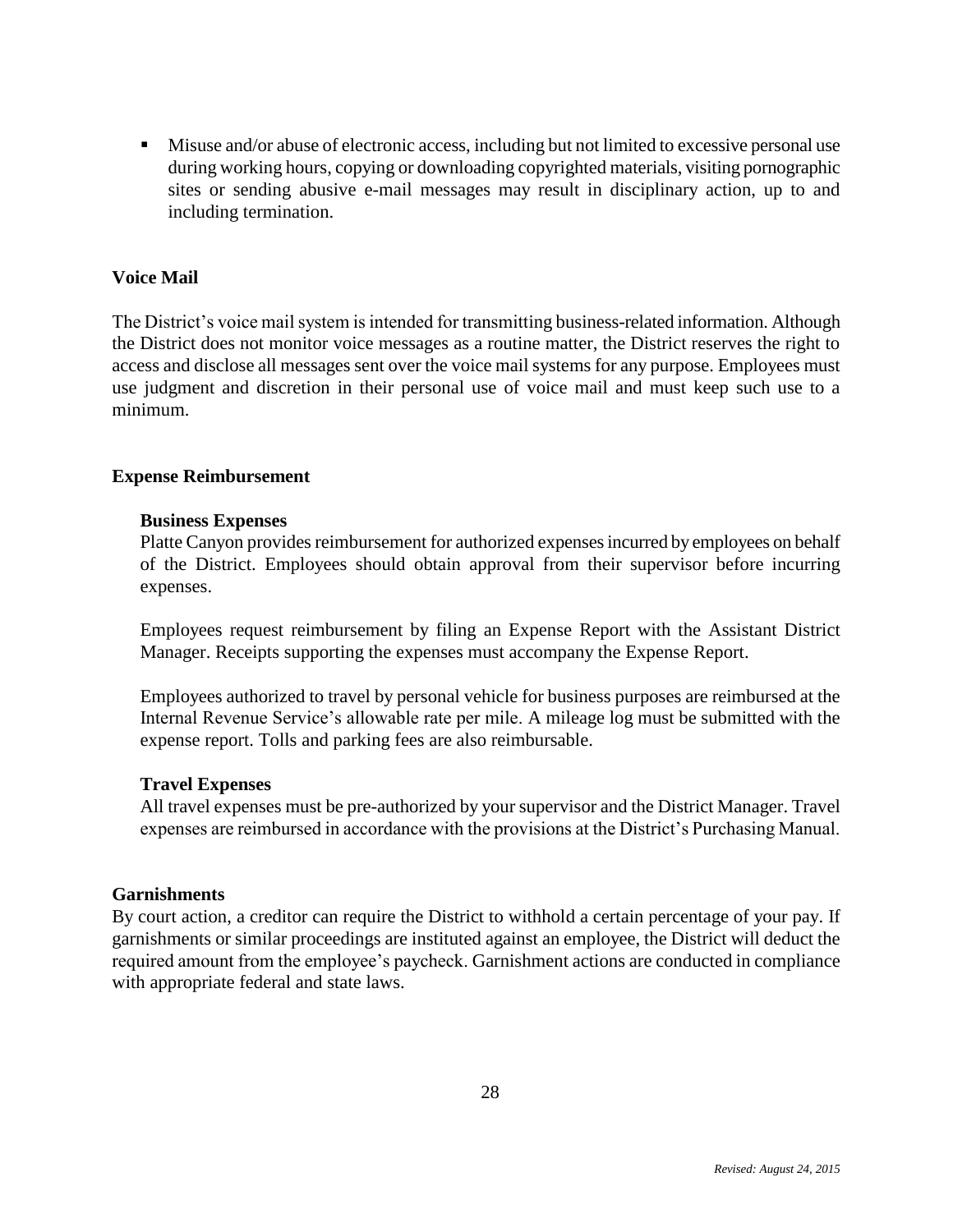- Misuse and/or abuse of electronic access, including but not limited to excessive personal use during working hours, copying or downloading copyrighted materials, visiting pornographic sites or sending abusive e-mail messages may result in disciplinary action, up to and including termination.

## Voice Mail

The District's voice mail system is intended for transmitting business-related information. Although the District does not monitor voice messages as a routine matter, the District reserves the right to access and disclose all messages sent over the voice mail systems for any purpose. Employees must use judgment and discretion in their personal use of voice mail and must keep such use to a minimum.

## Expense Reimbursement

### Business Expenses

Platte Canyon provides reimbursement for authorized expenses incurred by employees on behalf of the District. Employees should obtain approval from their supervisor before incurring expenses.

Employees request reimbursement by filing an Expense Report with the Assistant District Manager. Receipts supporting the expenses must accompany the Expense Report.

Employees authorized to travel by personal vehicle for business purposes are reimbursed at the Internal Revenue Service's allowable rate per mile. A mileage log must be submitted with the expense report. Tolls and parking fees are also reimbursable.

### Travel Expenses

All travel expenses must be pre-authorized by your supervisor and the District Manager. Travel expenses are reimbursed in accordance with the provisions at the District's Purchasing Manual.

## Garnishments

By court action, a creditor can require the District to withhold a certain percentage of your pay. If garnishments or similar proceedings are instituted against an employee, the District will deduct the required amount from the employee's paycheck. Garnishment actions are conducted in compliance with appropriate federal and state laws.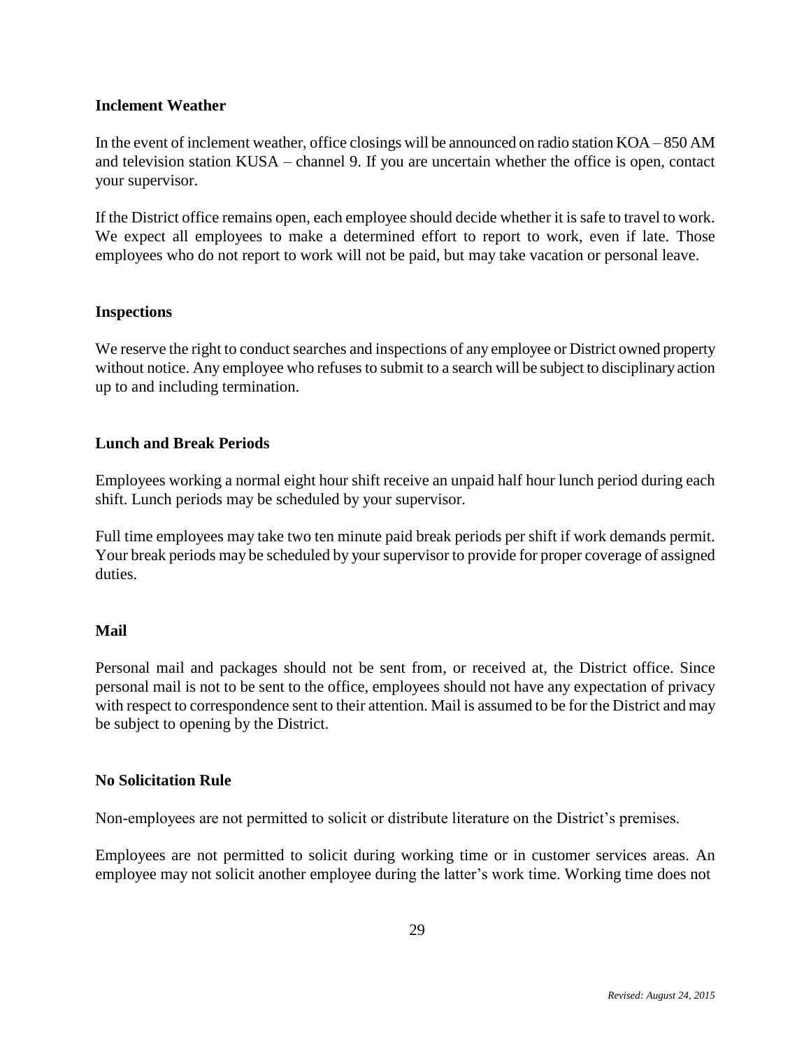**Inclement Weather**

In the event of inclement weather, office closings will be announced on radio station KOA – 850 AM and television station KUSA – channel 9. If you are uncertain whether the office is open, contact your supervisor.

If the District office remains open, each employee should decide whether it is safe to travel to work. We expect all employees to make a determined effort to report to work, even if late. Those employees who do not report to work will not be paid, but may take vacation or personal leave.

**Inspections**

We reserve the right to conduct searches and inspections of any employee or District owned property without notice. Any employee who refuses to submit to a search will be subject to disciplinary action up to and including termination.

**Lunch and Break Periods**

Employees working a normal eight hour shift receive an unpaid half hour lunch period during each shift. Lunch periods may be scheduled by your supervisor.

Full time employees may take two ten minute paid break periods per shift if work demands permit. Your break periods may be scheduled by your supervisor to provide for proper coverage of assigned duties.

**Mail**

Personal mail and packages should not be sent from, or received at, the District office. Since personal mail is not to be sent to the office, employees should not have any expectation of privacy with respect to correspondence sent to their attention. Mail is assumed to be for the District and may be subject to opening by the District.

**No Solicitation Rule**

Non-employees are not permitted to solicit or distribute literature on the District's premises.

Employees are not permitted to solicit during working time or in customer services areas. An employee may not solicit another employee during the latter's work time. Working time does not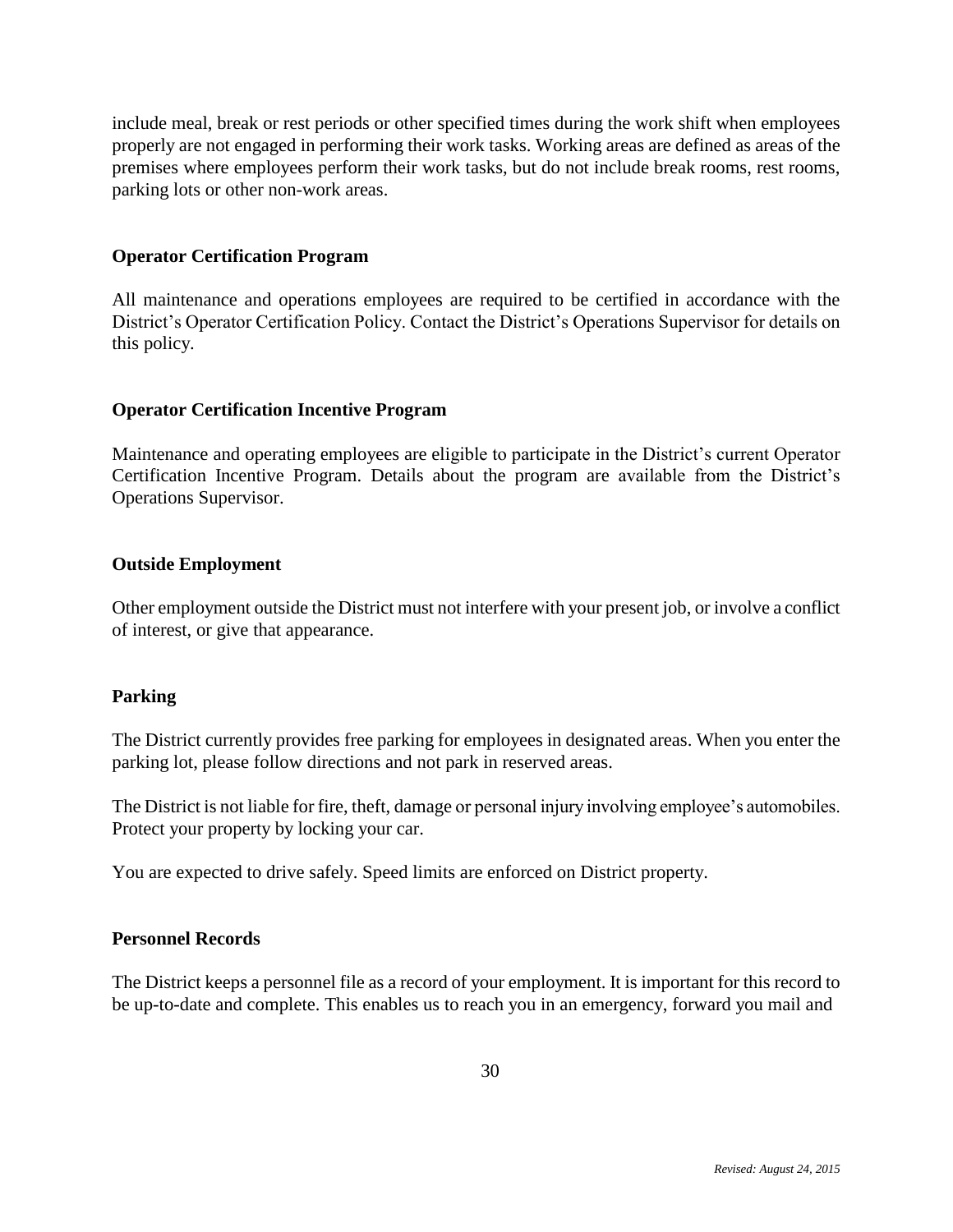include meal, break or rest periods or other specified times during the work shift when employees properly are not engaged in performing their work tasks. Working areas are defined as areas of the premises where employees perform their work tasks, but do not include break rooms, rest rooms, parking lots or other non-work areas.

### Operator Certification Program

All maintenance and operations employees are required to be certified in accordance with the District's Operator Certification Policy. Contact the District's Operations Supervisor for details on this policy.

### Operator Certification Incentive Program

Maintenance and operating employees are eligible to participate in the District's current Operator Certification Incentive Program. Details about the program are available from the District's Operations Supervisor.

### Outside Employment

Other employment outside the District must not interfere with your present job, or involve a conflict of interest, or give that appearance.

### Parking

The District currently provides free parking for employees in designated areas. When you enter the parking lot, please follow directions and not park in reserved areas.

The District is not liable for fire, theft, damage or personal injury involving employee's automobiles. Protect your property by locking your car.

You are expected to drive safely. Speed limits are enforced on District property.

### Personnel Records

The District keeps a personnel file as a record of your employment. It is important for this record to be up-to-date and complete. This enables us to reach you in an emergency, forward you mail and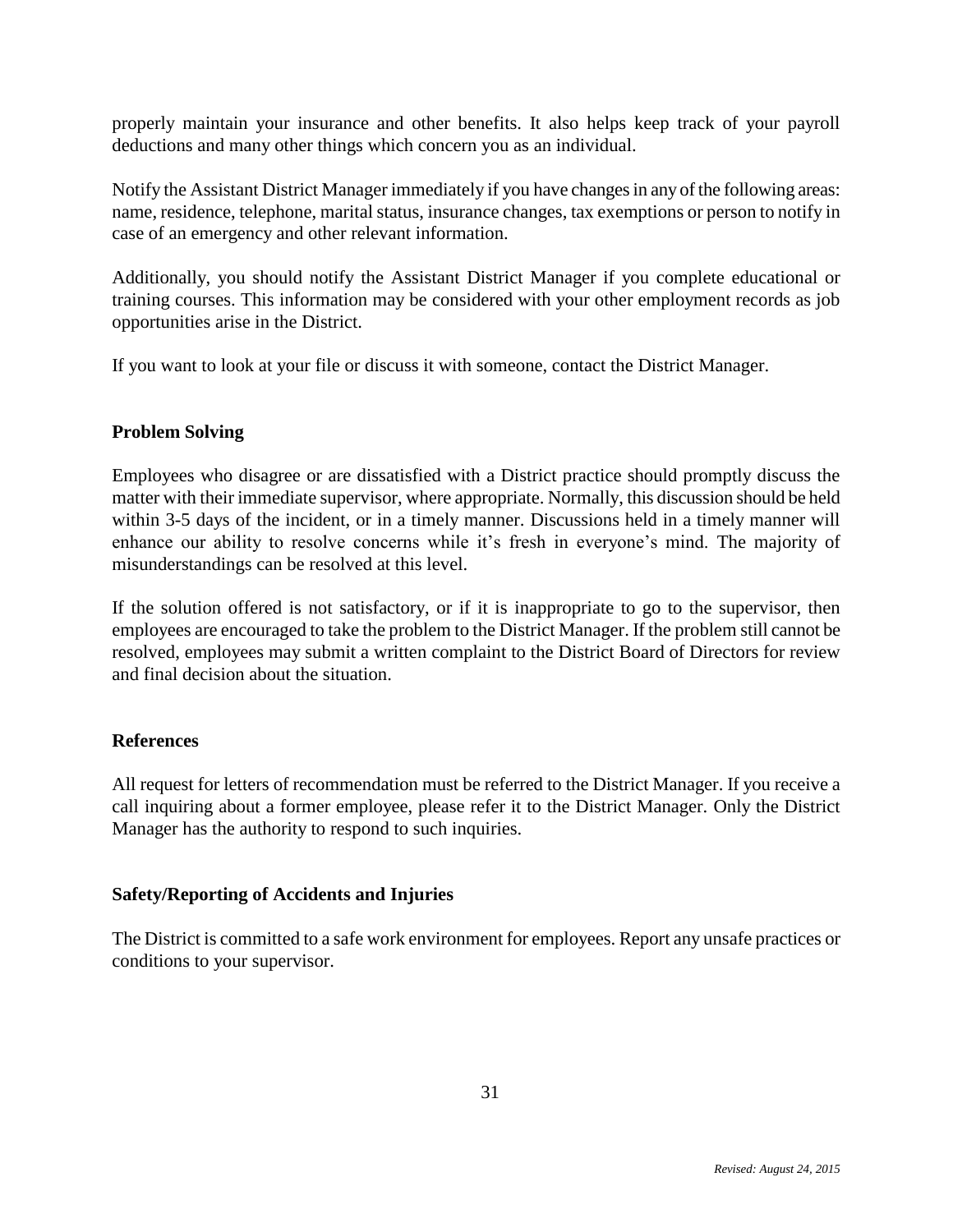properly maintain your insurance and other benefits. It also helps keep track of your payroll deductions and many other things which concern you as an individual.

Notify the Assistant District Manager immediately if you have changes in any of the following areas: name, residence, telephone, marital status, insurance changes, tax exemptions or person to notify in case of an emergency and other relevant information.

Additionally, you should notify the Assistant District Manager if you complete educational or training courses. This information may be considered with your other employment records as job opportunities arise in the District.

If you want to look at your file or discuss it with someone, contact the District Manager.

### Problem Solving

Employees who disagree or are dissatisfied with a District practice should promptly discuss the matter with their immediate supervisor, where appropriate. Normally, this discussion should be held within 3-5 days of the incident, or in a timely manner. Discussions held in a timely manner will enhance our ability to resolve concerns while it's fresh in everyone's mind. The majority of misunderstandings can be resolved at this level.

If the solution offered is not satisfactory, or if it is inappropriate to go to the supervisor, then employees are encouraged to take the problem to the District Manager. If the problem still cannot be resolved, employees may submit a written complaint to the District Board of Directors for review and final decision about the situation.

### References

All request for letters of recommendation must be referred to the District Manager. If you receive a call inquiring about a former employee, please refer it to the District Manager. Only the District Manager has the authority to respond to such inquiries.

### Safety/Reporting of Accidents and Injuries

The District is committed to a safe work environment for employees. Report any unsafe practices or conditions to your supervisor.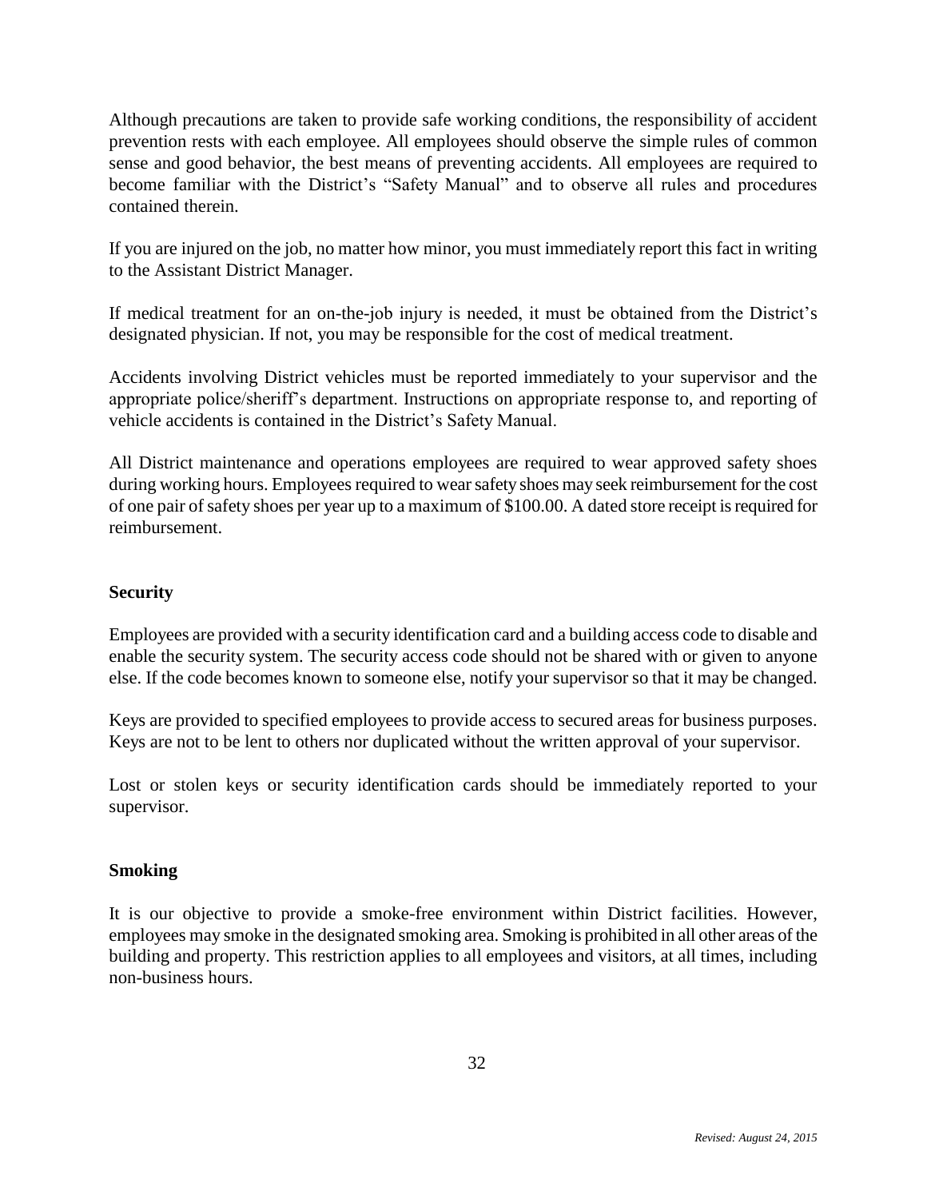Although precautions are taken to provide safe working conditions, the responsibility of accident prevention rests with each employee. All employees should observe the simple rules of common sense and good behavior, the best means of preventing accidents. All employees are required to become familiar with the District's "Safety Manual" and to observe all rules and procedures contained therein.

If you are injured on the job, no matter how minor, you must immediately report this fact in writing to the Assistant District Manager.

If medical treatment for an on-the-job injury is needed, it must be obtained from the District's designated physician. If not, you may be responsible for the cost of medical treatment.

Accidents involving District vehicles must be reported immediately to your supervisor and the appropriate police/sheriff's department. Instructions on appropriate response to, and reporting of vehicle accidents is contained in the District's Safety Manual.

All District maintenance and operations employees are required to wear approved safety shoes during working hours. Employees required to wear safety shoes may seek reimbursement for the cost of one pair of safety shoes per year up to a maximum of $100.00. A dated store receipt is required for reimbursement.

### Security

Employees are provided with a security identification card and a building access code to disable and enable the security system. The security access code should not be shared with or given to anyone else. If the code becomes known to someone else, notify your supervisor so that it may be changed.

Keys are provided to specified employees to provide access to secured areas for business purposes. Keys are not to be lent to others nor duplicated without the written approval of your supervisor.

Lost or stolen keys or security identification cards should be immediately reported to your supervisor.

### Smoking

It is our objective to provide a smoke-free environment within District facilities. However, employees may smoke in the designated smoking area. Smoking is prohibited in all other areas of the building and property. This restriction applies to all employees and visitors, at all times, including non-business hours.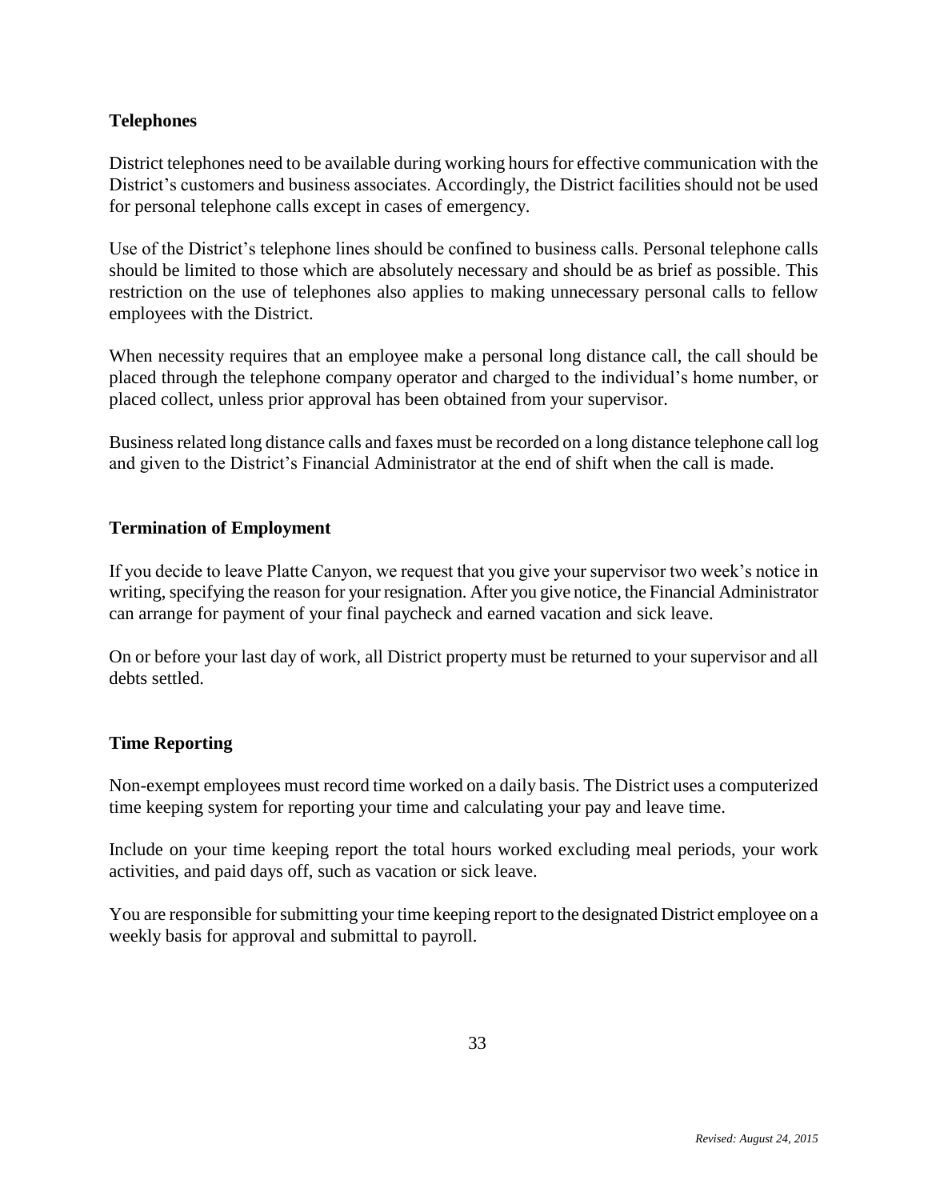## Telephones

District telephones need to be available during working hours for effective communication with the District's customers and business associates. Accordingly, the District facilities should not be used for personal telephone calls except in cases of emergency.

Use of the District's telephone lines should be confined to business calls. Personal telephone calls should be limited to those which are absolutely necessary and should be as brief as possible. This restriction on the use of telephones also applies to making unnecessary personal calls to fellow employees with the District.

When necessity requires that an employee make a personal long distance call, the call should be placed through the telephone company operator and charged to the individual's home number, or placed collect, unless prior approval has been obtained from your supervisor.

Business related long distance calls and faxes must be recorded on a long distance telephone call log and given to the District's Financial Administrator at the end of shift when the call is made.

## Termination of Employment

If you decide to leave Platte Canyon, we request that you give your supervisor two week's notice in writing, specifying the reason for your resignation. After you give notice, the Financial Administrator can arrange for payment of your final paycheck and earned vacation and sick leave.

On or before your last day of work, all District property must be returned to your supervisor and all debts settled.

## Time Reporting

Non-exempt employees must record time worked on a daily basis. The District uses a computerized time keeping system for reporting your time and calculating your pay and leave time.

Include on your time keeping report the total hours worked excluding meal periods, your work activities, and paid days off, such as vacation or sick leave.

You are responsible for submitting your time keeping report to the designated District employee on a weekly basis for approval and submittal to payroll.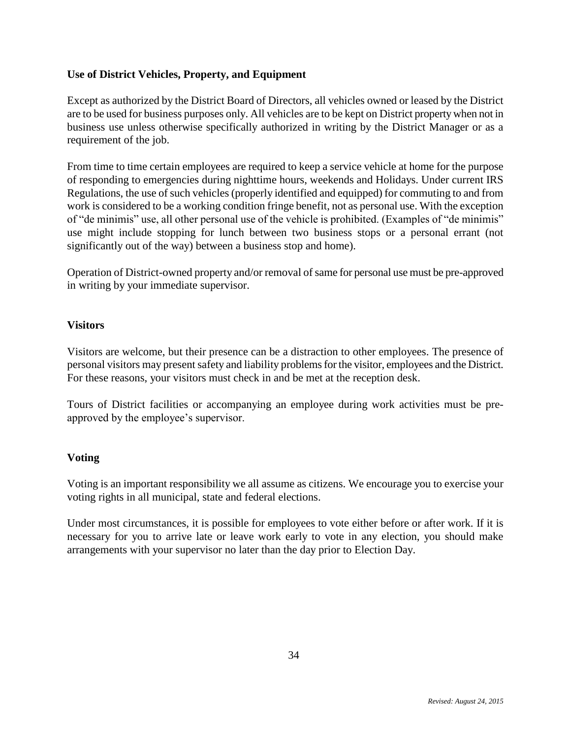**Use of District Vehicles, Property, and Equipment**

Except as authorized by the District Board of Directors, all vehicles owned or leased by the District are to be used for business purposes only. All vehicles are to be kept on District property when not in business use unless otherwise specifically authorized in writing by the District Manager or as a requirement of the job.

From time to time certain employees are required to keep a service vehicle at home for the purpose of responding to emergencies during nighttime hours, weekends and Holidays. Under current IRS Regulations, the use of such vehicles (properly identified and equipped) for commuting to and from work is considered to be a working condition fringe benefit, not as personal use. With the exception of "de minimis" use, all other personal use of the vehicle is prohibited. (Examples of "de minimis" use might include stopping for lunch between two business stops or a personal errant (not significantly out of the way) between a business stop and home).

Operation of District-owned property and/or removal of same for personal use must be pre-approved in writing by your immediate supervisor.

**Visitors**

Visitors are welcome, but their presence can be a distraction to other employees. The presence of personal visitors may present safety and liability problems for the visitor, employees and the District. For these reasons, your visitors must check in and be met at the reception desk.

Tours of District facilities or accompanying an employee during work activities must be pre-approved by the employee's supervisor.

**Voting**

Voting is an important responsibility we all assume as citizens. We encourage you to exercise your voting rights in all municipal, state and federal elections.

Under most circumstances, it is possible for employees to vote either before or after work. If it is necessary for you to arrive late or leave work early to vote in any election, you should make arrangements with your supervisor no later than the day prior to Election Day.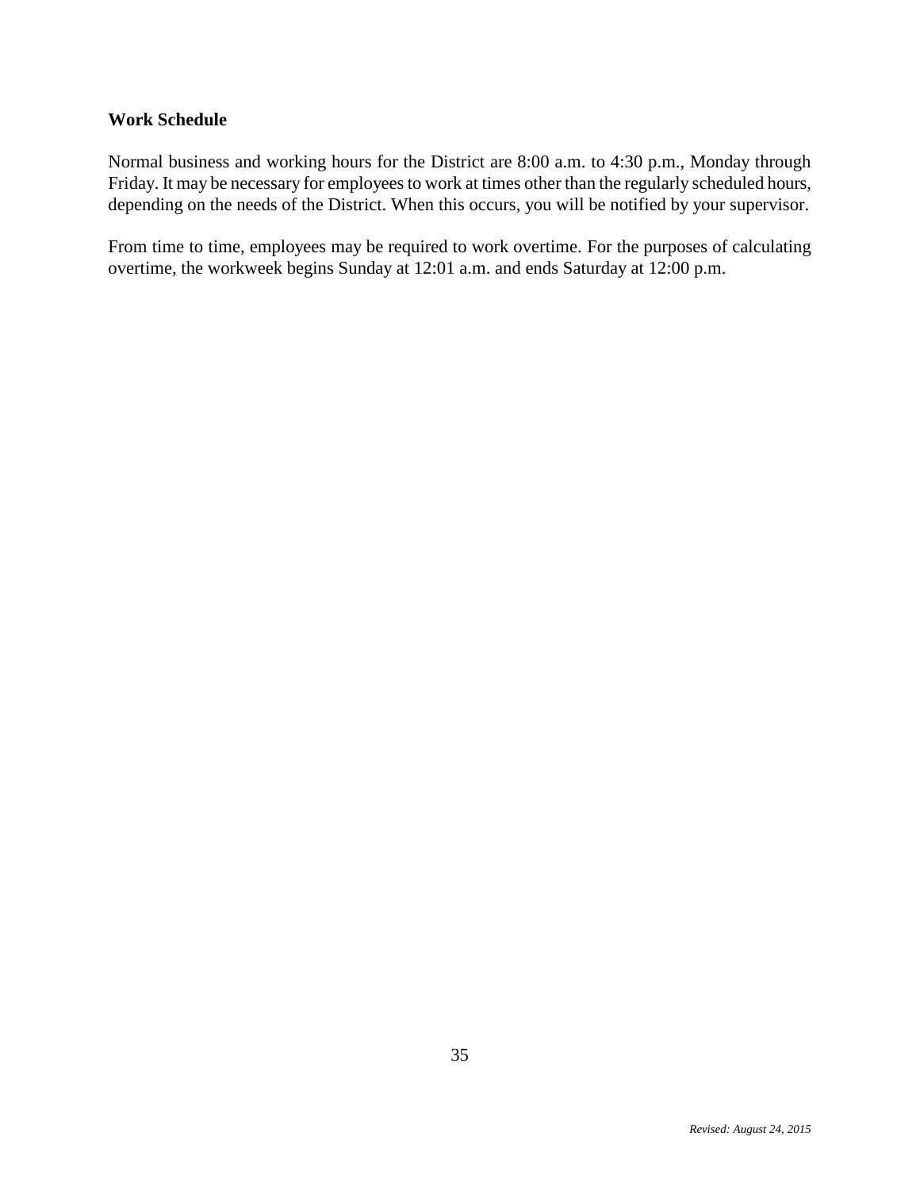**Work Schedule**

Normal business and working hours for the District are 8:00 a.m. to 4:30 p.m., Monday through Friday. It may be necessary for employees to work at times other than the regularly scheduled hours, depending on the needs of the District. When this occurs, you will be notified by your supervisor.

From time to time, employees may be required to work overtime. For the purposes of calculating overtime, the workweek begins Sunday at 12:01 a.m. and ends Saturday at 12:00 p.m.

*Revised: August 24, 2015*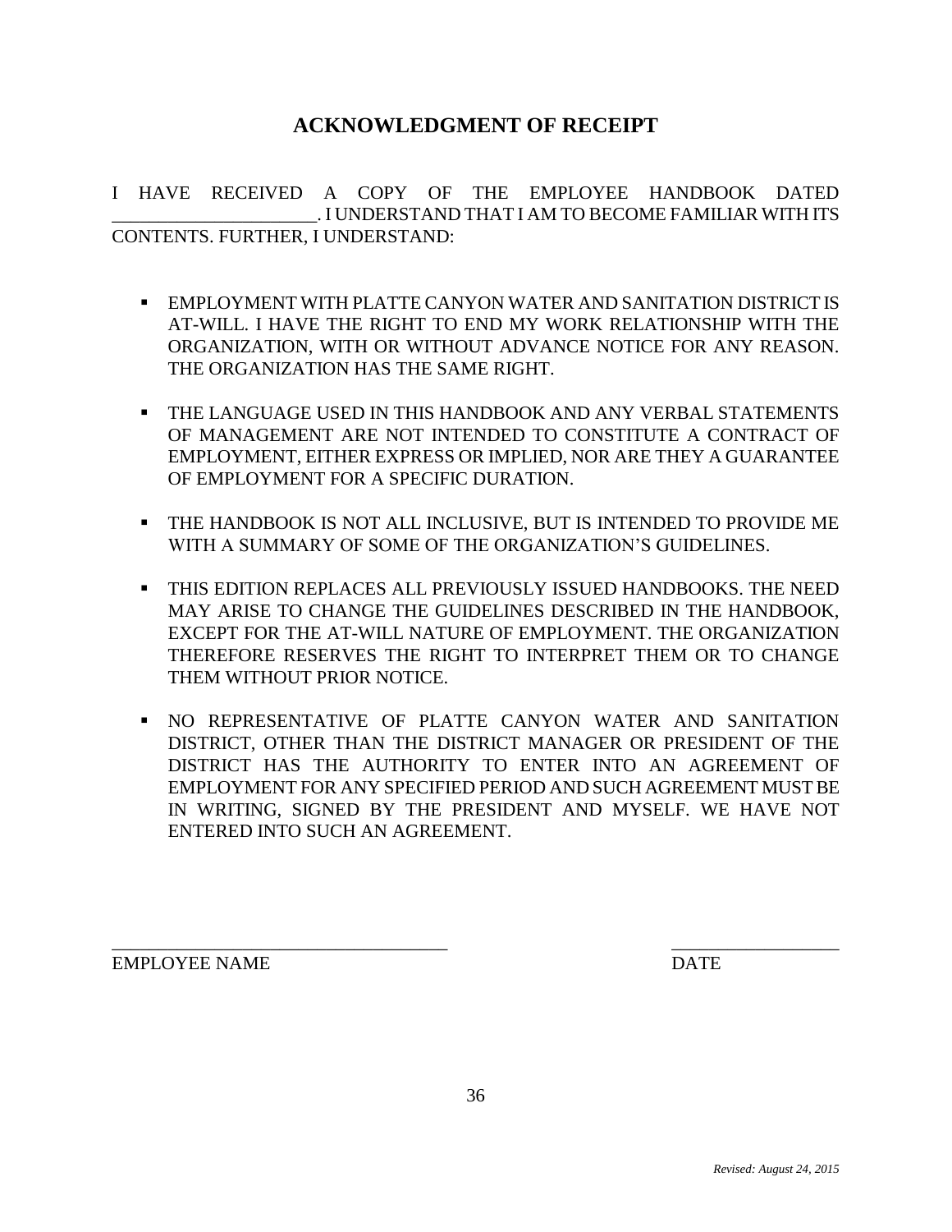# ACKNOWLEDGMENT OF RECEIPT

I HAVE RECEIVED A COPY OF THE EMPLOYEE HANDBOOK DATED ______________________. I UNDERSTAND THAT I AM TO BECOME FAMILIAR WITH ITS CONTENTS. FURTHER, I UNDERSTAND:

- EMPLOYMENT WITH PLATTE CANYON WATER AND SANITATION DISTRICT IS AT-WILL. I HAVE THE RIGHT TO END MY WORK RELATIONSHIP WITH THE ORGANIZATION, WITH OR WITHOUT ADVANCE NOTICE FOR ANY REASON. THE ORGANIZATION HAS THE SAME RIGHT.

- THE LANGUAGE USED IN THIS HANDBOOK AND ANY VERBAL STATEMENTS OF MANAGEMENT ARE NOT INTENDED TO CONSTITUTE A CONTRACT OF EMPLOYMENT, EITHER EXPRESS OR IMPLIED, NOR ARE THEY A GUARANTEE OF EMPLOYMENT FOR A SPECIFIC DURATION.

- THE HANDBOOK IS NOT ALL INCLUSIVE, BUT IS INTENDED TO PROVIDE ME WITH A SUMMARY OF SOME OF THE ORGANIZATION'S GUIDELINES.

- THIS EDITION REPLACES ALL PREVIOUSLY ISSUED HANDBOOKS. THE NEED MAY ARISE TO CHANGE THE GUIDELINES DESCRIBED IN THE HANDBOOK, EXCEPT FOR THE AT-WILL NATURE OF EMPLOYMENT. THE ORGANIZATION THEREFORE RESERVES THE RIGHT TO INTERPRET THEM OR TO CHANGE THEM WITHOUT PRIOR NOTICE.

- NO REPRESENTATIVE OF PLATTE CANYON WATER AND SANITATION DISTRICT, OTHER THAN THE DISTRICT MANAGER OR PRESIDENT OF THE DISTRICT HAS THE AUTHORITY TO ENTER INTO AN AGREEMENT OF EMPLOYMENT FOR ANY SPECIFIED PERIOD AND SUCH AGREEMENT MUST BE IN WRITING, SIGNED BY THE PRESIDENT AND MYSELF. WE HAVE NOT ENTERED INTO SUCH AN AGREEMENT.

_____________________________________ &nbsp;&nbsp;&nbsp;&nbsp;&nbsp;&nbsp;&nbsp;&nbsp;&nbsp;&nbsp; __________________

EMPLOYEE NAME &nbsp;&nbsp;&nbsp;&nbsp;&nbsp;&nbsp;&nbsp;&nbsp;&nbsp;&nbsp;&nbsp;&nbsp;&nbsp;&nbsp;&nbsp;&nbsp;&nbsp;&nbsp;&nbsp;&nbsp;&nbsp;&nbsp;&nbsp;&nbsp;&nbsp;&nbsp;&nbsp;&nbsp;&nbsp;&nbsp;&nbsp;&nbsp;&nbsp;&nbsp;&nbsp;&nbsp;&nbsp;&nbsp;&nbsp;&nbsp; DATE

*Revised: August 24, 2015*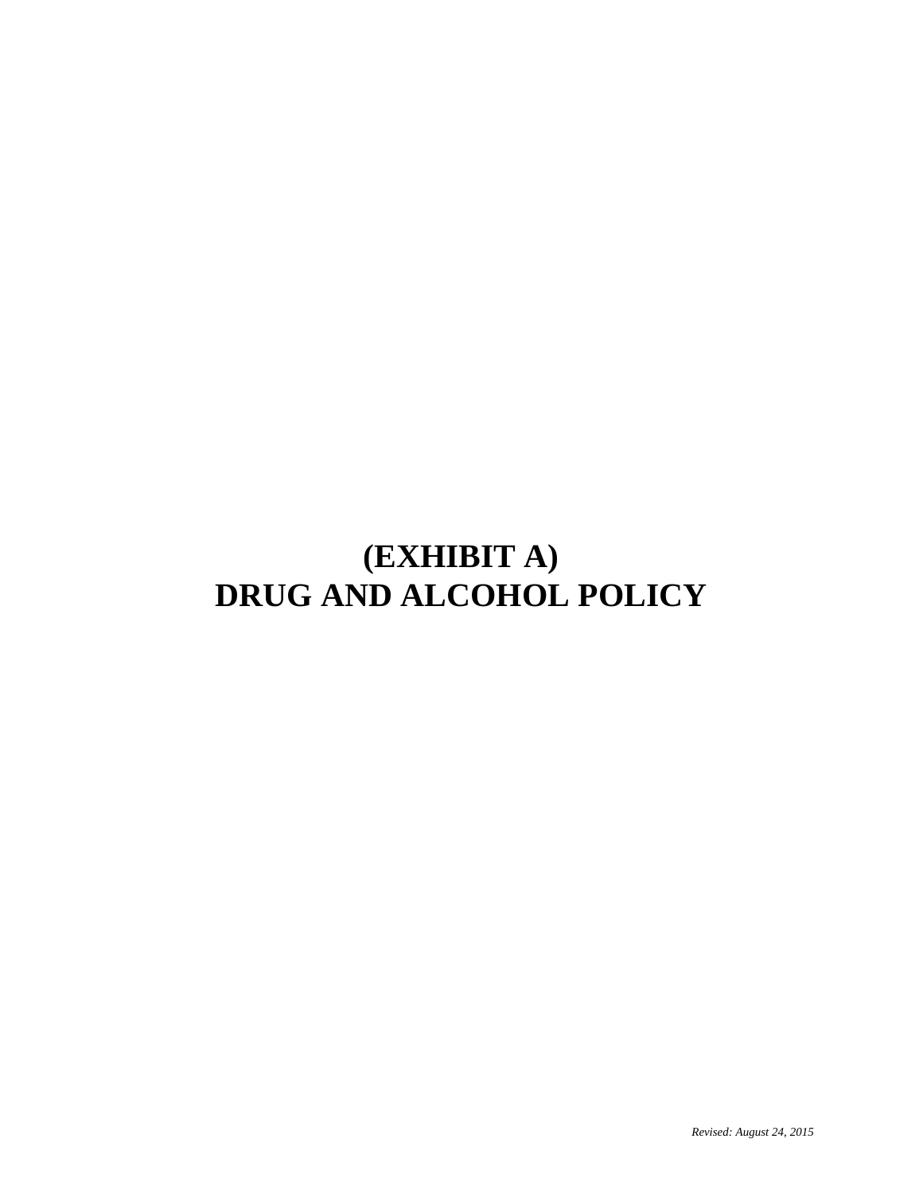# (EXHIBIT A)
# DRUG AND ALCOHOL POLICY

*Revised: August 24, 2015*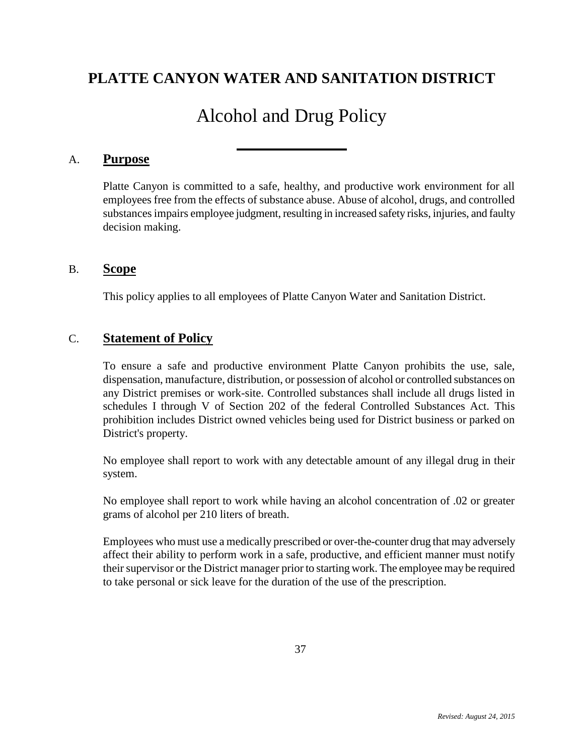# PLATTE CANYON WATER AND SANITATION DISTRICT

## Alcohol and Drug Policy

### A. Purpose

Platte Canyon is committed to a safe, healthy, and productive work environment for all employees free from the effects of substance abuse. Abuse of alcohol, drugs, and controlled substances impairs employee judgment, resulting in increased safety risks, injuries, and faulty decision making.

### B. Scope

This policy applies to all employees of Platte Canyon Water and Sanitation District.

### C. Statement of Policy

To ensure a safe and productive environment Platte Canyon prohibits the use, sale, dispensation, manufacture, distribution, or possession of alcohol or controlled substances on any District premises or work-site. Controlled substances shall include all drugs listed in schedules I through V of Section 202 of the federal Controlled Substances Act. This prohibition includes District owned vehicles being used for District business or parked on District's property.

No employee shall report to work with any detectable amount of any illegal drug in their system.

No employee shall report to work while having an alcohol concentration of .02 or greater grams of alcohol per 210 liters of breath.

Employees who must use a medically prescribed or over-the-counter drug that may adversely affect their ability to perform work in a safe, productive, and efficient manner must notify their supervisor or the District manager prior to starting work. The employee may be required to take personal or sick leave for the duration of the use of the prescription.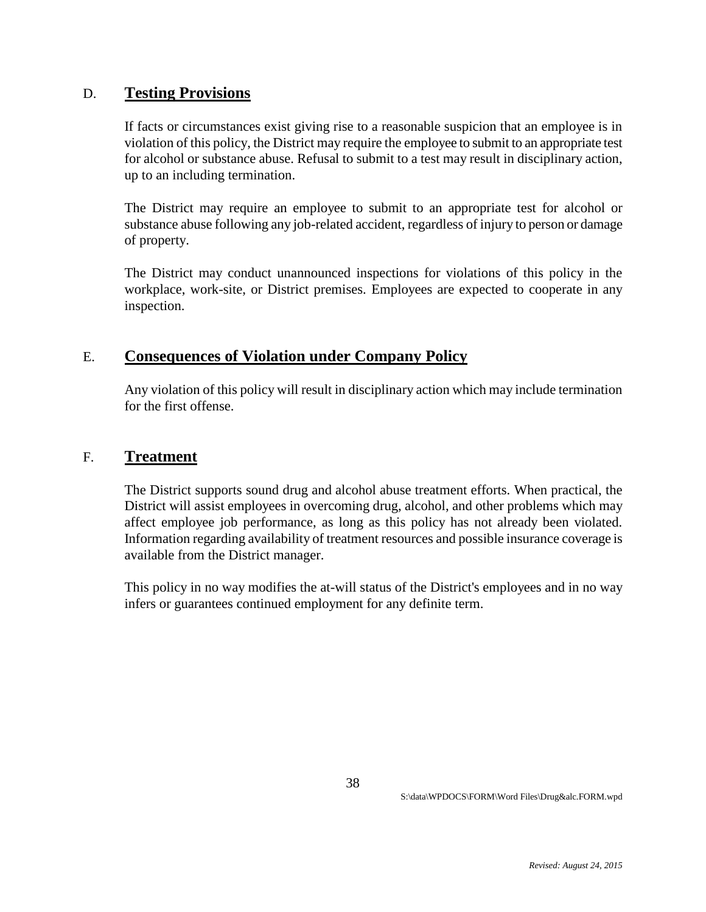## D. **Testing Provisions**

If facts or circumstances exist giving rise to a reasonable suspicion that an employee is in violation of this policy, the District may require the employee to submit to an appropriate test for alcohol or substance abuse. Refusal to submit to a test may result in disciplinary action, up to an including termination.

The District may require an employee to submit to an appropriate test for alcohol or substance abuse following any job-related accident, regardless of injury to person or damage of property.

The District may conduct unannounced inspections for violations of this policy in the workplace, work-site, or District premises. Employees are expected to cooperate in any inspection.

## E. **Consequences of Violation under Company Policy**

Any violation of this policy will result in disciplinary action which may include termination for the first offense.

## F. **Treatment**

The District supports sound drug and alcohol abuse treatment efforts. When practical, the District will assist employees in overcoming drug, alcohol, and other problems which may affect employee job performance, as long as this policy has not already been violated. Information regarding availability of treatment resources and possible insurance coverage is available from the District manager.

This policy in no way modifies the at-will status of the District's employees and in no way infers or guarantees continued employment for any definite term.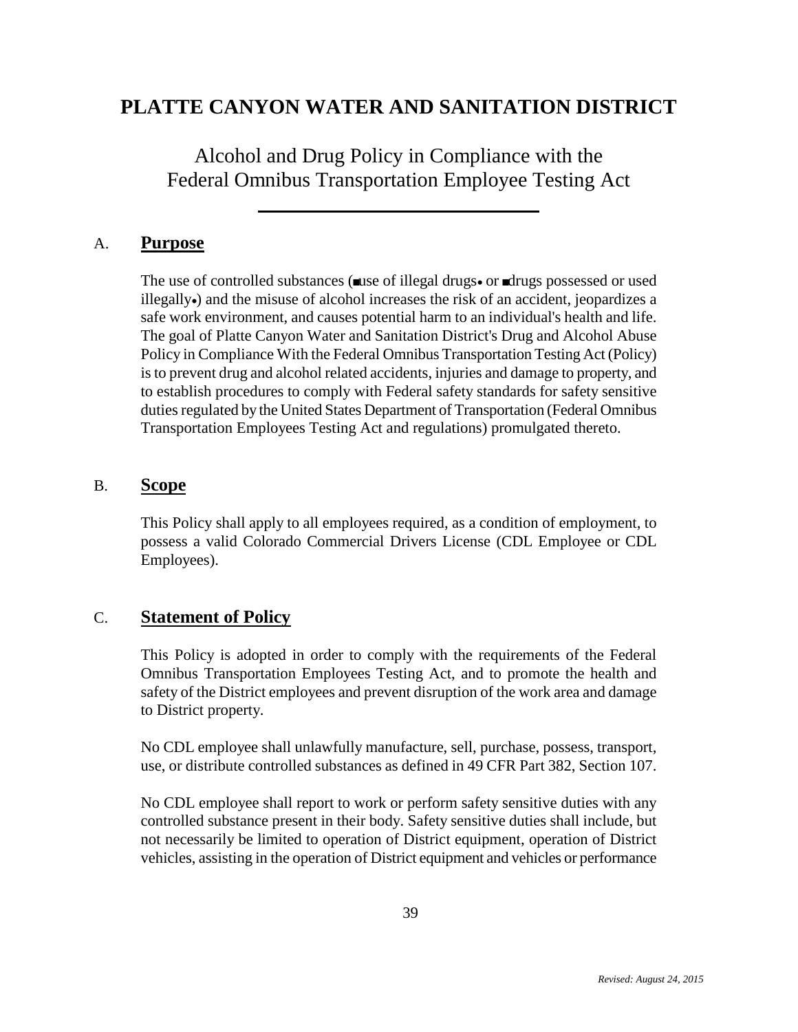# PLATTE CANYON WATER AND SANITATION DISTRICT

## Alcohol and Drug Policy in Compliance with the Federal Omnibus Transportation Employee Testing Act

---

### A. **Purpose**

The use of controlled substances (■use of illegal drugs• or ■drugs possessed or used illegally•) and the misuse of alcohol increases the risk of an accident, jeopardizes a safe work environment, and causes potential harm to an individual's health and life. The goal of Platte Canyon Water and Sanitation District's Drug and Alcohol Abuse Policy in Compliance With the Federal Omnibus Transportation Testing Act (Policy) is to prevent drug and alcohol related accidents, injuries and damage to property, and to establish procedures to comply with Federal safety standards for safety sensitive duties regulated by the United States Department of Transportation (Federal Omnibus Transportation Employees Testing Act and regulations) promulgated thereto.

### B. **Scope**

This Policy shall apply to all employees required, as a condition of employment, to possess a valid Colorado Commercial Drivers License (CDL Employee or CDL Employees).

### C. **Statement of Policy**

This Policy is adopted in order to comply with the requirements of the Federal Omnibus Transportation Employees Testing Act, and to promote the health and safety of the District employees and prevent disruption of the work area and damage to District property.

No CDL employee shall unlawfully manufacture, sell, purchase, possess, transport, use, or distribute controlled substances as defined in 49 CFR Part 382, Section 107.

No CDL employee shall report to work or perform safety sensitive duties with any controlled substance present in their body. Safety sensitive duties shall include, but not necessarily be limited to operation of District equipment, operation of District vehicles, assisting in the operation of District equipment and vehicles or performance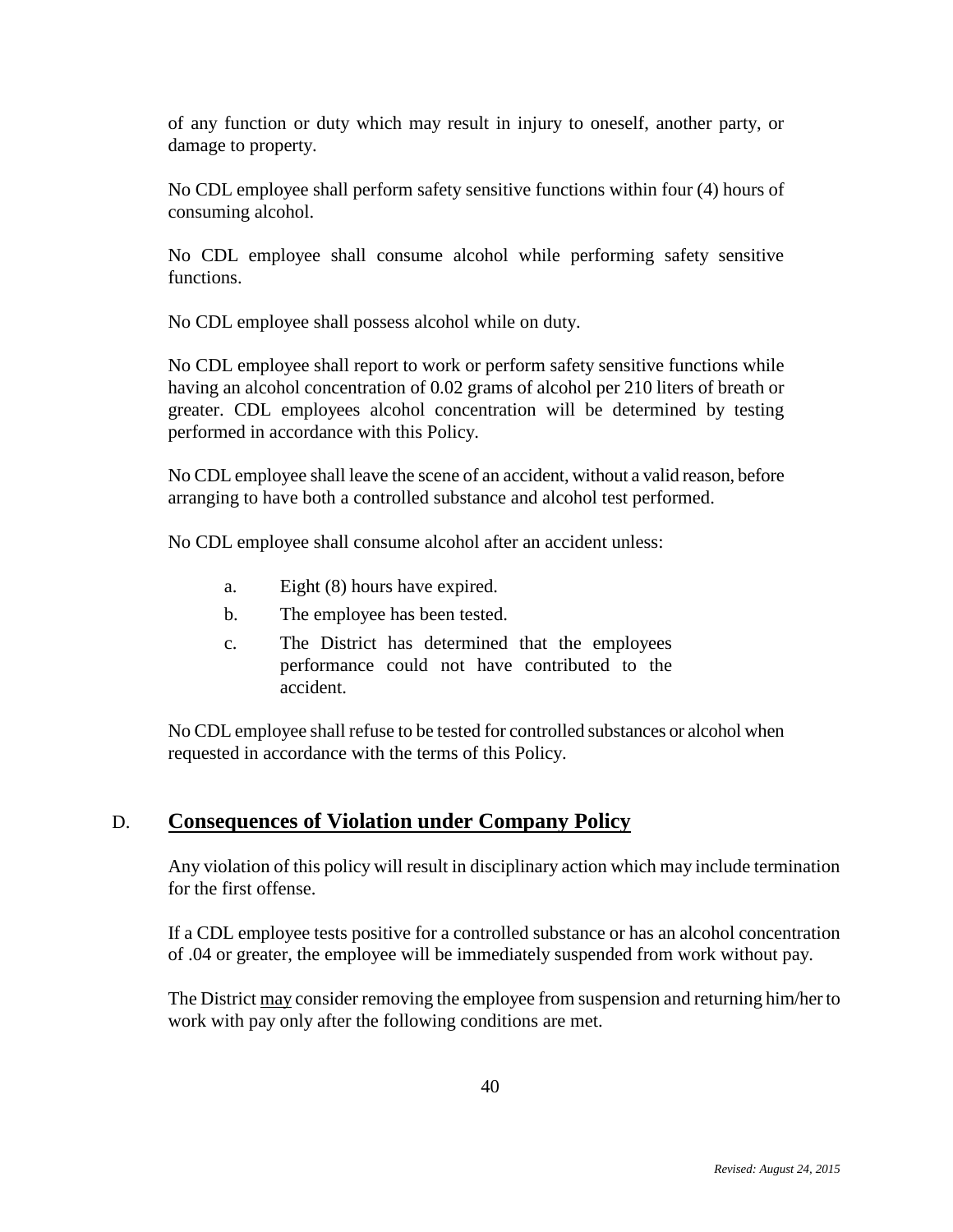of any function or duty which may result in injury to oneself, another party, or damage to property.

No CDL employee shall perform safety sensitive functions within four (4) hours of consuming alcohol.

No CDL employee shall consume alcohol while performing safety sensitive functions.

No CDL employee shall possess alcohol while on duty.

No CDL employee shall report to work or perform safety sensitive functions while having an alcohol concentration of 0.02 grams of alcohol per 210 liters of breath or greater. CDL employees alcohol concentration will be determined by testing performed in accordance with this Policy.

No CDL employee shall leave the scene of an accident, without a valid reason, before arranging to have both a controlled substance and alcohol test performed.

No CDL employee shall consume alcohol after an accident unless:

a. Eight (8) hours have expired.

b. The employee has been tested.

c. The District has determined that the employees performance could not have contributed to the accident.

No CDL employee shall refuse to be tested for controlled substances or alcohol when requested in accordance with the terms of this Policy.

## D. Consequences of Violation under Company Policy

Any violation of this policy will result in disciplinary action which may include termination for the first offense.

If a CDL employee tests positive for a controlled substance or has an alcohol concentration of .04 or greater, the employee will be immediately suspended from work without pay.

The District <u>may</u> consider removing the employee from suspension and returning him/her to work with pay only after the following conditions are met.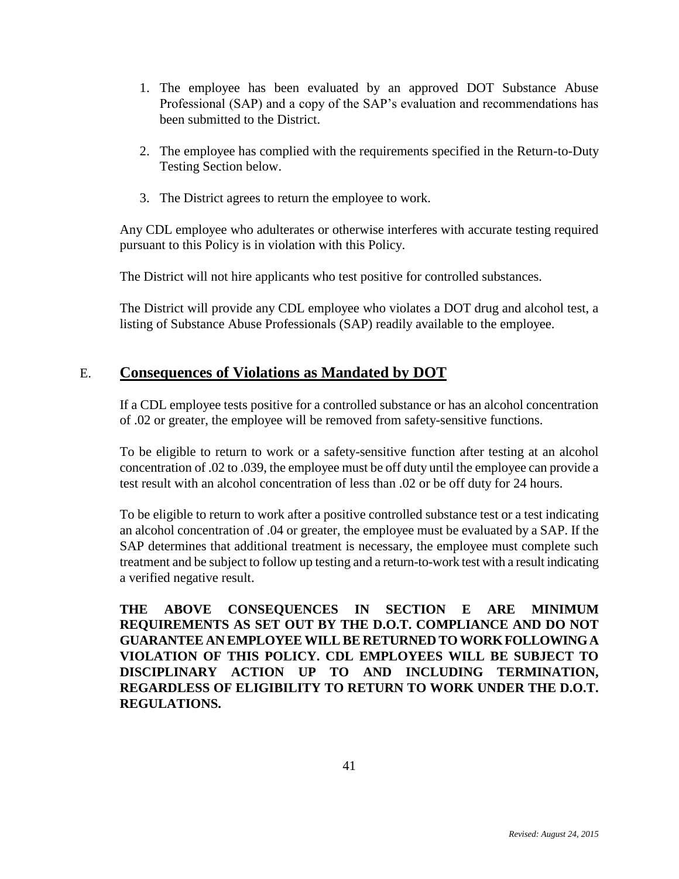1. The employee has been evaluated by an approved DOT Substance Abuse Professional (SAP) and a copy of the SAP's evaluation and recommendations has been submitted to the District.

2. The employee has complied with the requirements specified in the Return-to-Duty Testing Section below.

3. The District agrees to return the employee to work.

Any CDL employee who adulterates or otherwise interferes with accurate testing required pursuant to this Policy is in violation with this Policy.

The District will not hire applicants who test positive for controlled substances.

The District will provide any CDL employee who violates a DOT drug and alcohol test, a listing of Substance Abuse Professionals (SAP) readily available to the employee.

## E. Consequences of Violations as Mandated by DOT

If a CDL employee tests positive for a controlled substance or has an alcohol concentration of .02 or greater, the employee will be removed from safety-sensitive functions.

To be eligible to return to work or a safety-sensitive function after testing at an alcohol concentration of .02 to .039, the employee must be off duty until the employee can provide a test result with an alcohol concentration of less than .02 or be off duty for 24 hours.

To be eligible to return to work after a positive controlled substance test or a test indicating an alcohol concentration of .04 or greater, the employee must be evaluated by a SAP. If the SAP determines that additional treatment is necessary, the employee must complete such treatment and be subject to follow up testing and a return-to-work test with a result indicating a verified negative result.

**THE ABOVE CONSEQUENCES IN SECTION E ARE MINIMUM REQUIREMENTS AS SET OUT BY THE D.O.T. COMPLIANCE AND DO NOT GUARANTEE AN EMPLOYEE WILL BE RETURNED TO WORK FOLLOWING A VIOLATION OF THIS POLICY. CDL EMPLOYEES WILL BE SUBJECT TO DISCIPLINARY ACTION UP TO AND INCLUDING TERMINATION, REGARDLESS OF ELIGIBILITY TO RETURN TO WORK UNDER THE D.O.T. REGULATIONS.**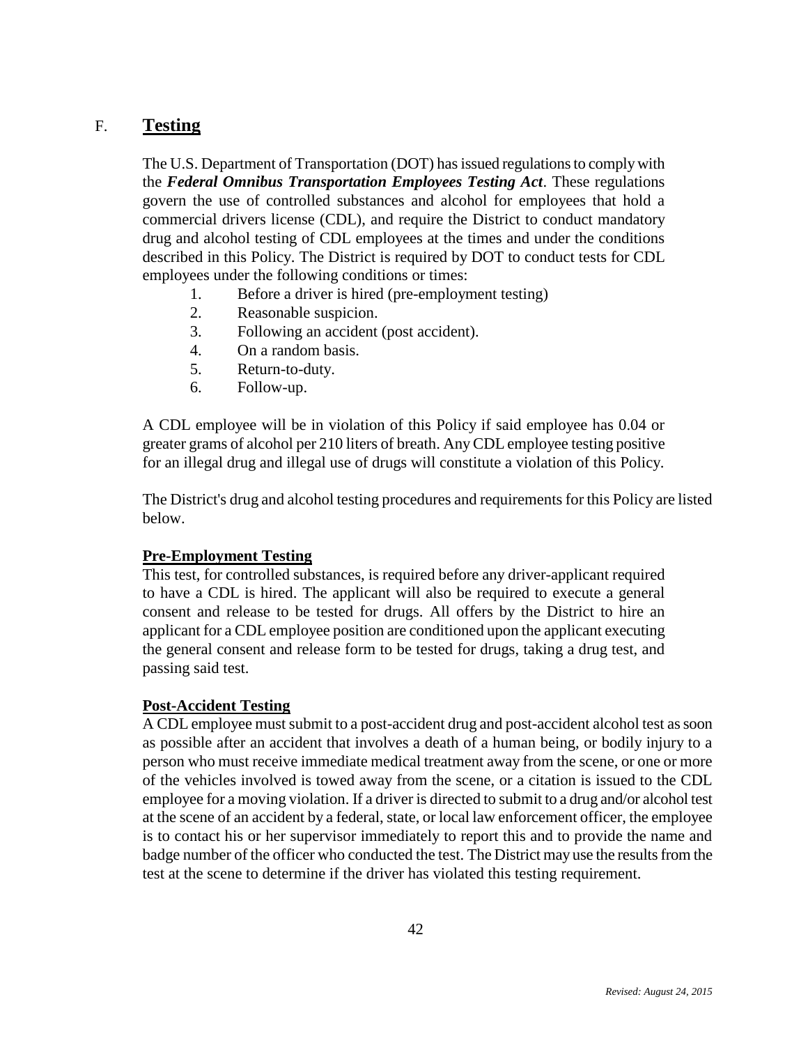## F. **Testing**

The U.S. Department of Transportation (DOT) has issued regulations to comply with the ***Federal Omnibus Transportation Employees Testing Act***. These regulations govern the use of controlled substances and alcohol for employees that hold a commercial drivers license (CDL), and require the District to conduct mandatory drug and alcohol testing of CDL employees at the times and under the conditions described in this Policy. The District is required by DOT to conduct tests for CDL employees under the following conditions or times:

1. Before a driver is hired (pre-employment testing)
2. Reasonable suspicion.
3. Following an accident (post accident).
4. On a random basis.
5. Return-to-duty.
6. Follow-up.

A CDL employee will be in violation of this Policy if said employee has 0.04 or greater grams of alcohol per 210 liters of breath. Any CDL employee testing positive for an illegal drug and illegal use of drugs will constitute a violation of this Policy.

The District's drug and alcohol testing procedures and requirements for this Policy are listed below.

**Pre-Employment Testing**

This test, for controlled substances, is required before any driver-applicant required to have a CDL is hired. The applicant will also be required to execute a general consent and release to be tested for drugs. All offers by the District to hire an applicant for a CDL employee position are conditioned upon the applicant executing the general consent and release form to be tested for drugs, taking a drug test, and passing said test.

**Post-Accident Testing**

A CDL employee must submit to a post-accident drug and post-accident alcohol test as soon as possible after an accident that involves a death of a human being, or bodily injury to a person who must receive immediate medical treatment away from the scene, or one or more of the vehicles involved is towed away from the scene, or a citation is issued to the CDL employee for a moving violation. If a driver is directed to submit to a drug and/or alcohol test at the scene of an accident by a federal, state, or local law enforcement officer, the employee is to contact his or her supervisor immediately to report this and to provide the name and badge number of the officer who conducted the test. The District may use the results from the test at the scene to determine if the driver has violated this testing requirement.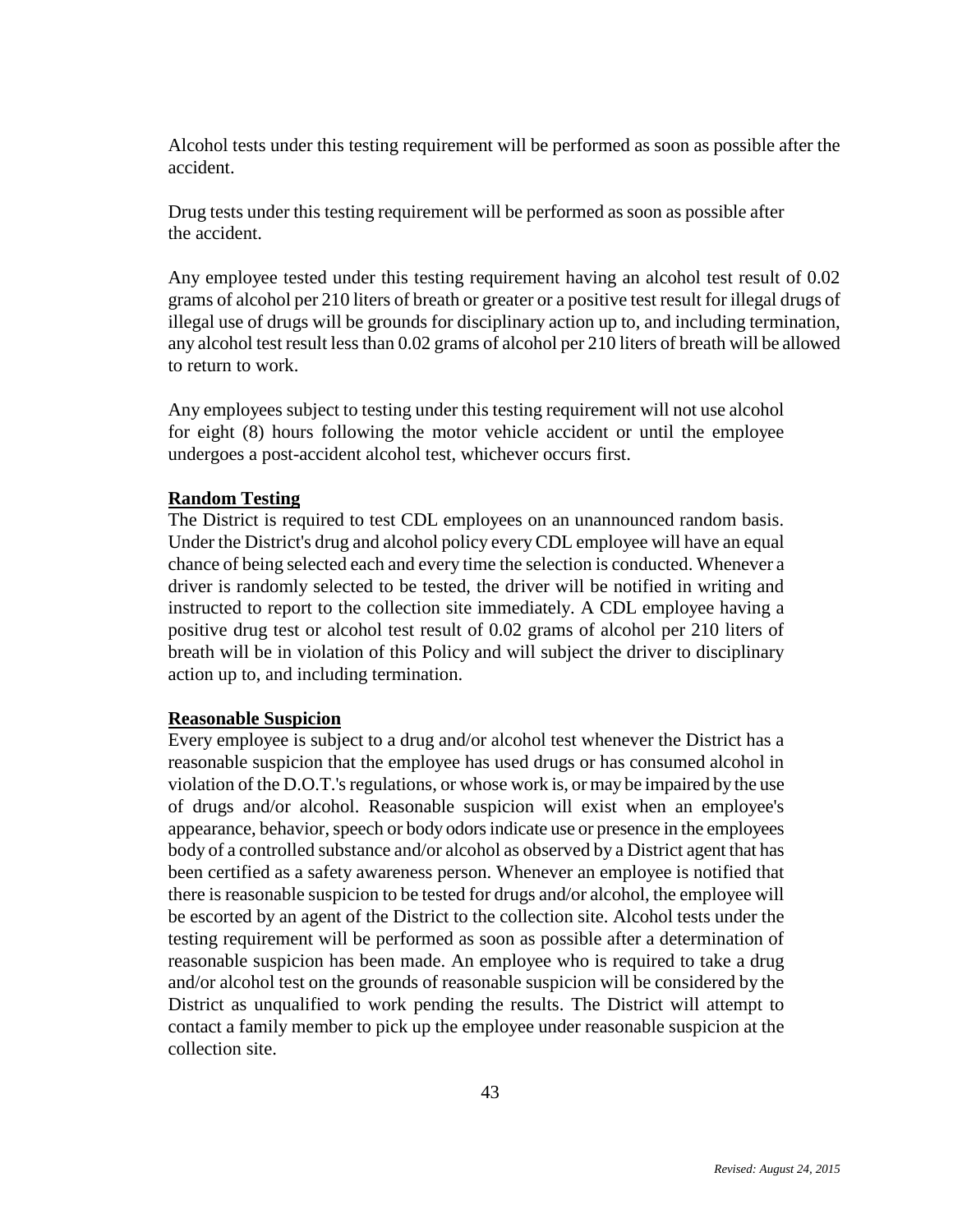Alcohol tests under this testing requirement will be performed as soon as possible after the accident.

Drug tests under this testing requirement will be performed as soon as possible after the accident.

Any employee tested under this testing requirement having an alcohol test result of 0.02 grams of alcohol per 210 liters of breath or greater or a positive test result for illegal drugs of illegal use of drugs will be grounds for disciplinary action up to, and including termination, any alcohol test result less than 0.02 grams of alcohol per 210 liters of breath will be allowed to return to work.

Any employees subject to testing under this testing requirement will not use alcohol for eight (8) hours following the motor vehicle accident or until the employee undergoes a post-accident alcohol test, whichever occurs first.

**Random Testing**

The District is required to test CDL employees on an unannounced random basis. Under the District's drug and alcohol policy every CDL employee will have an equal chance of being selected each and every time the selection is conducted. Whenever a driver is randomly selected to be tested, the driver will be notified in writing and instructed to report to the collection site immediately. A CDL employee having a positive drug test or alcohol test result of 0.02 grams of alcohol per 210 liters of breath will be in violation of this Policy and will subject the driver to disciplinary action up to, and including termination.

**Reasonable Suspicion**

Every employee is subject to a drug and/or alcohol test whenever the District has a reasonable suspicion that the employee has used drugs or has consumed alcohol in violation of the D.O.T.'s regulations, or whose work is, or may be impaired by the use of drugs and/or alcohol. Reasonable suspicion will exist when an employee's appearance, behavior, speech or body odors indicate use or presence in the employees body of a controlled substance and/or alcohol as observed by a District agent that has been certified as a safety awareness person. Whenever an employee is notified that there is reasonable suspicion to be tested for drugs and/or alcohol, the employee will be escorted by an agent of the District to the collection site. Alcohol tests under the testing requirement will be performed as soon as possible after a determination of reasonable suspicion has been made. An employee who is required to take a drug and/or alcohol test on the grounds of reasonable suspicion will be considered by the District as unqualified to work pending the results. The District will attempt to contact a family member to pick up the employee under reasonable suspicion at the collection site.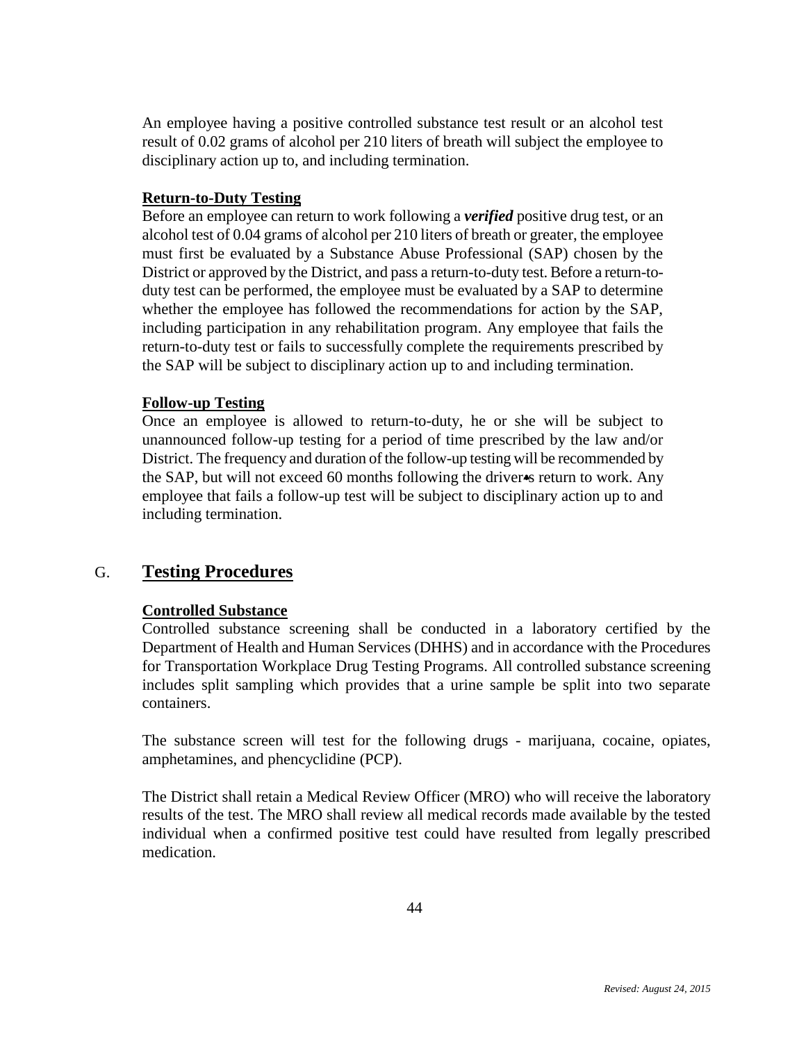An employee having a positive controlled substance test result or an alcohol test result of 0.02 grams of alcohol per 210 liters of breath will subject the employee to disciplinary action up to, and including termination.

**Return-to-Duty Testing**

Before an employee can return to work following a ***verified*** positive drug test, or an alcohol test of 0.04 grams of alcohol per 210 liters of breath or greater, the employee must first be evaluated by a Substance Abuse Professional (SAP) chosen by the District or approved by the District, and pass a return-to-duty test. Before a return-to-duty test can be performed, the employee must be evaluated by a SAP to determine whether the employee has followed the recommendations for action by the SAP, including participation in any rehabilitation program. Any employee that fails the return-to-duty test or fails to successfully complete the requirements prescribed by the SAP will be subject to disciplinary action up to and including termination.

**Follow-up Testing**

Once an employee is allowed to return-to-duty, he or she will be subject to unannounced follow-up testing for a period of time prescribed by the law and/or District. The frequency and duration of the follow-up testing will be recommended by the SAP, but will not exceed 60 months following the driver's return to work. Any employee that fails a follow-up test will be subject to disciplinary action up to and including termination.

## G. Testing Procedures

**Controlled Substance**

Controlled substance screening shall be conducted in a laboratory certified by the Department of Health and Human Services (DHHS) and in accordance with the Procedures for Transportation Workplace Drug Testing Programs. All controlled substance screening includes split sampling which provides that a urine sample be split into two separate containers.

The substance screen will test for the following drugs - marijuana, cocaine, opiates, amphetamines, and phencyclidine (PCP).

The District shall retain a Medical Review Officer (MRO) who will receive the laboratory results of the test. The MRO shall review all medical records made available by the tested individual when a confirmed positive test could have resulted from legally prescribed medication.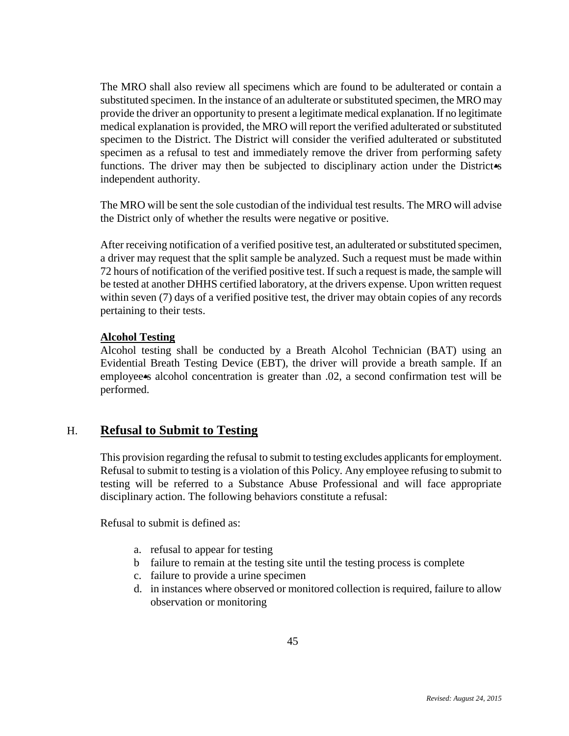The MRO shall also review all specimens which are found to be adulterated or contain a substituted specimen. In the instance of an adulterate or substituted specimen, the MRO may provide the driver an opportunity to present a legitimate medical explanation. If no legitimate medical explanation is provided, the MRO will report the verified adulterated or substituted specimen to the District. The District will consider the verified adulterated or substituted specimen as a refusal to test and immediately remove the driver from performing safety functions. The driver may then be subjected to disciplinary action under the District♠s independent authority.

The MRO will be sent the sole custodian of the individual test results. The MRO will advise the District only of whether the results were negative or positive.

After receiving notification of a verified positive test, an adulterated or substituted specimen, a driver may request that the split sample be analyzed. Such a request must be made within 72 hours of notification of the verified positive test. If such a request is made, the sample will be tested at another DHHS certified laboratory, at the drivers expense. Upon written request within seven (7) days of a verified positive test, the driver may obtain copies of any records pertaining to their tests.

**Alcohol Testing**

Alcohol testing shall be conducted by a Breath Alcohol Technician (BAT) using an Evidential Breath Testing Device (EBT), the driver will provide a breath sample. If an employee♠s alcohol concentration is greater than .02, a second confirmation test will be performed.

## H. Refusal to Submit to Testing

This provision regarding the refusal to submit to testing excludes applicants for employment. Refusal to submit to testing is a violation of this Policy. Any employee refusing to submit to testing will be referred to a Substance Abuse Professional and will face appropriate disciplinary action. The following behaviors constitute a refusal:

Refusal to submit is defined as:

- a. refusal to appear for testing
- b failure to remain at the testing site until the testing process is complete
- c. failure to provide a urine specimen
- d. in instances where observed or monitored collection is required, failure to allow observation or monitoring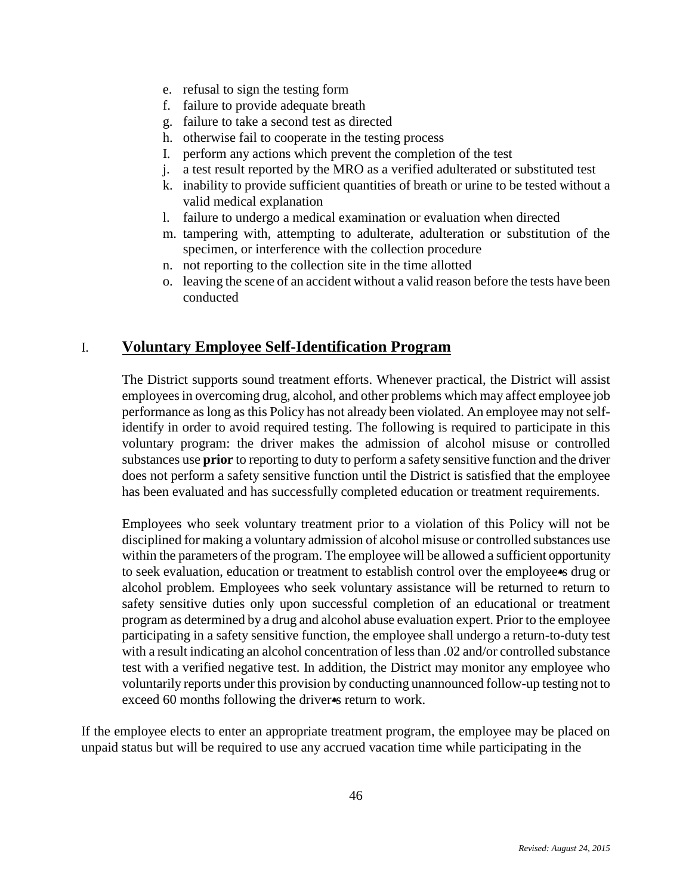e. refusal to sign the testing form
f. failure to provide adequate breath
g. failure to take a second test as directed
h. otherwise fail to cooperate in the testing process
I. perform any actions which prevent the completion of the test
j. a test result reported by the MRO as a verified adulterated or substituted test
k. inability to provide sufficient quantities of breath or urine to be tested without a valid medical explanation
l. failure to undergo a medical examination or evaluation when directed
m. tampering with, attempting to adulterate, adulteration or substitution of the specimen, or interference with the collection procedure
n. not reporting to the collection site in the time allotted
o. leaving the scene of an accident without a valid reason before the tests have been conducted

## I. Voluntary Employee Self-Identification Program

The District supports sound treatment efforts. Whenever practical, the District will assist employees in overcoming drug, alcohol, and other problems which may affect employee job performance as long as this Policy has not already been violated. An employee may not self-identify in order to avoid required testing. The following is required to participate in this voluntary program: the driver makes the admission of alcohol misuse or controlled substances use **prior** to reporting to duty to perform a safety sensitive function and the driver does not perform a safety sensitive function until the District is satisfied that the employee has been evaluated and has successfully completed education or treatment requirements.

Employees who seek voluntary treatment prior to a violation of this Policy will not be disciplined for making a voluntary admission of alcohol misuse or controlled substances use within the parameters of the program. The employee will be allowed a sufficient opportunity to seek evaluation, education or treatment to establish control over the employee's drug or alcohol problem. Employees who seek voluntary assistance will be returned to return to safety sensitive duties only upon successful completion of an educational or treatment program as determined by a drug and alcohol abuse evaluation expert. Prior to the employee participating in a safety sensitive function, the employee shall undergo a return-to-duty test with a result indicating an alcohol concentration of less than .02 and/or controlled substance test with a verified negative test. In addition, the District may monitor any employee who voluntarily reports under this provision by conducting unannounced follow-up testing not to exceed 60 months following the driver's return to work.

If the employee elects to enter an appropriate treatment program, the employee may be placed on unpaid status but will be required to use any accrued vacation time while participating in the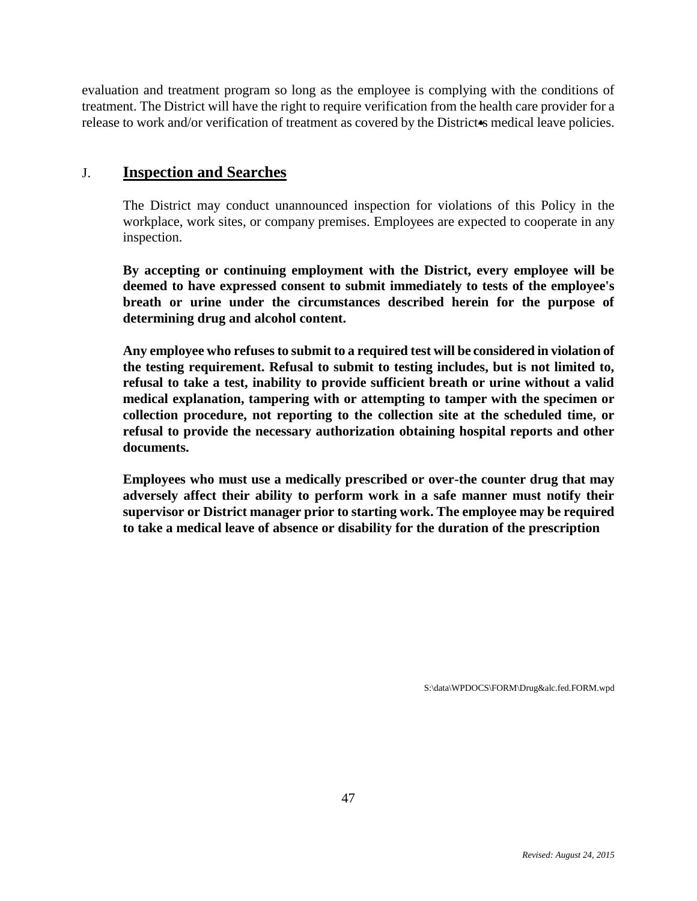evaluation and treatment program so long as the employee is complying with the conditions of treatment. The District will have the right to require verification from the health care provider for a release to work and/or verification of treatment as covered by the District•s medical leave policies.

## J. Inspection and Searches

The District may conduct unannounced inspection for violations of this Policy in the workplace, work sites, or company premises. Employees are expected to cooperate in any inspection.

**By accepting or continuing employment with the District, every employee will be deemed to have expressed consent to submit immediately to tests of the employee's breath or urine under the circumstances described herein for the purpose of determining drug and alcohol content.**

**Any employee who refuses to submit to a required test will be considered in violation of the testing requirement. Refusal to submit to testing includes, but is not limited to, refusal to take a test, inability to provide sufficient breath or urine without a valid medical explanation, tampering with or attempting to tamper with the specimen or collection procedure, not reporting to the collection site at the scheduled time, or refusal to provide the necessary authorization obtaining hospital reports and other documents.**

**Employees who must use a medically prescribed or over-the counter drug that may adversely affect their ability to perform work in a safe manner must notify their supervisor or District manager prior to starting work. The employee may be required to take a medical leave of absence or disability for the duration of the prescription**

S:\data\WPDOCS\FORM\Drug&alc.fed.FORM.wpd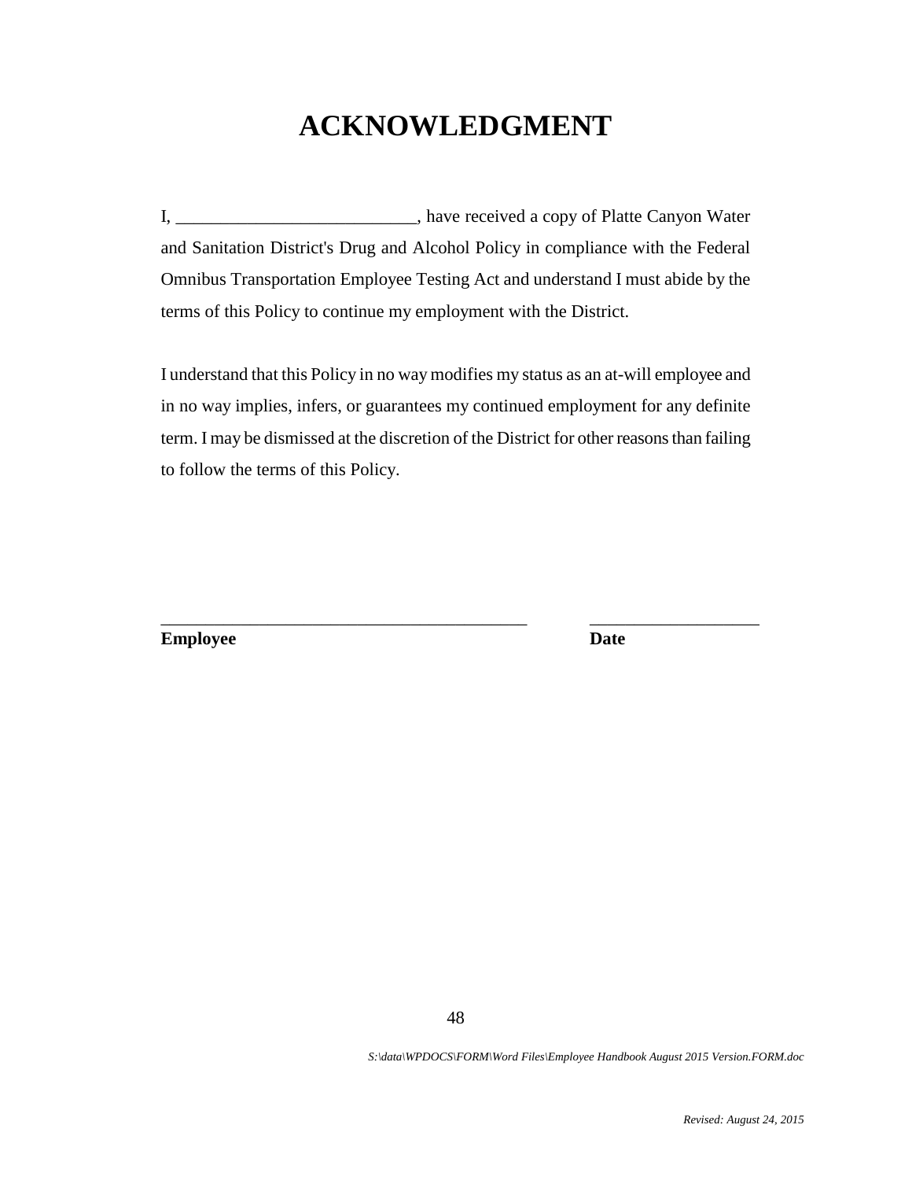# ACKNOWLEDGMENT

I, ___________________________, have received a copy of Platte Canyon Water and Sanitation District's Drug and Alcohol Policy in compliance with the Federal Omnibus Transportation Employee Testing Act and understand I must abide by the terms of this Policy to continue my employment with the District.

I understand that this Policy in no way modifies my status as an at-will employee and in no way implies, infers, or guarantees my continued employment for any definite term. I may be dismissed at the discretion of the District for other reasons than failing to follow the terms of this Policy.

__________________________________________ ___________________

**Employee** **Date**

*S:\data\WPDOCS\FORM\Word Files\Employee Handbook August 2015 Version.FORM.doc*

*Revised: August 24, 2015*